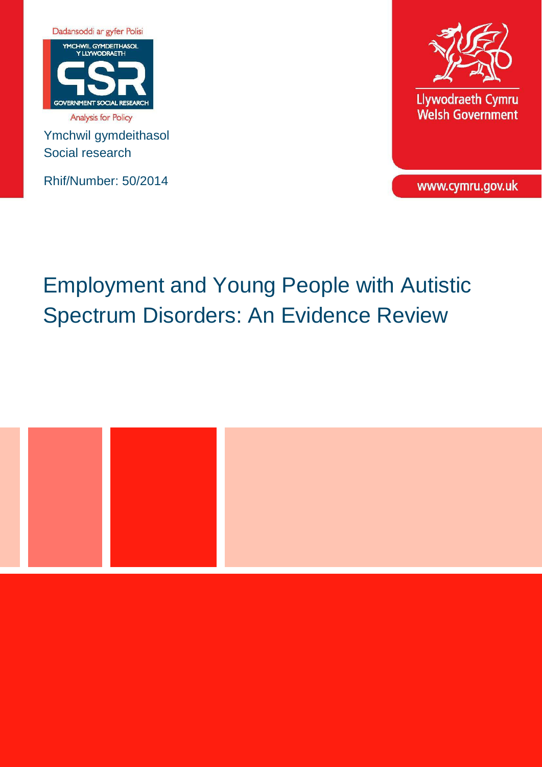Dadansoddi ar gyfer Polisi

YMCHWIL GYMDEITHASOL Y LLYWODRAETH

GOVERNMENT SOCIAL RESEARCH

Analysis for Policy

Ymchwil gymdeithasol
Social research

Rhif/Number: 50/2014

Llywodraeth Cymru
Welsh Government

www.cymru.gov.uk

# Employment and Young People with Autistic Spectrum Disorders: An Evidence Review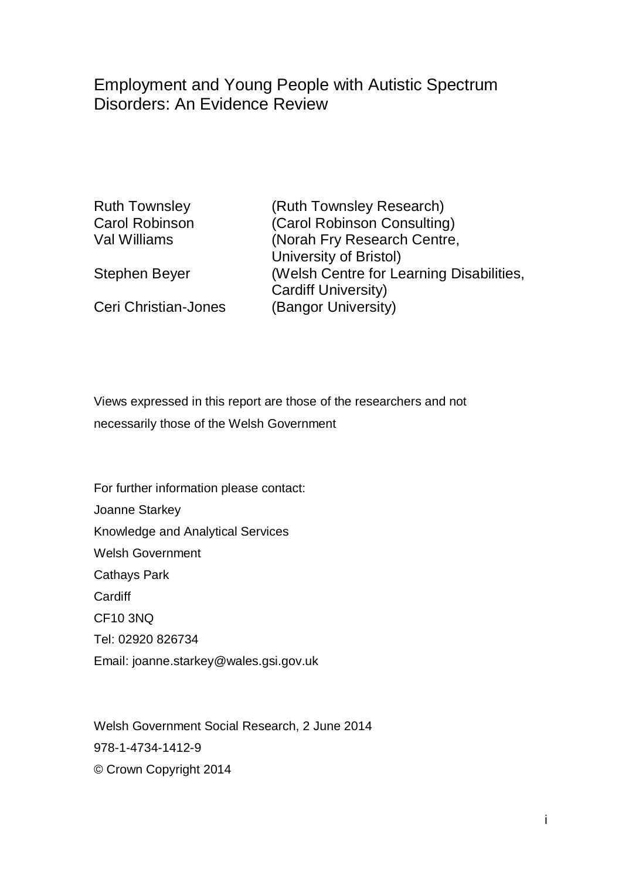# Employment and Young People with Autistic Spectrum Disorders: An Evidence Review

| | |
|---|---|
| Ruth Townsley | (Ruth Townsley Research) |
| Carol Robinson | (Carol Robinson Consulting) |
| Val Williams | (Norah Fry Research Centre, University of Bristol) |
| Stephen Beyer | (Welsh Centre for Learning Disabilities, Cardiff University) |
| Ceri Christian-Jones | (Bangor University) |

Views expressed in this report are those of the researchers and not necessarily those of the Welsh Government

For further information please contact:
Joanne Starkey
Knowledge and Analytical Services
Welsh Government
Cathays Park
Cardiff
CF10 3NQ
Tel: 02920 826734
Email: joanne.starkey@wales.gsi.gov.uk

Welsh Government Social Research, 2 June 2014
978-1-4734-1412-9
© Crown Copyright 2014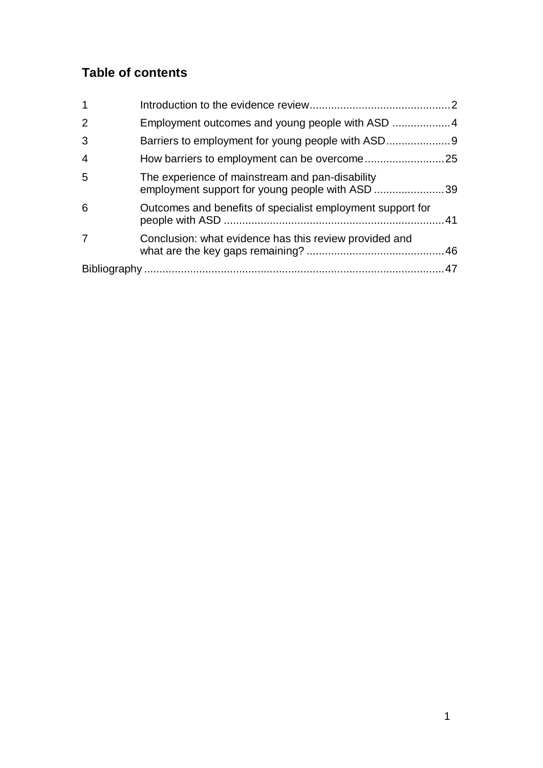## Table of contents

| | | |
|---|---|---|
| 1 | Introduction to the evidence review | 2 |
| 2 | Employment outcomes and young people with ASD | 4 |
| 3 | Barriers to employment for young people with ASD | 9 |
| 4 | How barriers to employment can be overcome | 25 |
| 5 | The experience of mainstream and pan-disability employment support for young people with ASD | 39 |
| 6 | Outcomes and benefits of specialist employment support for people with ASD | 41 |
| 7 | Conclusion: what evidence has this review provided and what are the key gaps remaining? | 46 |
| Bibliography | | 47 |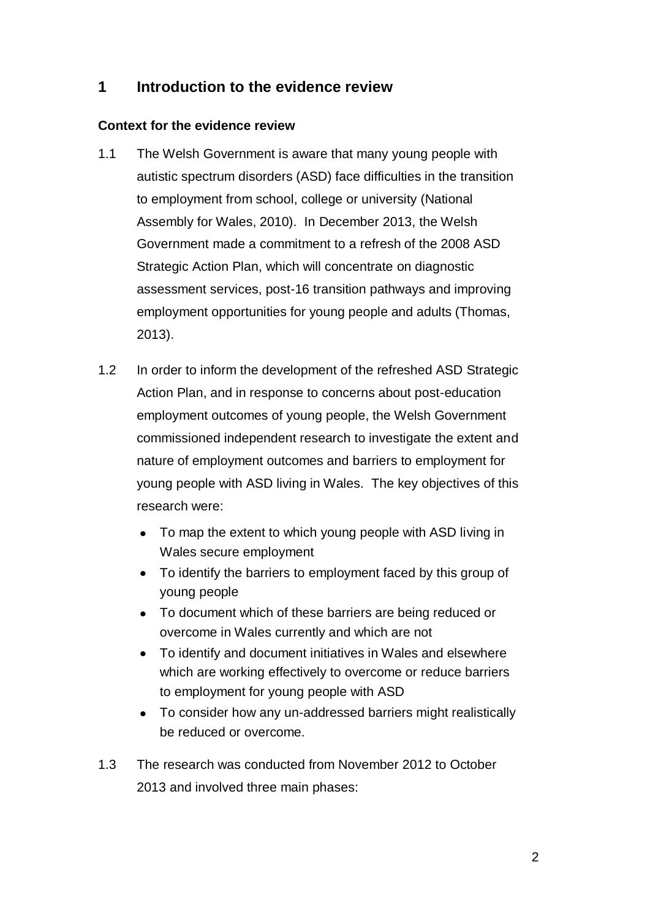# 1 Introduction to the evidence review

### Context for the evidence review

1.1 The Welsh Government is aware that many young people with autistic spectrum disorders (ASD) face difficulties in the transition to employment from school, college or university (National Assembly for Wales, 2010). In December 2013, the Welsh Government made a commitment to a refresh of the 2008 ASD Strategic Action Plan, which will concentrate on diagnostic assessment services, post-16 transition pathways and improving employment opportunities for young people and adults (Thomas, 2013).

1.2 In order to inform the development of the refreshed ASD Strategic Action Plan, and in response to concerns about post-education employment outcomes of young people, the Welsh Government commissioned independent research to investigate the extent and nature of employment outcomes and barriers to employment for young people with ASD living in Wales. The key objectives of this research were:

- To map the extent to which young people with ASD living in Wales secure employment
- To identify the barriers to employment faced by this group of young people
- To document which of these barriers are being reduced or overcome in Wales currently and which are not
- To identify and document initiatives in Wales and elsewhere which are working effectively to overcome or reduce barriers to employment for young people with ASD
- To consider how any un-addressed barriers might realistically be reduced or overcome.

1.3 The research was conducted from November 2012 to October 2013 and involved three main phases: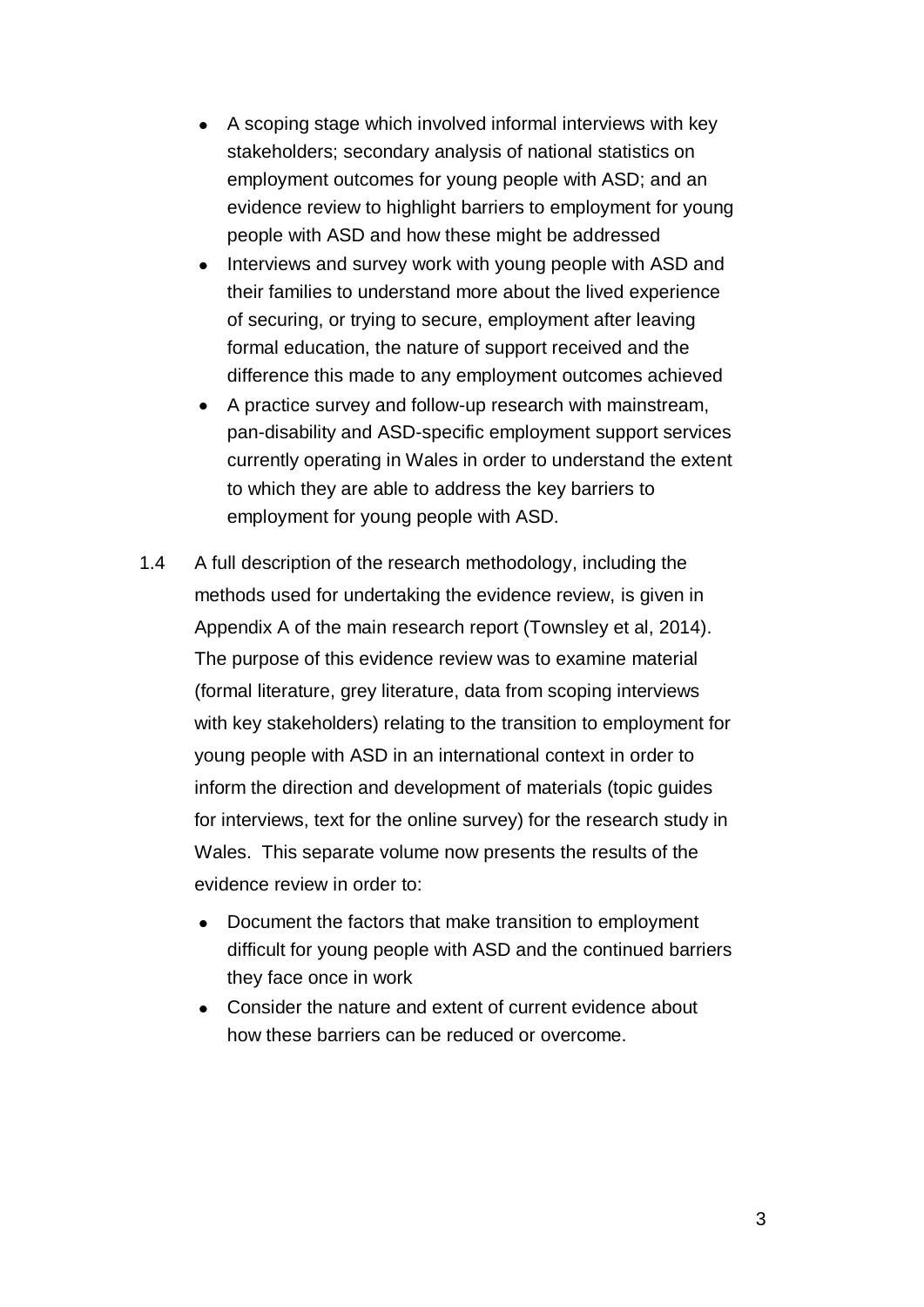- A scoping stage which involved informal interviews with key stakeholders; secondary analysis of national statistics on employment outcomes for young people with ASD; and an evidence review to highlight barriers to employment for young people with ASD and how these might be addressed
- Interviews and survey work with young people with ASD and their families to understand more about the lived experience of securing, or trying to secure, employment after leaving formal education, the nature of support received and the difference this made to any employment outcomes achieved
- A practice survey and follow-up research with mainstream, pan-disability and ASD-specific employment support services currently operating in Wales in order to understand the extent to which they are able to address the key barriers to employment for young people with ASD.

1.4 A full description of the research methodology, including the methods used for undertaking the evidence review, is given in Appendix A of the main research report (Townsley et al, 2014). The purpose of this evidence review was to examine material (formal literature, grey literature, data from scoping interviews with key stakeholders) relating to the transition to employment for young people with ASD in an international context in order to inform the direction and development of materials (topic guides for interviews, text for the online survey) for the research study in Wales. This separate volume now presents the results of the evidence review in order to:

- Document the factors that make transition to employment difficult for young people with ASD and the continued barriers they face once in work
- Consider the nature and extent of current evidence about how these barriers can be reduced or overcome.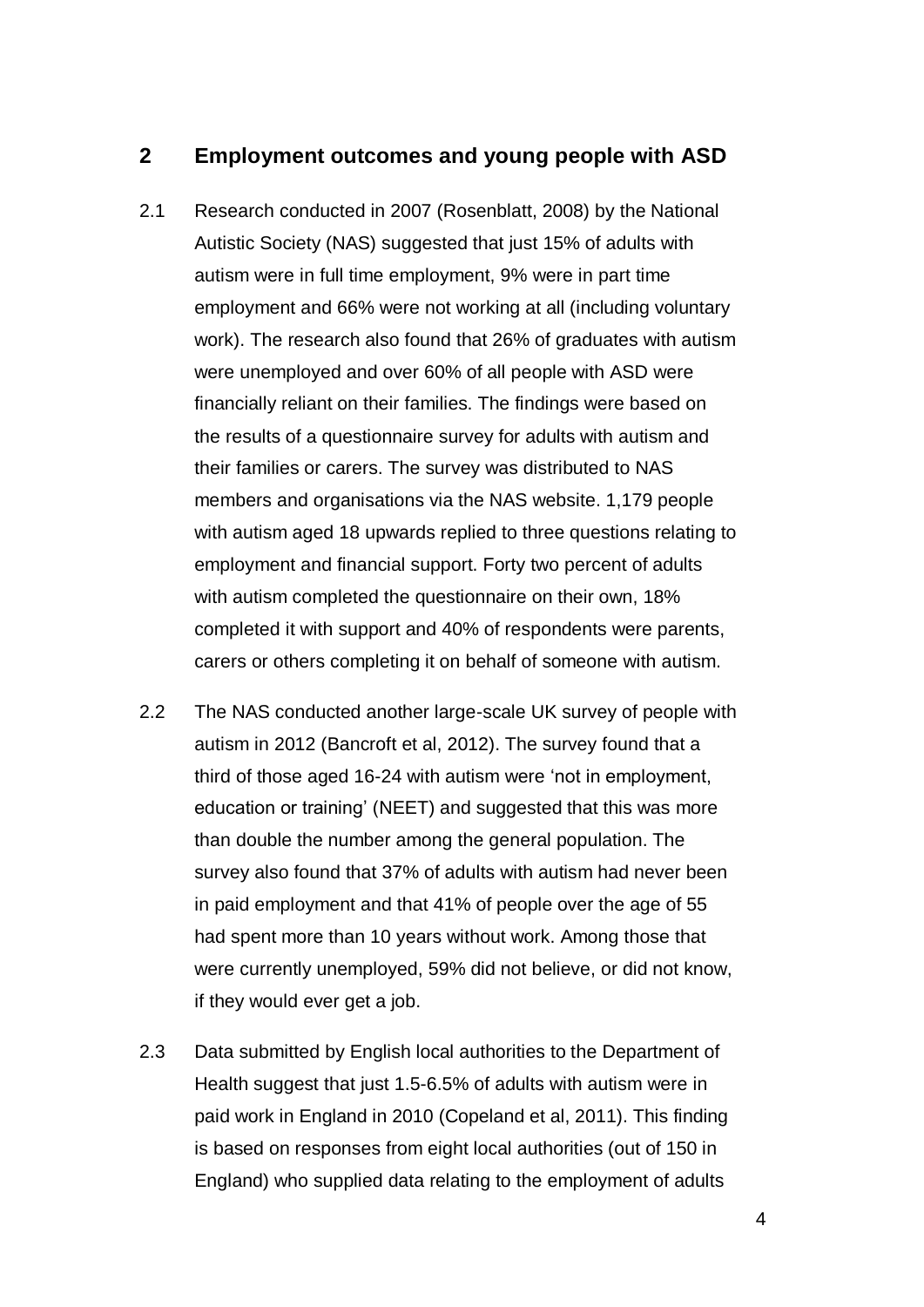## 2 Employment outcomes and young people with ASD

2.1 Research conducted in 2007 (Rosenblatt, 2008) by the National Autistic Society (NAS) suggested that just 15% of adults with autism were in full time employment, 9% were in part time employment and 66% were not working at all (including voluntary work). The research also found that 26% of graduates with autism were unemployed and over 60% of all people with ASD were financially reliant on their families. The findings were based on the results of a questionnaire survey for adults with autism and their families or carers. The survey was distributed to NAS members and organisations via the NAS website. 1,179 people with autism aged 18 upwards replied to three questions relating to employment and financial support. Forty two percent of adults with autism completed the questionnaire on their own, 18% completed it with support and 40% of respondents were parents, carers or others completing it on behalf of someone with autism.

2.2 The NAS conducted another large-scale UK survey of people with autism in 2012 (Bancroft et al, 2012). The survey found that a third of those aged 16-24 with autism were 'not in employment, education or training' (NEET) and suggested that this was more than double the number among the general population. The survey also found that 37% of adults with autism had never been in paid employment and that 41% of people over the age of 55 had spent more than 10 years without work. Among those that were currently unemployed, 59% did not believe, or did not know, if they would ever get a job.

2.3 Data submitted by English local authorities to the Department of Health suggest that just 1.5-6.5% of adults with autism were in paid work in England in 2010 (Copeland et al, 2011). This finding is based on responses from eight local authorities (out of 150 in England) who supplied data relating to the employment of adults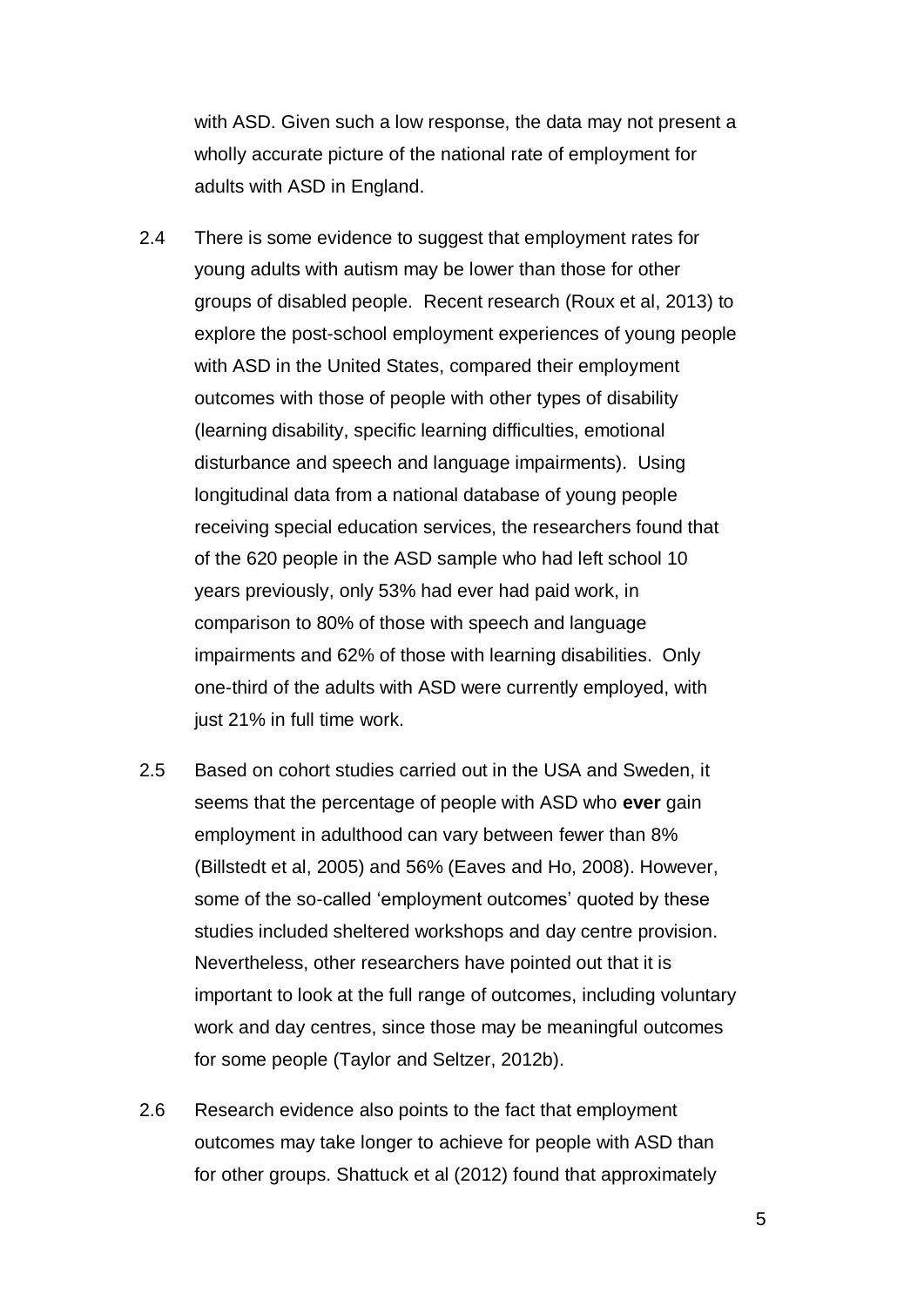with ASD. Given such a low response, the data may not present a wholly accurate picture of the national rate of employment for adults with ASD in England.

2.4 There is some evidence to suggest that employment rates for young adults with autism may be lower than those for other groups of disabled people. Recent research (Roux et al, 2013) to explore the post-school employment experiences of young people with ASD in the United States, compared their employment outcomes with those of people with other types of disability (learning disability, specific learning difficulties, emotional disturbance and speech and language impairments). Using longitudinal data from a national database of young people receiving special education services, the researchers found that of the 620 people in the ASD sample who had left school 10 years previously, only 53% had ever had paid work, in comparison to 80% of those with speech and language impairments and 62% of those with learning disabilities. Only one-third of the adults with ASD were currently employed, with just 21% in full time work.

2.5 Based on cohort studies carried out in the USA and Sweden, it seems that the percentage of people with ASD who **ever** gain employment in adulthood can vary between fewer than 8% (Billstedt et al, 2005) and 56% (Eaves and Ho, 2008). However, some of the so-called 'employment outcomes' quoted by these studies included sheltered workshops and day centre provision. Nevertheless, other researchers have pointed out that it is important to look at the full range of outcomes, including voluntary work and day centres, since those may be meaningful outcomes for some people (Taylor and Seltzer, 2012b).

2.6 Research evidence also points to the fact that employment outcomes may take longer to achieve for people with ASD than for other groups. Shattuck et al (2012) found that approximately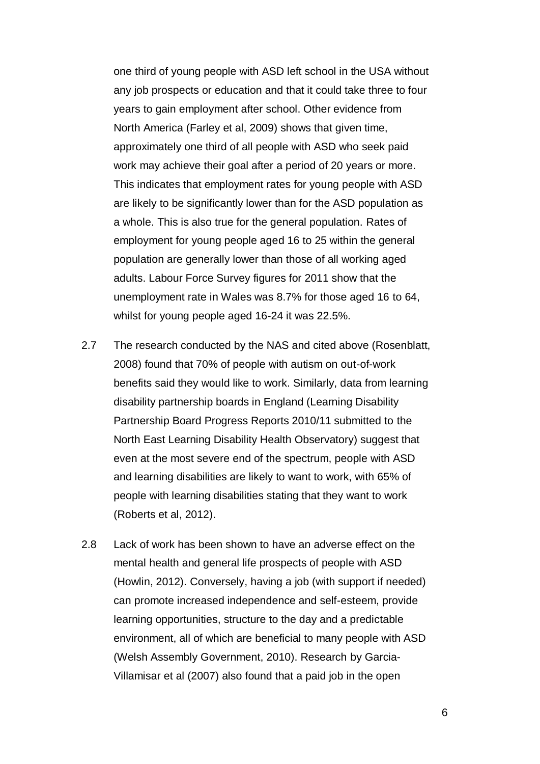one third of young people with ASD left school in the USA without any job prospects or education and that it could take three to four years to gain employment after school. Other evidence from North America (Farley et al, 2009) shows that given time, approximately one third of all people with ASD who seek paid work may achieve their goal after a period of 20 years or more. This indicates that employment rates for young people with ASD are likely to be significantly lower than for the ASD population as a whole. This is also true for the general population. Rates of employment for young people aged 16 to 25 within the general population are generally lower than those of all working aged adults. Labour Force Survey figures for 2011 show that the unemployment rate in Wales was 8.7% for those aged 16 to 64, whilst for young people aged 16-24 it was 22.5%.

2.7 The research conducted by the NAS and cited above (Rosenblatt, 2008) found that 70% of people with autism on out-of-work benefits said they would like to work. Similarly, data from learning disability partnership boards in England (Learning Disability Partnership Board Progress Reports 2010/11 submitted to the North East Learning Disability Health Observatory) suggest that even at the most severe end of the spectrum, people with ASD and learning disabilities are likely to want to work, with 65% of people with learning disabilities stating that they want to work (Roberts et al, 2012).

2.8 Lack of work has been shown to have an adverse effect on the mental health and general life prospects of people with ASD (Howlin, 2012). Conversely, having a job (with support if needed) can promote increased independence and self-esteem, provide learning opportunities, structure to the day and a predictable environment, all of which are beneficial to many people with ASD (Welsh Assembly Government, 2010). Research by Garcia-Villamisar et al (2007) also found that a paid job in the open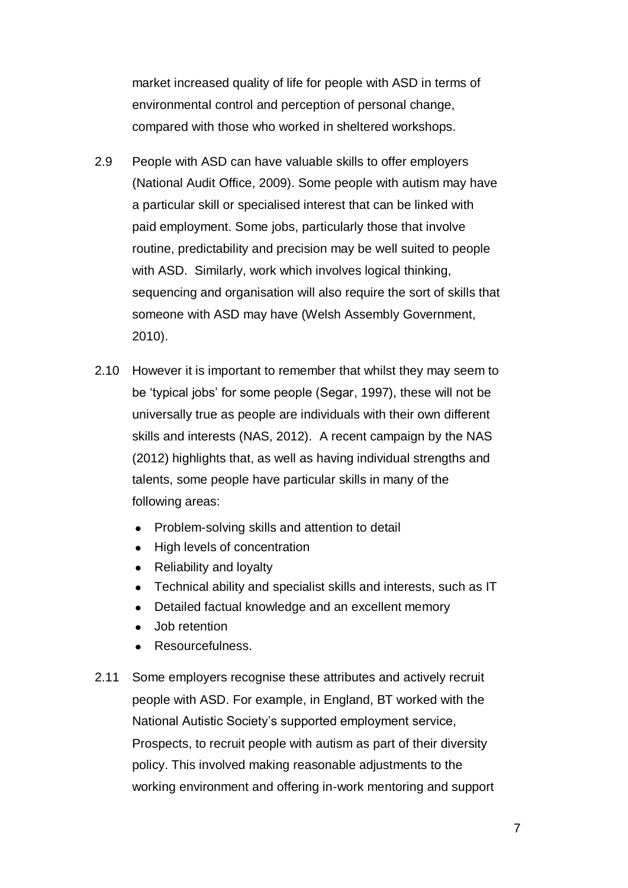market increased quality of life for people with ASD in terms of environmental control and perception of personal change, compared with those who worked in sheltered workshops.

2.9 People with ASD can have valuable skills to offer employers (National Audit Office, 2009). Some people with autism may have a particular skill or specialised interest that can be linked with paid employment. Some jobs, particularly those that involve routine, predictability and precision may be well suited to people with ASD. Similarly, work which involves logical thinking, sequencing and organisation will also require the sort of skills that someone with ASD may have (Welsh Assembly Government, 2010).

2.10 However it is important to remember that whilst they may seem to be 'typical jobs' for some people (Segar, 1997), these will not be universally true as people are individuals with their own different skills and interests (NAS, 2012). A recent campaign by the NAS (2012) highlights that, as well as having individual strengths and talents, some people have particular skills in many of the following areas:

- Problem-solving skills and attention to detail
- High levels of concentration
- Reliability and loyalty
- Technical ability and specialist skills and interests, such as IT
- Detailed factual knowledge and an excellent memory
- Job retention
- Resourcefulness.

2.11 Some employers recognise these attributes and actively recruit people with ASD. For example, in England, BT worked with the National Autistic Society's supported employment service, Prospects, to recruit people with autism as part of their diversity policy. This involved making reasonable adjustments to the working environment and offering in-work mentoring and support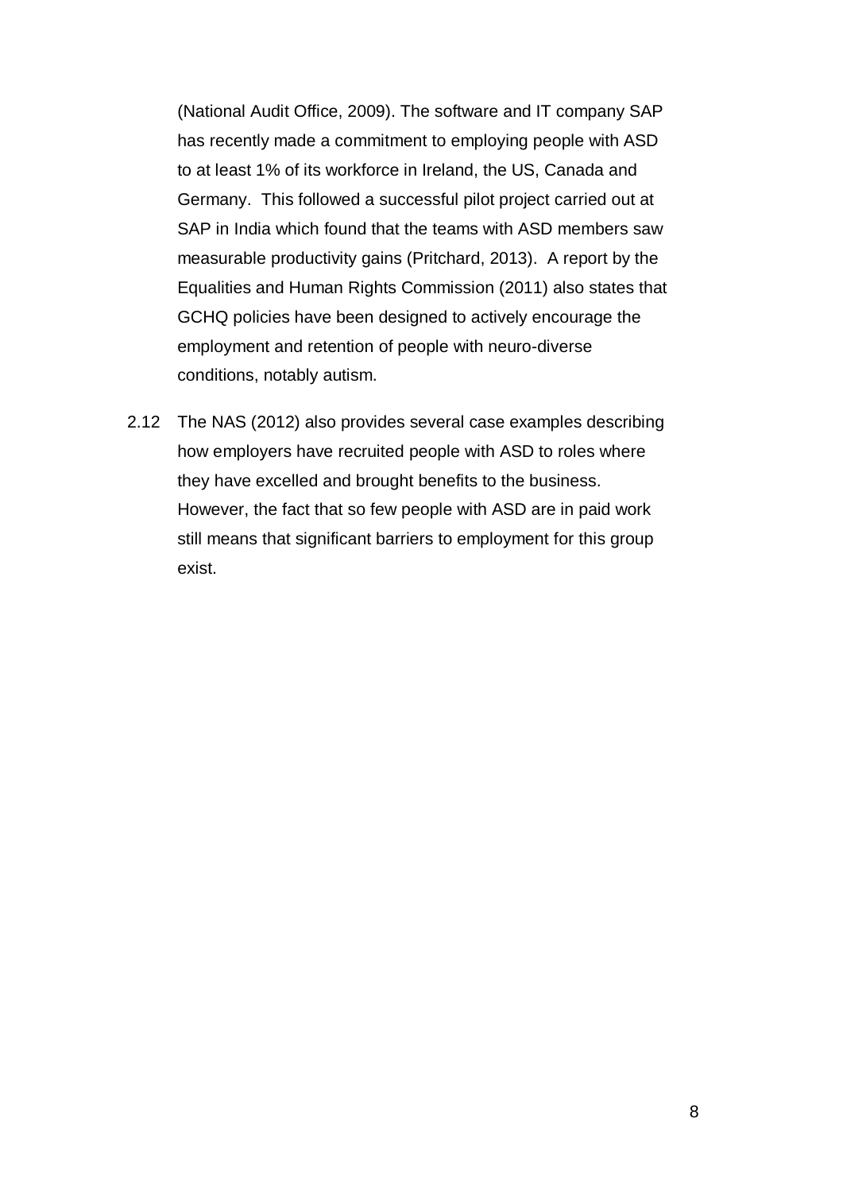(National Audit Office, 2009). The software and IT company SAP has recently made a commitment to employing people with ASD to at least 1% of its workforce in Ireland, the US, Canada and Germany. This followed a successful pilot project carried out at SAP in India which found that the teams with ASD members saw measurable productivity gains (Pritchard, 2013). A report by the Equalities and Human Rights Commission (2011) also states that GCHQ policies have been designed to actively encourage the employment and retention of people with neuro-diverse conditions, notably autism.

2.12 The NAS (2012) also provides several case examples describing how employers have recruited people with ASD to roles where they have excelled and brought benefits to the business. However, the fact that so few people with ASD are in paid work still means that significant barriers to employment for this group exist.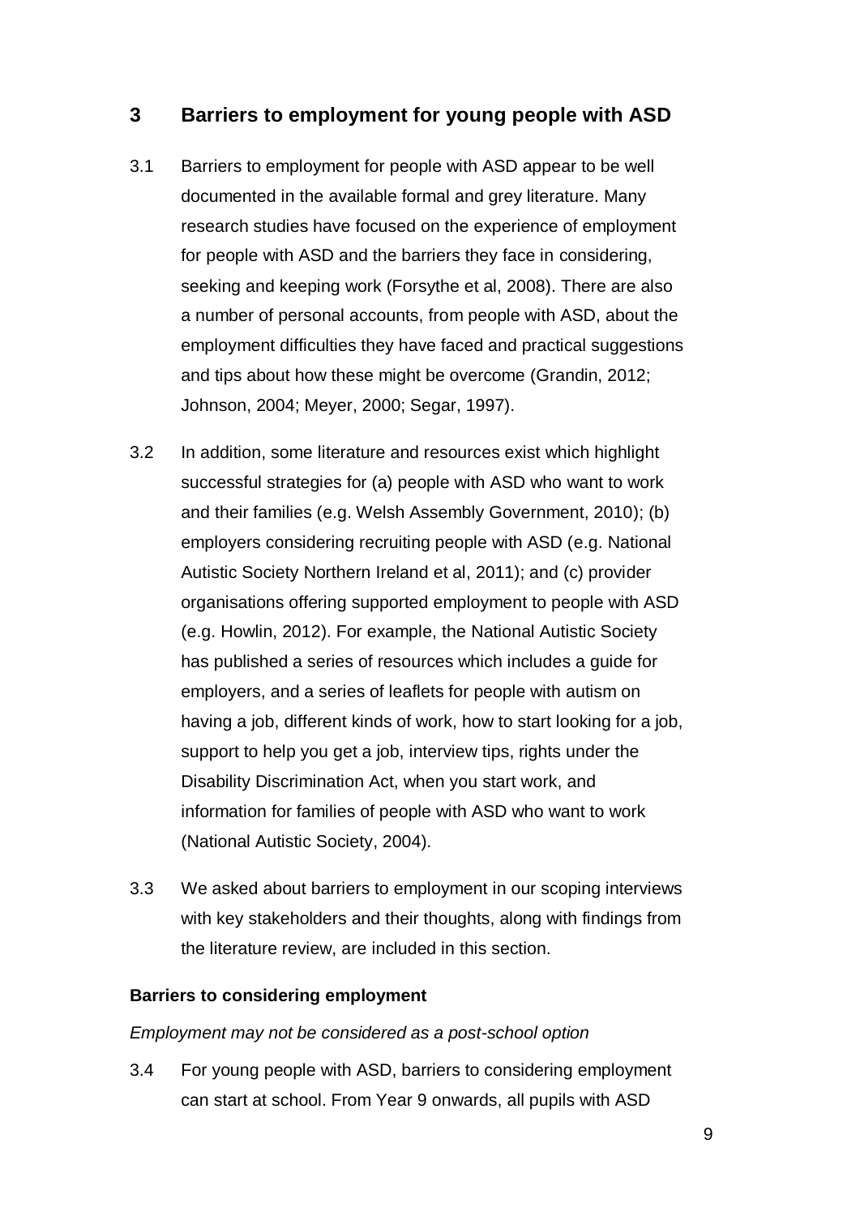## 3 Barriers to employment for young people with ASD

3.1 Barriers to employment for people with ASD appear to be well documented in the available formal and grey literature. Many research studies have focused on the experience of employment for people with ASD and the barriers they face in considering, seeking and keeping work (Forsythe et al, 2008). There are also a number of personal accounts, from people with ASD, about the employment difficulties they have faced and practical suggestions and tips about how these might be overcome (Grandin, 2012; Johnson, 2004; Meyer, 2000; Segar, 1997).

3.2 In addition, some literature and resources exist which highlight successful strategies for (a) people with ASD who want to work and their families (e.g. Welsh Assembly Government, 2010); (b) employers considering recruiting people with ASD (e.g. National Autistic Society Northern Ireland et al, 2011); and (c) provider organisations offering supported employment to people with ASD (e.g. Howlin, 2012). For example, the National Autistic Society has published a series of resources which includes a guide for employers, and a series of leaflets for people with autism on having a job, different kinds of work, how to start looking for a job, support to help you get a job, interview tips, rights under the Disability Discrimination Act, when you start work, and information for families of people with ASD who want to work (National Autistic Society, 2004).

3.3 We asked about barriers to employment in our scoping interviews with key stakeholders and their thoughts, along with findings from the literature review, are included in this section.

**Barriers to considering employment**

*Employment may not be considered as a post-school option*

3.4 For young people with ASD, barriers to considering employment can start at school. From Year 9 onwards, all pupils with ASD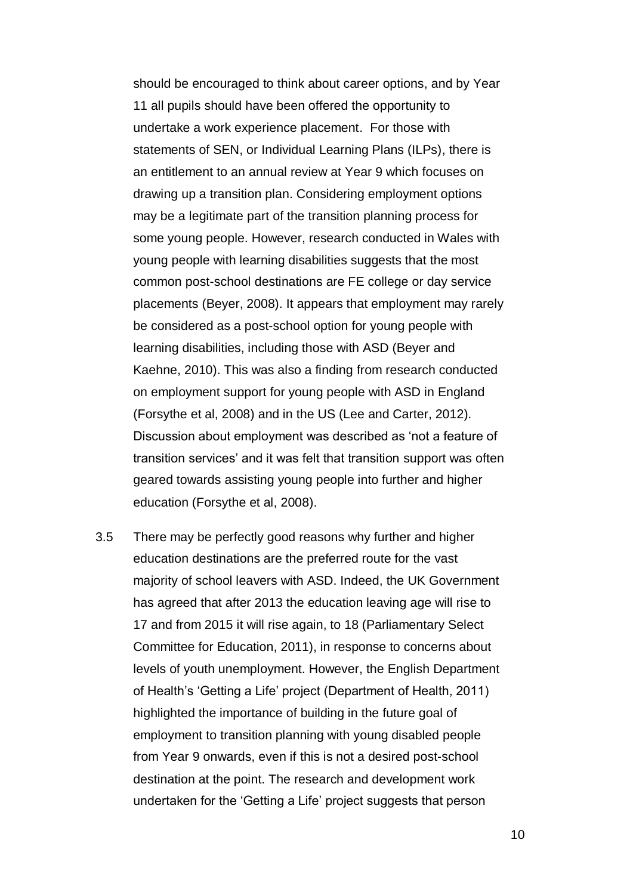should be encouraged to think about career options, and by Year 11 all pupils should have been offered the opportunity to undertake a work experience placement. For those with statements of SEN, or Individual Learning Plans (ILPs), there is an entitlement to an annual review at Year 9 which focuses on drawing up a transition plan. Considering employment options may be a legitimate part of the transition planning process for some young people. However, research conducted in Wales with young people with learning disabilities suggests that the most common post-school destinations are FE college or day service placements (Beyer, 2008). It appears that employment may rarely be considered as a post-school option for young people with learning disabilities, including those with ASD (Beyer and Kaehne, 2010). This was also a finding from research conducted on employment support for young people with ASD in England (Forsythe et al, 2008) and in the US (Lee and Carter, 2012). Discussion about employment was described as 'not a feature of transition services' and it was felt that transition support was often geared towards assisting young people into further and higher education (Forsythe et al, 2008).

3.5 There may be perfectly good reasons why further and higher education destinations are the preferred route for the vast majority of school leavers with ASD. Indeed, the UK Government has agreed that after 2013 the education leaving age will rise to 17 and from 2015 it will rise again, to 18 (Parliamentary Select Committee for Education, 2011), in response to concerns about levels of youth unemployment. However, the English Department of Health's 'Getting a Life' project (Department of Health, 2011) highlighted the importance of building in the future goal of employment to transition planning with young disabled people from Year 9 onwards, even if this is not a desired post-school destination at the point. The research and development work undertaken for the 'Getting a Life' project suggests that person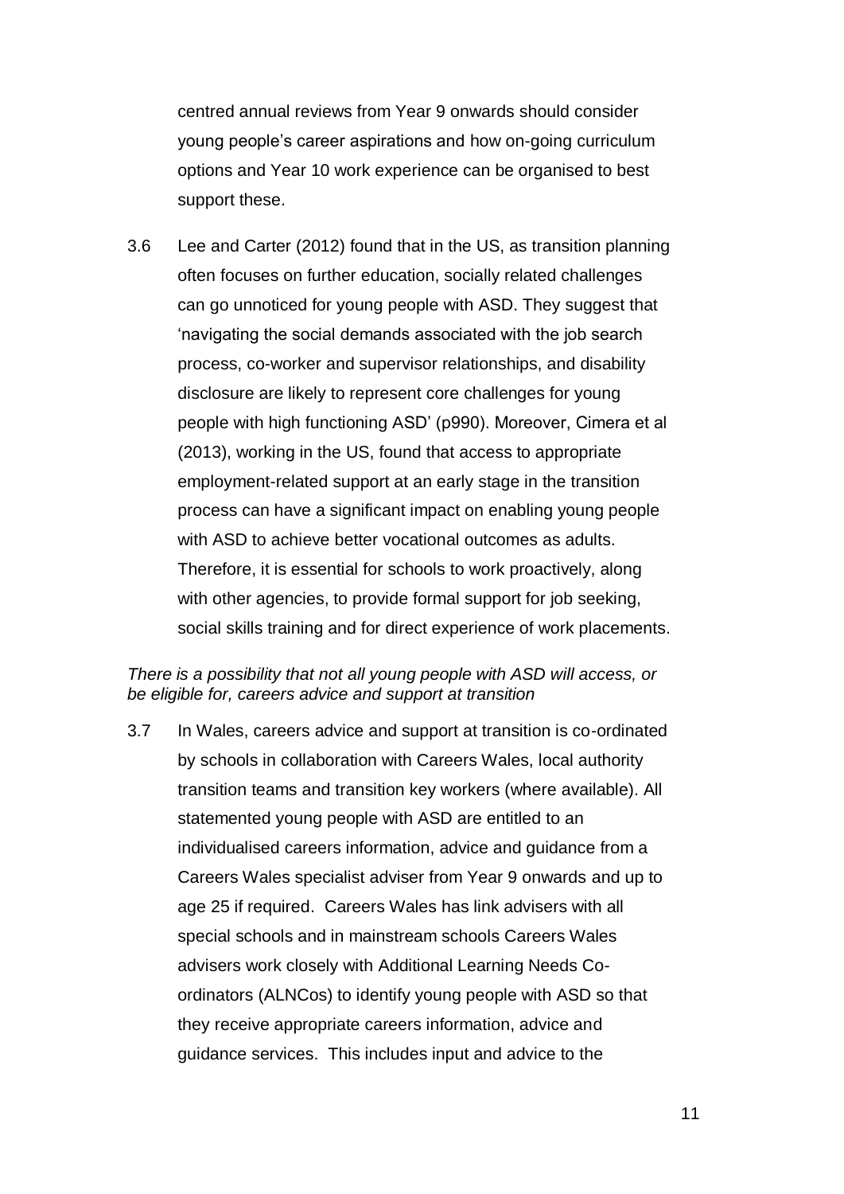centred annual reviews from Year 9 onwards should consider young people's career aspirations and how on-going curriculum options and Year 10 work experience can be organised to best support these.

3.6 Lee and Carter (2012) found that in the US, as transition planning often focuses on further education, socially related challenges can go unnoticed for young people with ASD. They suggest that 'navigating the social demands associated with the job search process, co-worker and supervisor relationships, and disability disclosure are likely to represent core challenges for young people with high functioning ASD' (p990). Moreover, Cimera et al (2013), working in the US, found that access to appropriate employment-related support at an early stage in the transition process can have a significant impact on enabling young people with ASD to achieve better vocational outcomes as adults. Therefore, it is essential for schools to work proactively, along with other agencies, to provide formal support for job seeking, social skills training and for direct experience of work placements.

*There is a possibility that not all young people with ASD will access, or be eligible for, careers advice and support at transition*

3.7 In Wales, careers advice and support at transition is co-ordinated by schools in collaboration with Careers Wales, local authority transition teams and transition key workers (where available). All statemented young people with ASD are entitled to an individualised careers information, advice and guidance from a Careers Wales specialist adviser from Year 9 onwards and up to age 25 if required. Careers Wales has link advisers with all special schools and in mainstream schools Careers Wales advisers work closely with Additional Learning Needs Co-ordinators (ALNCos) to identify young people with ASD so that they receive appropriate careers information, advice and guidance services. This includes input and advice to the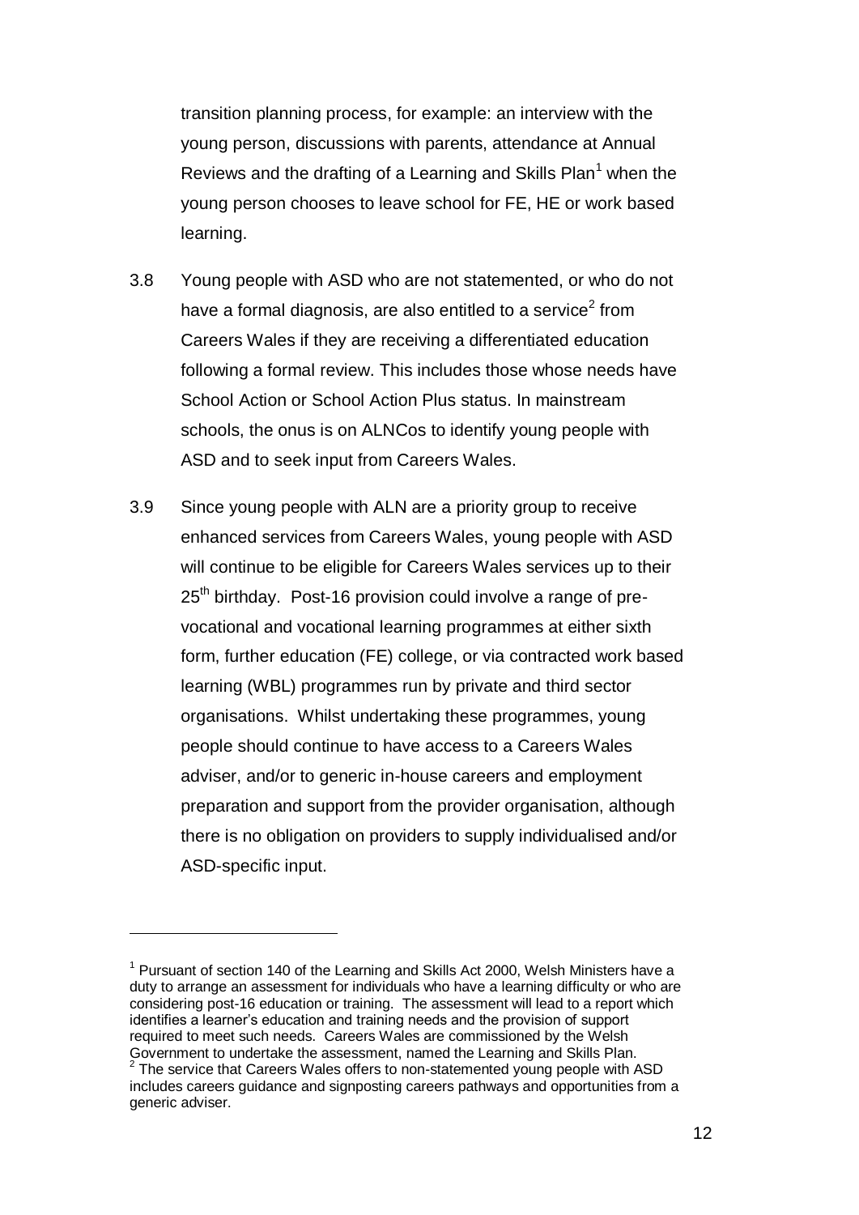transition planning process, for example: an interview with the young person, discussions with parents, attendance at Annual Reviews and the drafting of a Learning and Skills Plan[1] when the young person chooses to leave school for FE, HE or work based learning.

3.8 Young people with ASD who are not statemented, or who do not have a formal diagnosis, are also entitled to a service[2] from Careers Wales if they are receiving a differentiated education following a formal review. This includes those whose needs have School Action or School Action Plus status. In mainstream schools, the onus is on ALNCos to identify young people with ASD and to seek input from Careers Wales.

3.9 Since young people with ALN are a priority group to receive enhanced services from Careers Wales, young people with ASD will continue to be eligible for Careers Wales services up to their 25th birthday. Post-16 provision could involve a range of pre-vocational and vocational learning programmes at either sixth form, further education (FE) college, or via contracted work based learning (WBL) programmes run by private and third sector organisations. Whilst undertaking these programmes, young people should continue to have access to a Careers Wales adviser, and/or to generic in-house careers and employment preparation and support from the provider organisation, although there is no obligation on providers to supply individualised and/or ASD-specific input.

---

[1] Pursuant of section 140 of the Learning and Skills Act 2000, Welsh Ministers have a duty to arrange an assessment for individuals who have a learning difficulty or who are considering post-16 education or training. The assessment will lead to a report which identifies a learner's education and training needs and the provision of support required to meet such needs. Careers Wales are commissioned by the Welsh Government to undertake the assessment, named the Learning and Skills Plan.

[2] The service that Careers Wales offers to non-statemented young people with ASD includes careers guidance and signposting careers pathways and opportunities from a generic adviser.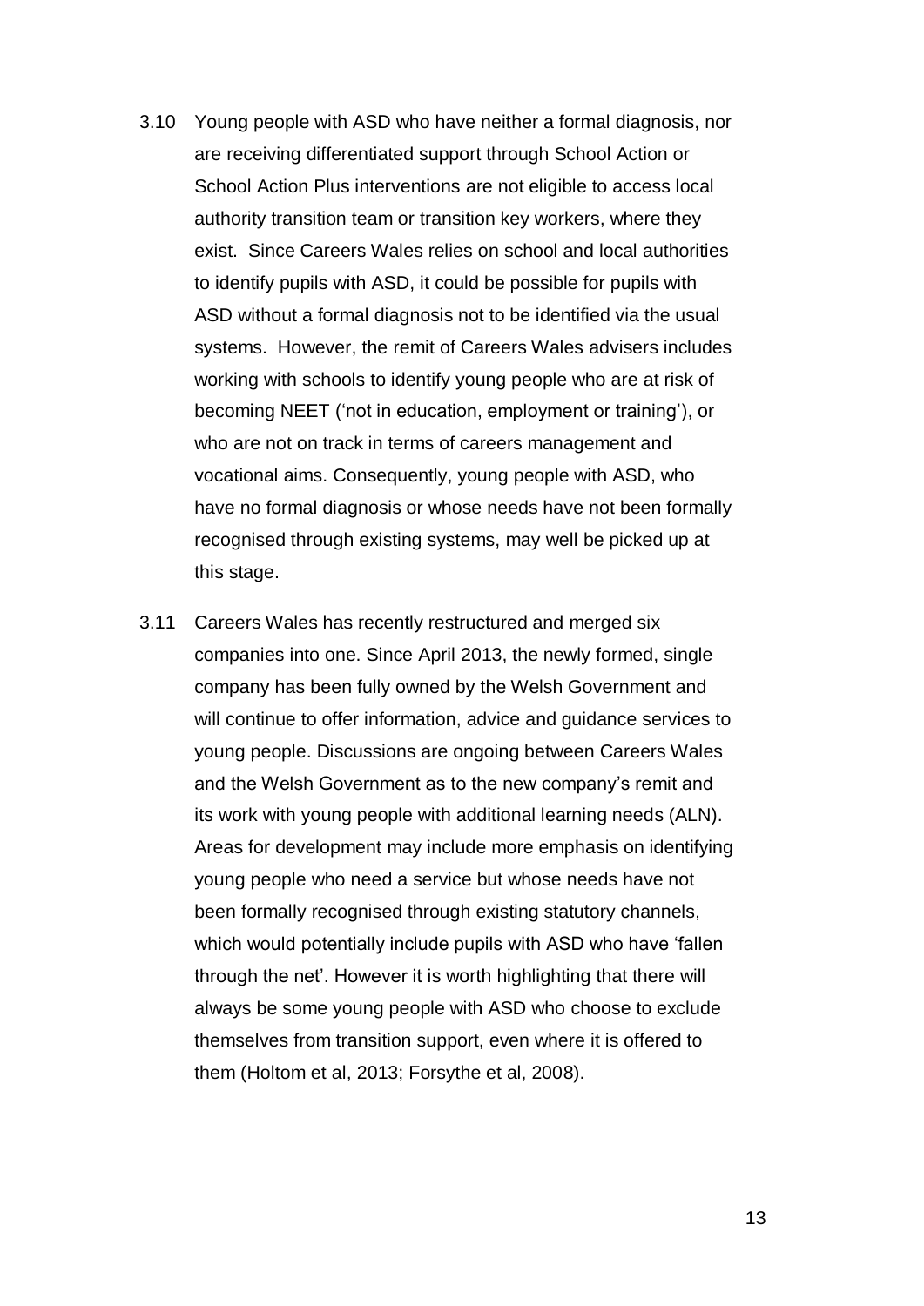3.10 Young people with ASD who have neither a formal diagnosis, nor are receiving differentiated support through School Action or School Action Plus interventions are not eligible to access local authority transition team or transition key workers, where they exist. Since Careers Wales relies on school and local authorities to identify pupils with ASD, it could be possible for pupils with ASD without a formal diagnosis not to be identified via the usual systems. However, the remit of Careers Wales advisers includes working with schools to identify young people who are at risk of becoming NEET ('not in education, employment or training'), or who are not on track in terms of careers management and vocational aims. Consequently, young people with ASD, who have no formal diagnosis or whose needs have not been formally recognised through existing systems, may well be picked up at this stage.

3.11 Careers Wales has recently restructured and merged six companies into one. Since April 2013, the newly formed, single company has been fully owned by the Welsh Government and will continue to offer information, advice and guidance services to young people. Discussions are ongoing between Careers Wales and the Welsh Government as to the new company's remit and its work with young people with additional learning needs (ALN). Areas for development may include more emphasis on identifying young people who need a service but whose needs have not been formally recognised through existing statutory channels, which would potentially include pupils with ASD who have 'fallen through the net'. However it is worth highlighting that there will always be some young people with ASD who choose to exclude themselves from transition support, even where it is offered to them (Holtom et al, 2013; Forsythe et al, 2008).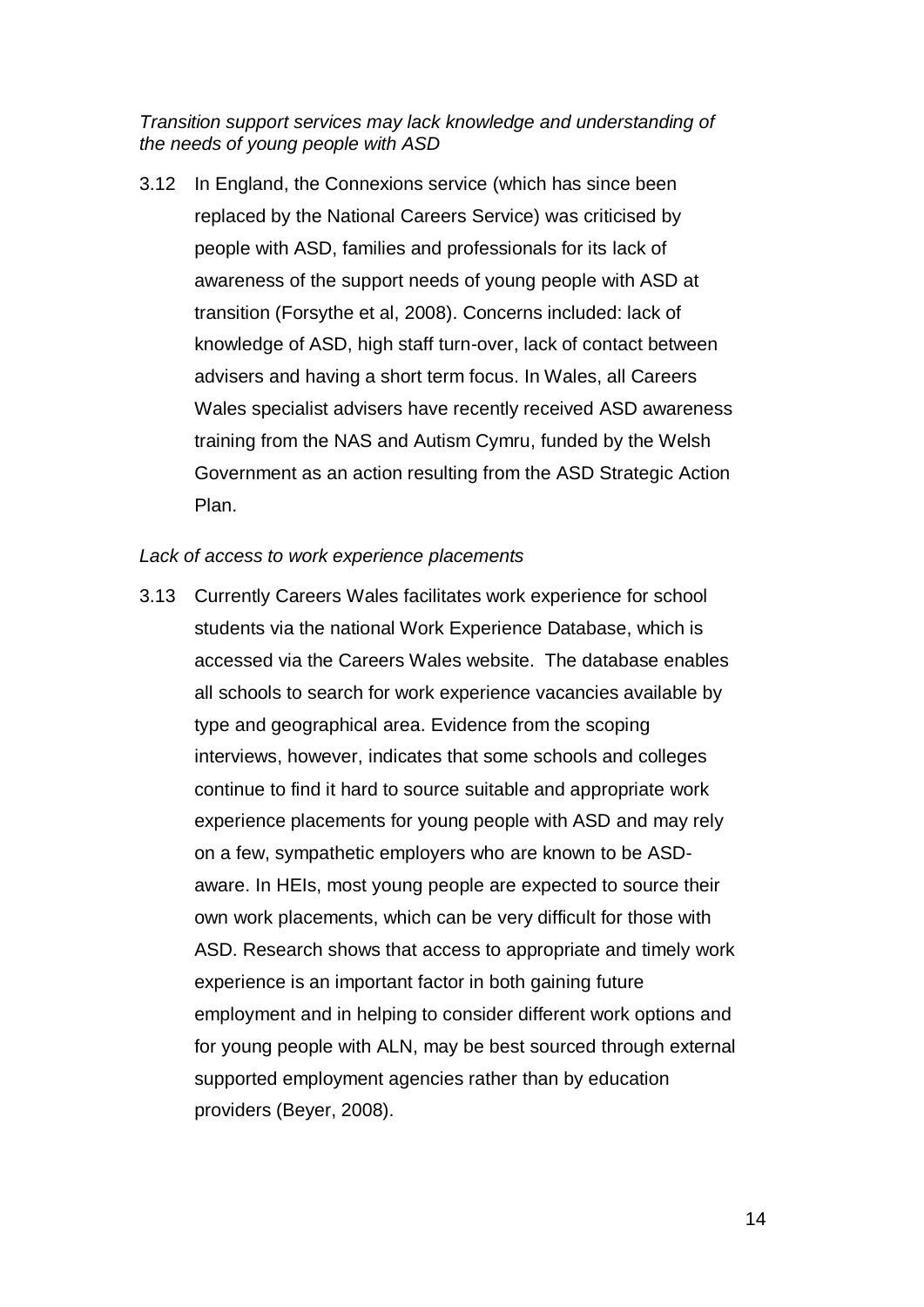*Transition support services may lack knowledge and understanding of the needs of young people with ASD*

3.12 In England, the Connexions service (which has since been replaced by the National Careers Service) was criticised by people with ASD, families and professionals for its lack of awareness of the support needs of young people with ASD at transition (Forsythe et al, 2008). Concerns included: lack of knowledge of ASD, high staff turn-over, lack of contact between advisers and having a short term focus. In Wales, all Careers Wales specialist advisers have recently received ASD awareness training from the NAS and Autism Cymru, funded by the Welsh Government as an action resulting from the ASD Strategic Action Plan.

*Lack of access to work experience placements*

3.13 Currently Careers Wales facilitates work experience for school students via the national Work Experience Database, which is accessed via the Careers Wales website. The database enables all schools to search for work experience vacancies available by type and geographical area. Evidence from the scoping interviews, however, indicates that some schools and colleges continue to find it hard to source suitable and appropriate work experience placements for young people with ASD and may rely on a few, sympathetic employers who are known to be ASD-aware. In HEIs, most young people are expected to source their own work placements, which can be very difficult for those with ASD. Research shows that access to appropriate and timely work experience is an important factor in both gaining future employment and in helping to consider different work options and for young people with ALN, may be best sourced through external supported employment agencies rather than by education providers (Beyer, 2008).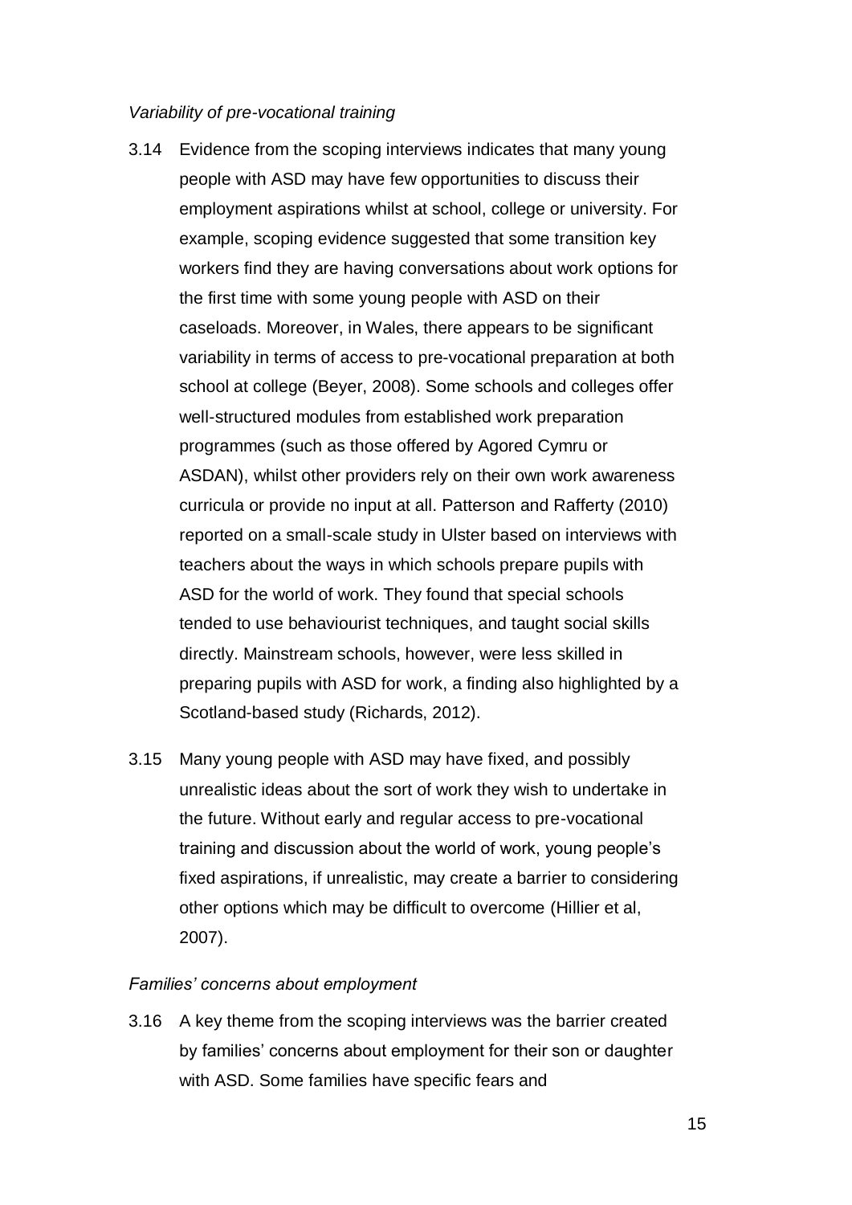*Variability of pre-vocational training*

3.14 Evidence from the scoping interviews indicates that many young people with ASD may have few opportunities to discuss their employment aspirations whilst at school, college or university. For example, scoping evidence suggested that some transition key workers find they are having conversations about work options for the first time with some young people with ASD on their caseloads. Moreover, in Wales, there appears to be significant variability in terms of access to pre-vocational preparation at both school at college (Beyer, 2008). Some schools and colleges offer well-structured modules from established work preparation programmes (such as those offered by Agored Cymru or ASDAN), whilst other providers rely on their own work awareness curricula or provide no input at all. Patterson and Rafferty (2010) reported on a small-scale study in Ulster based on interviews with teachers about the ways in which schools prepare pupils with ASD for the world of work. They found that special schools tended to use behaviourist techniques, and taught social skills directly. Mainstream schools, however, were less skilled in preparing pupils with ASD for work, a finding also highlighted by a Scotland-based study (Richards, 2012).

3.15 Many young people with ASD may have fixed, and possibly unrealistic ideas about the sort of work they wish to undertake in the future. Without early and regular access to pre-vocational training and discussion about the world of work, young people's fixed aspirations, if unrealistic, may create a barrier to considering other options which may be difficult to overcome (Hillier et al, 2007).

*Families' concerns about employment*

3.16 A key theme from the scoping interviews was the barrier created by families' concerns about employment for their son or daughter with ASD. Some families have specific fears and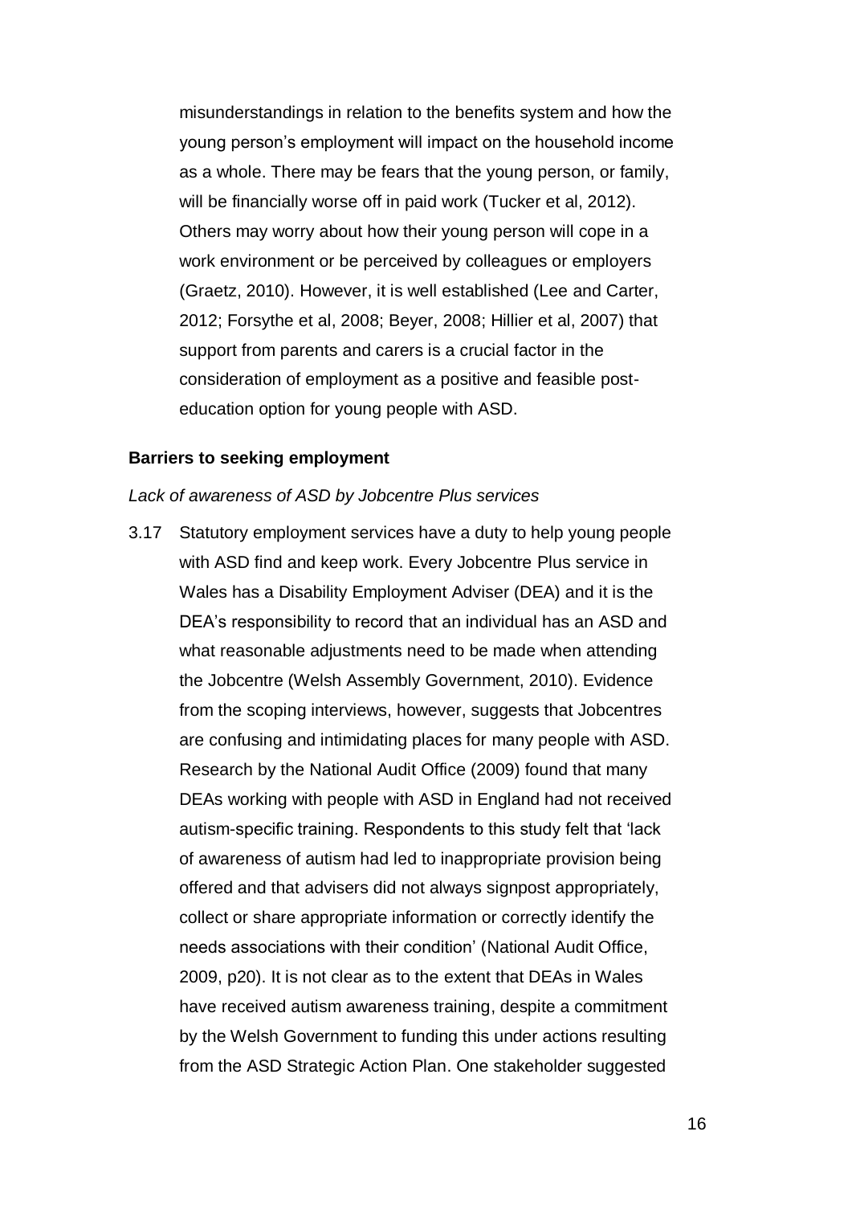misunderstandings in relation to the benefits system and how the young person's employment will impact on the household income as a whole. There may be fears that the young person, or family, will be financially worse off in paid work (Tucker et al, 2012). Others may worry about how their young person will cope in a work environment or be perceived by colleagues or employers (Graetz, 2010). However, it is well established (Lee and Carter, 2012; Forsythe et al, 2008; Beyer, 2008; Hillier et al, 2007) that support from parents and carers is a crucial factor in the consideration of employment as a positive and feasible post-education option for young people with ASD.

**Barriers to seeking employment**

*Lack of awareness of ASD by Jobcentre Plus services*

3.17 Statutory employment services have a duty to help young people with ASD find and keep work. Every Jobcentre Plus service in Wales has a Disability Employment Adviser (DEA) and it is the DEA's responsibility to record that an individual has an ASD and what reasonable adjustments need to be made when attending the Jobcentre (Welsh Assembly Government, 2010). Evidence from the scoping interviews, however, suggests that Jobcentres are confusing and intimidating places for many people with ASD. Research by the National Audit Office (2009) found that many DEAs working with people with ASD in England had not received autism-specific training. Respondents to this study felt that 'lack of awareness of autism had led to inappropriate provision being offered and that advisers did not always signpost appropriately, collect or share appropriate information or correctly identify the needs associations with their condition' (National Audit Office, 2009, p20). It is not clear as to the extent that DEAs in Wales have received autism awareness training, despite a commitment by the Welsh Government to funding this under actions resulting from the ASD Strategic Action Plan. One stakeholder suggested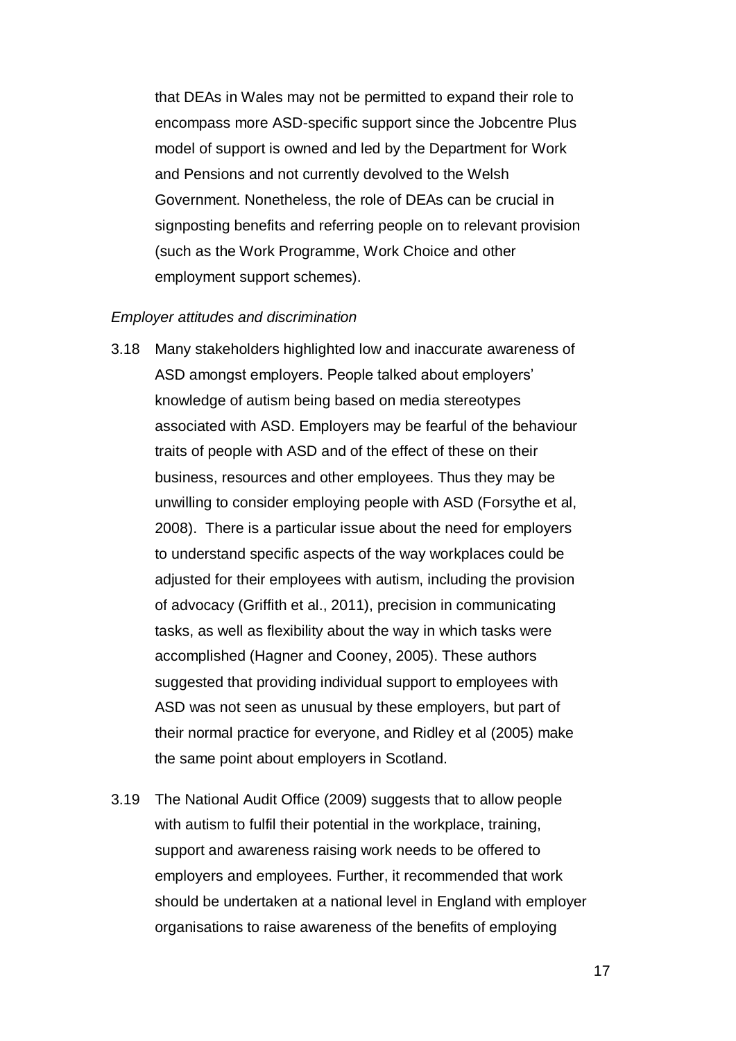that DEAs in Wales may not be permitted to expand their role to encompass more ASD-specific support since the Jobcentre Plus model of support is owned and led by the Department for Work and Pensions and not currently devolved to the Welsh Government. Nonetheless, the role of DEAs can be crucial in signposting benefits and referring people on to relevant provision (such as the Work Programme, Work Choice and other employment support schemes).

*Employer attitudes and discrimination*

3.18 Many stakeholders highlighted low and inaccurate awareness of ASD amongst employers. People talked about employers' knowledge of autism being based on media stereotypes associated with ASD. Employers may be fearful of the behaviour traits of people with ASD and of the effect of these on their business, resources and other employees. Thus they may be unwilling to consider employing people with ASD (Forsythe et al, 2008). There is a particular issue about the need for employers to understand specific aspects of the way workplaces could be adjusted for their employees with autism, including the provision of advocacy (Griffith et al., 2011), precision in communicating tasks, as well as flexibility about the way in which tasks were accomplished (Hagner and Cooney, 2005). These authors suggested that providing individual support to employees with ASD was not seen as unusual by these employers, but part of their normal practice for everyone, and Ridley et al (2005) make the same point about employers in Scotland.

3.19 The National Audit Office (2009) suggests that to allow people with autism to fulfil their potential in the workplace, training, support and awareness raising work needs to be offered to employers and employees. Further, it recommended that work should be undertaken at a national level in England with employer organisations to raise awareness of the benefits of employing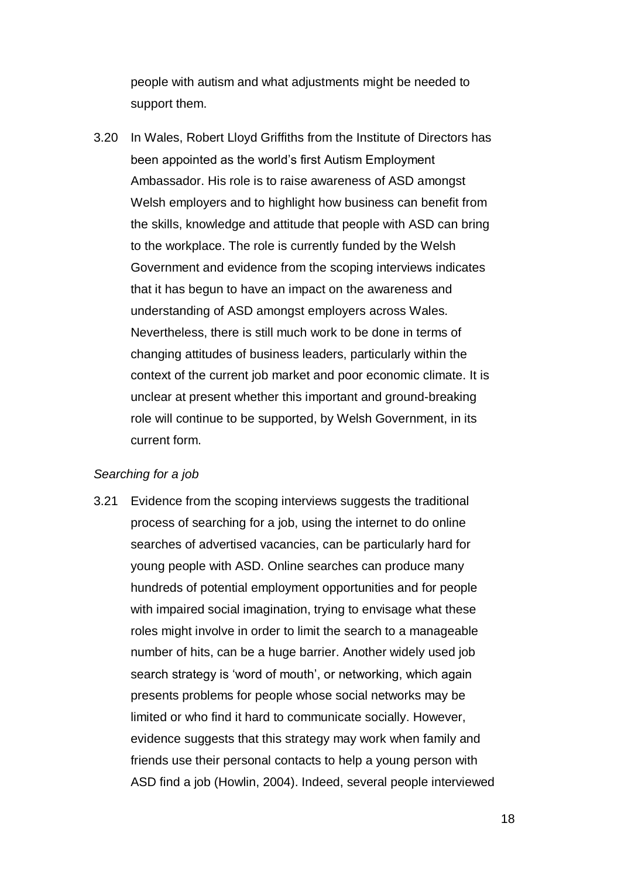people with autism and what adjustments might be needed to support them.

3.20 In Wales, Robert Lloyd Griffiths from the Institute of Directors has been appointed as the world's first Autism Employment Ambassador. His role is to raise awareness of ASD amongst Welsh employers and to highlight how business can benefit from the skills, knowledge and attitude that people with ASD can bring to the workplace. The role is currently funded by the Welsh Government and evidence from the scoping interviews indicates that it has begun to have an impact on the awareness and understanding of ASD amongst employers across Wales. Nevertheless, there is still much work to be done in terms of changing attitudes of business leaders, particularly within the context of the current job market and poor economic climate. It is unclear at present whether this important and ground-breaking role will continue to be supported, by Welsh Government, in its current form.

*Searching for a job*

3.21 Evidence from the scoping interviews suggests the traditional process of searching for a job, using the internet to do online searches of advertised vacancies, can be particularly hard for young people with ASD. Online searches can produce many hundreds of potential employment opportunities and for people with impaired social imagination, trying to envisage what these roles might involve in order to limit the search to a manageable number of hits, can be a huge barrier. Another widely used job search strategy is 'word of mouth', or networking, which again presents problems for people whose social networks may be limited or who find it hard to communicate socially. However, evidence suggests that this strategy may work when family and friends use their personal contacts to help a young person with ASD find a job (Howlin, 2004). Indeed, several people interviewed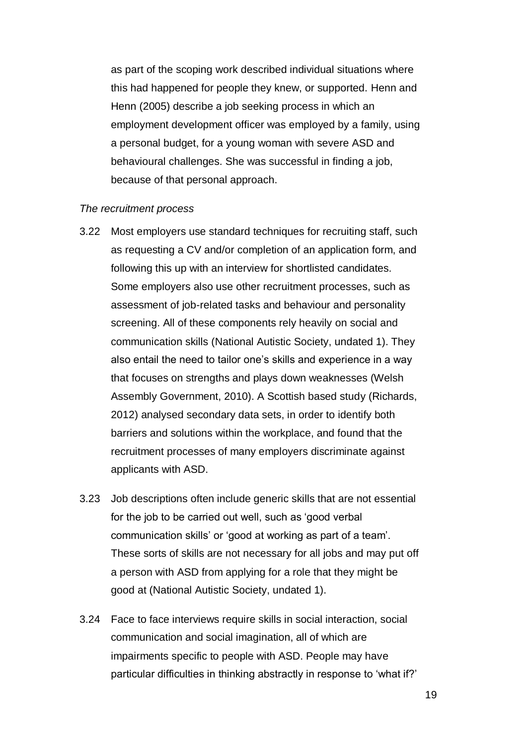as part of the scoping work described individual situations where this had happened for people they knew, or supported. Henn and Henn (2005) describe a job seeking process in which an employment development officer was employed by a family, using a personal budget, for a young woman with severe ASD and behavioural challenges. She was successful in finding a job, because of that personal approach.

*The recruitment process*

3.22 Most employers use standard techniques for recruiting staff, such as requesting a CV and/or completion of an application form, and following this up with an interview for shortlisted candidates. Some employers also use other recruitment processes, such as assessment of job-related tasks and behaviour and personality screening. All of these components rely heavily on social and communication skills (National Autistic Society, undated 1). They also entail the need to tailor one's skills and experience in a way that focuses on strengths and plays down weaknesses (Welsh Assembly Government, 2010). A Scottish based study (Richards, 2012) analysed secondary data sets, in order to identify both barriers and solutions within the workplace, and found that the recruitment processes of many employers discriminate against applicants with ASD.

3.23 Job descriptions often include generic skills that are not essential for the job to be carried out well, such as 'good verbal communication skills' or 'good at working as part of a team'. These sorts of skills are not necessary for all jobs and may put off a person with ASD from applying for a role that they might be good at (National Autistic Society, undated 1).

3.24 Face to face interviews require skills in social interaction, social communication and social imagination, all of which are impairments specific to people with ASD. People may have particular difficulties in thinking abstractly in response to 'what if?'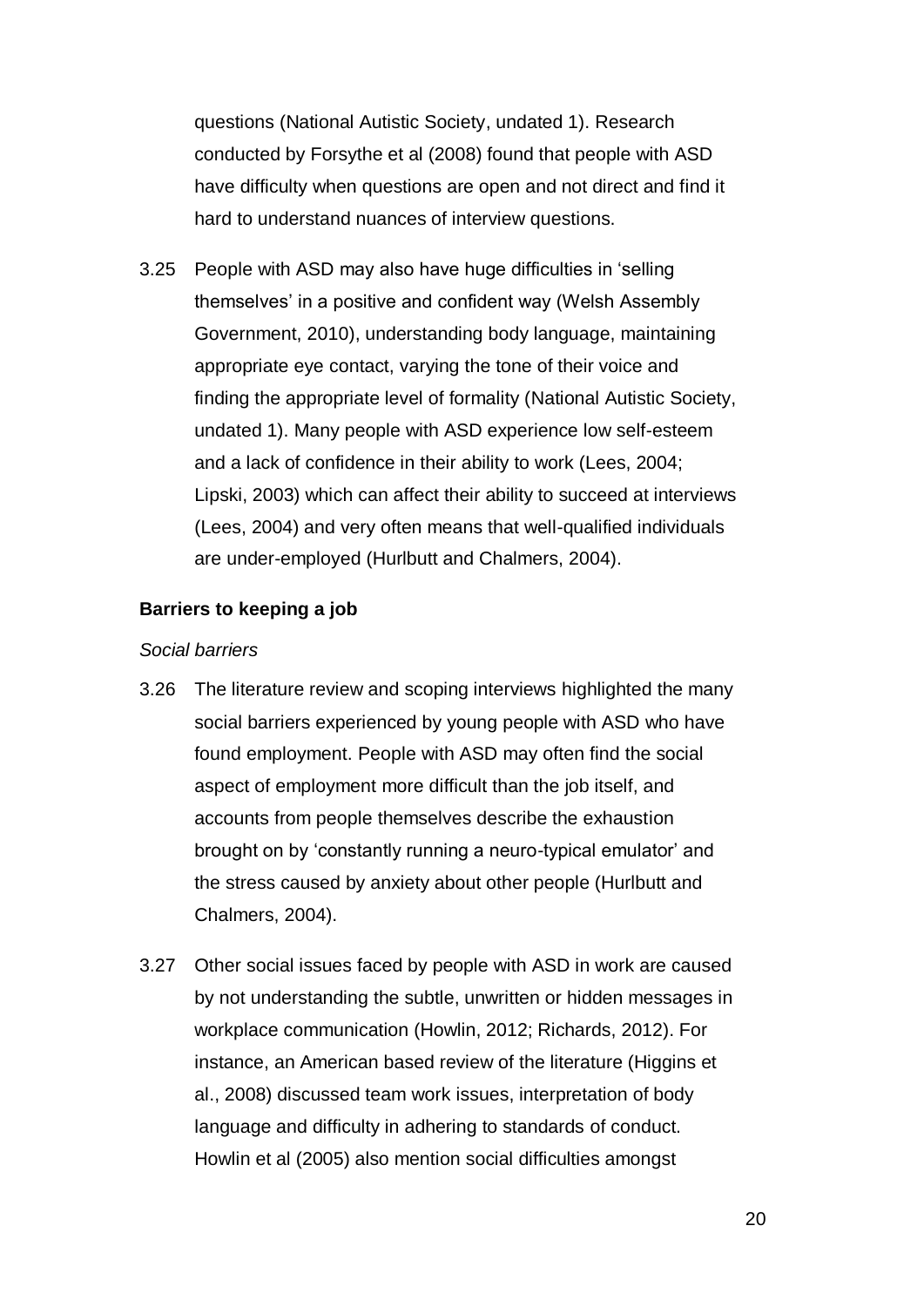questions (National Autistic Society, undated 1). Research conducted by Forsythe et al (2008) found that people with ASD have difficulty when questions are open and not direct and find it hard to understand nuances of interview questions.

3.25 People with ASD may also have huge difficulties in 'selling themselves' in a positive and confident way (Welsh Assembly Government, 2010), understanding body language, maintaining appropriate eye contact, varying the tone of their voice and finding the appropriate level of formality (National Autistic Society, undated 1). Many people with ASD experience low self-esteem and a lack of confidence in their ability to work (Lees, 2004; Lipski, 2003) which can affect their ability to succeed at interviews (Lees, 2004) and very often means that well-qualified individuals are under-employed (Hurlbutt and Chalmers, 2004).

**Barriers to keeping a job**

*Social barriers*

3.26 The literature review and scoping interviews highlighted the many social barriers experienced by young people with ASD who have found employment. People with ASD may often find the social aspect of employment more difficult than the job itself, and accounts from people themselves describe the exhaustion brought on by 'constantly running a neuro-typical emulator' and the stress caused by anxiety about other people (Hurlbutt and Chalmers, 2004).

3.27 Other social issues faced by people with ASD in work are caused by not understanding the subtle, unwritten or hidden messages in workplace communication (Howlin, 2012; Richards, 2012). For instance, an American based review of the literature (Higgins et al., 2008) discussed team work issues, interpretation of body language and difficulty in adhering to standards of conduct. Howlin et al (2005) also mention social difficulties amongst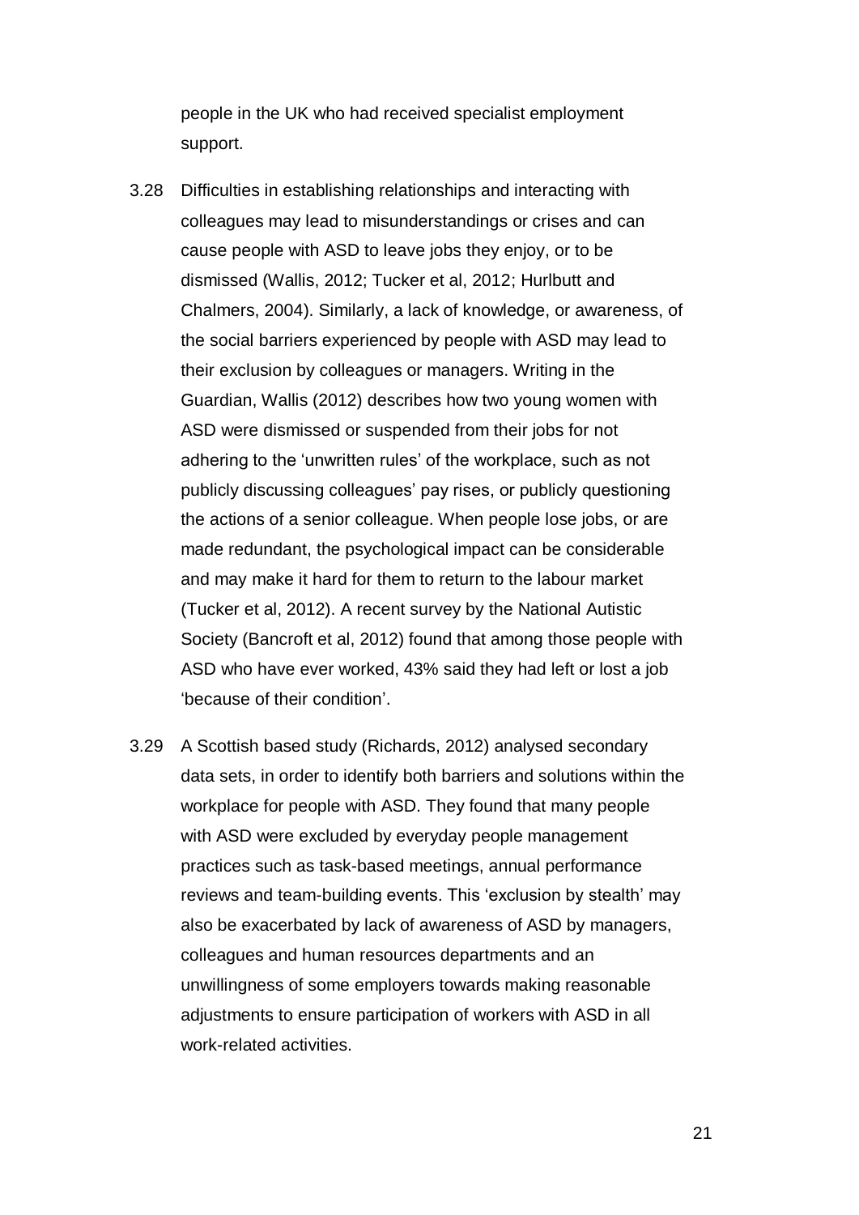people in the UK who had received specialist employment support.

3.28 Difficulties in establishing relationships and interacting with colleagues may lead to misunderstandings or crises and can cause people with ASD to leave jobs they enjoy, or to be dismissed (Wallis, 2012; Tucker et al, 2012; Hurlbutt and Chalmers, 2004). Similarly, a lack of knowledge, or awareness, of the social barriers experienced by people with ASD may lead to their exclusion by colleagues or managers. Writing in the Guardian, Wallis (2012) describes how two young women with ASD were dismissed or suspended from their jobs for not adhering to the 'unwritten rules' of the workplace, such as not publicly discussing colleagues' pay rises, or publicly questioning the actions of a senior colleague. When people lose jobs, or are made redundant, the psychological impact can be considerable and may make it hard for them to return to the labour market (Tucker et al, 2012). A recent survey by the National Autistic Society (Bancroft et al, 2012) found that among those people with ASD who have ever worked, 43% said they had left or lost a job 'because of their condition'.

3.29 A Scottish based study (Richards, 2012) analysed secondary data sets, in order to identify both barriers and solutions within the workplace for people with ASD. They found that many people with ASD were excluded by everyday people management practices such as task-based meetings, annual performance reviews and team-building events. This 'exclusion by stealth' may also be exacerbated by lack of awareness of ASD by managers, colleagues and human resources departments and an unwillingness of some employers towards making reasonable adjustments to ensure participation of workers with ASD in all work-related activities.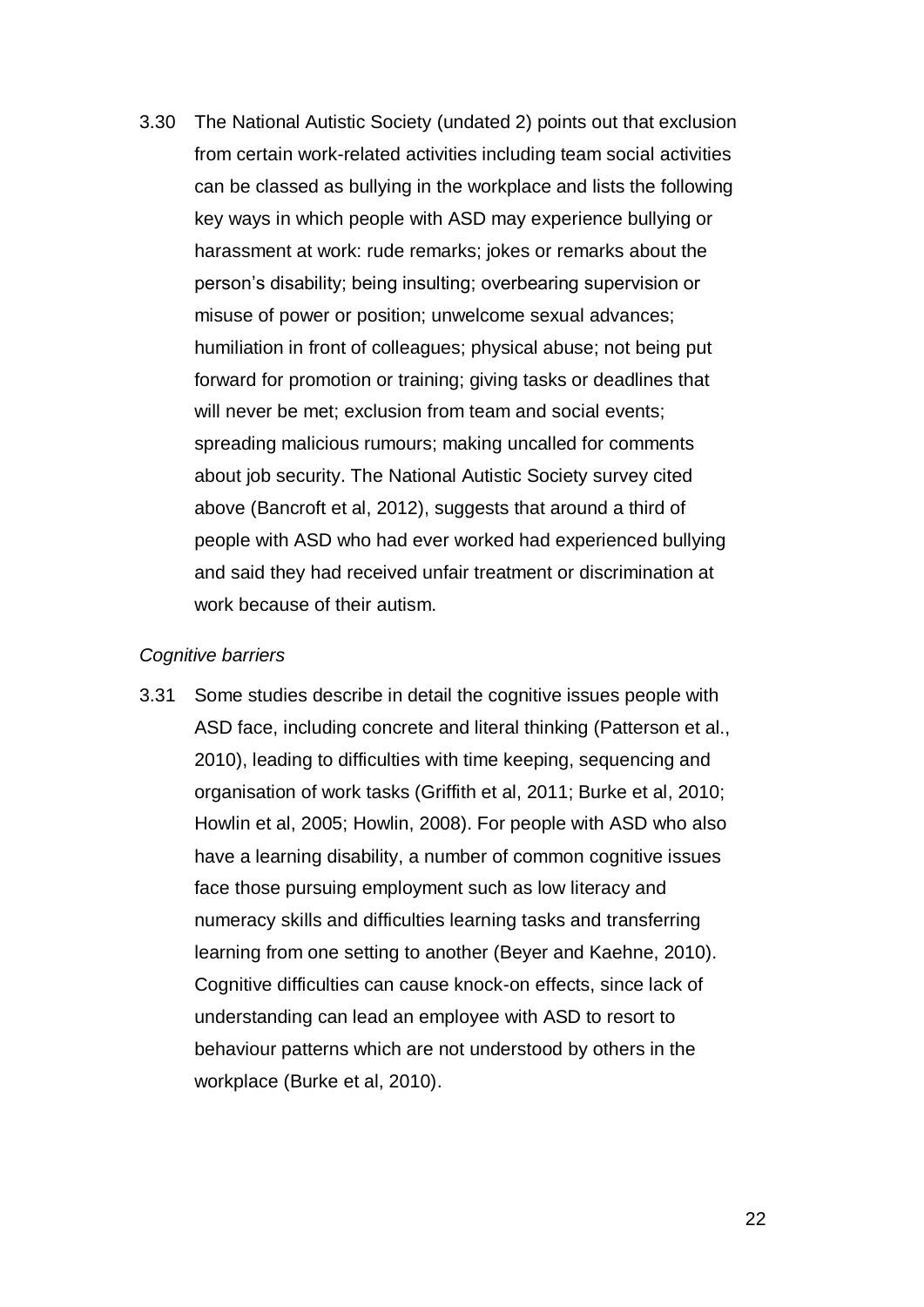3.30 The National Autistic Society (undated 2) points out that exclusion from certain work-related activities including team social activities can be classed as bullying in the workplace and lists the following key ways in which people with ASD may experience bullying or harassment at work: rude remarks; jokes or remarks about the person's disability; being insulting; overbearing supervision or misuse of power or position; unwelcome sexual advances; humiliation in front of colleagues; physical abuse; not being put forward for promotion or training; giving tasks or deadlines that will never be met; exclusion from team and social events; spreading malicious rumours; making uncalled for comments about job security. The National Autistic Society survey cited above (Bancroft et al, 2012), suggests that around a third of people with ASD who had ever worked had experienced bullying and said they had received unfair treatment or discrimination at work because of their autism.

*Cognitive barriers*

3.31 Some studies describe in detail the cognitive issues people with ASD face, including concrete and literal thinking (Patterson et al., 2010), leading to difficulties with time keeping, sequencing and organisation of work tasks (Griffith et al, 2011; Burke et al, 2010; Howlin et al, 2005; Howlin, 2008). For people with ASD who also have a learning disability, a number of common cognitive issues face those pursuing employment such as low literacy and numeracy skills and difficulties learning tasks and transferring learning from one setting to another (Beyer and Kaehne, 2010). Cognitive difficulties can cause knock-on effects, since lack of understanding can lead an employee with ASD to resort to behaviour patterns which are not understood by others in the workplace (Burke et al, 2010).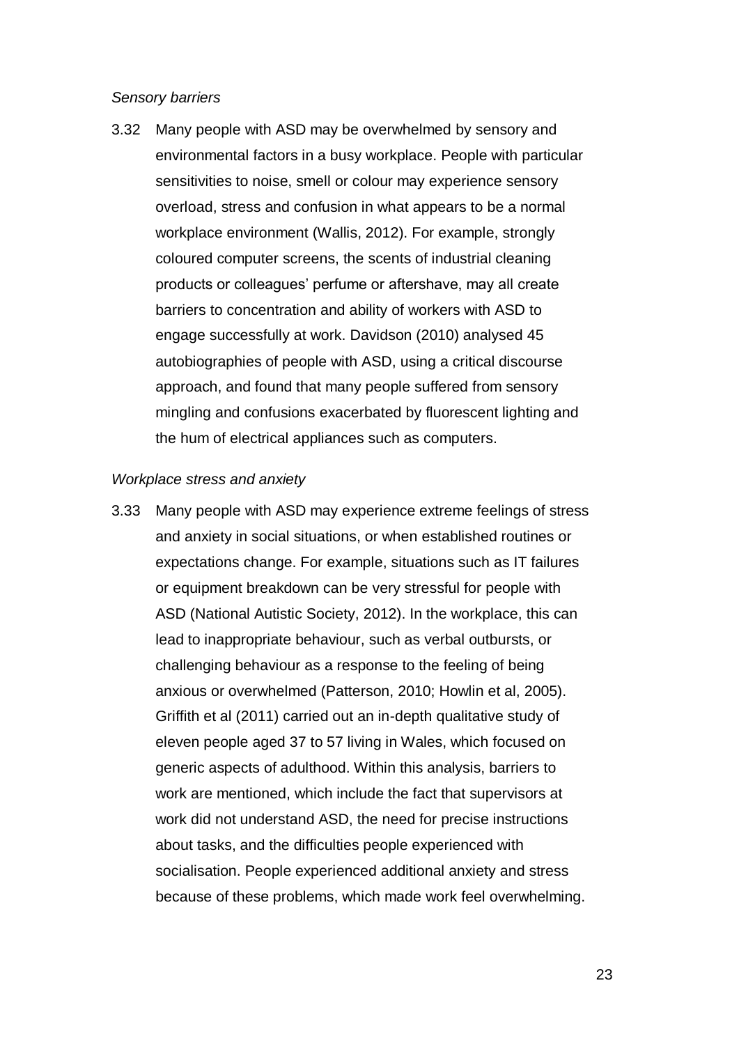*Sensory barriers*

3.32 Many people with ASD may be overwhelmed by sensory and environmental factors in a busy workplace. People with particular sensitivities to noise, smell or colour may experience sensory overload, stress and confusion in what appears to be a normal workplace environment (Wallis, 2012). For example, strongly coloured computer screens, the scents of industrial cleaning products or colleagues' perfume or aftershave, may all create barriers to concentration and ability of workers with ASD to engage successfully at work. Davidson (2010) analysed 45 autobiographies of people with ASD, using a critical discourse approach, and found that many people suffered from sensory mingling and confusions exacerbated by fluorescent lighting and the hum of electrical appliances such as computers.

*Workplace stress and anxiety*

3.33 Many people with ASD may experience extreme feelings of stress and anxiety in social situations, or when established routines or expectations change. For example, situations such as IT failures or equipment breakdown can be very stressful for people with ASD (National Autistic Society, 2012). In the workplace, this can lead to inappropriate behaviour, such as verbal outbursts, or challenging behaviour as a response to the feeling of being anxious or overwhelmed (Patterson, 2010; Howlin et al, 2005). Griffith et al (2011) carried out an in-depth qualitative study of eleven people aged 37 to 57 living in Wales, which focused on generic aspects of adulthood. Within this analysis, barriers to work are mentioned, which include the fact that supervisors at work did not understand ASD, the need for precise instructions about tasks, and the difficulties people experienced with socialisation. People experienced additional anxiety and stress because of these problems, which made work feel overwhelming.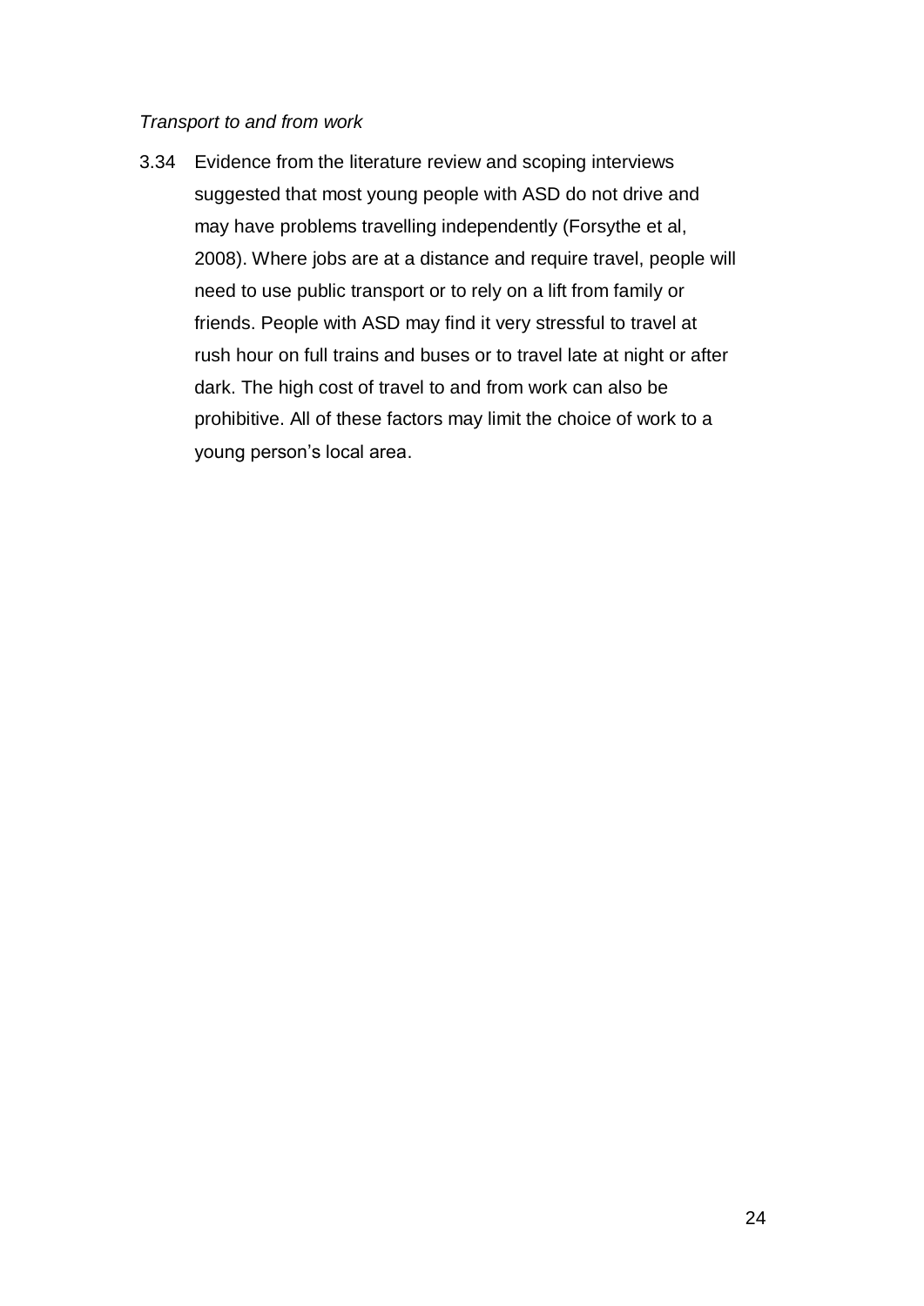*Transport to and from work*

3.34 Evidence from the literature review and scoping interviews suggested that most young people with ASD do not drive and may have problems travelling independently (Forsythe et al, 2008). Where jobs are at a distance and require travel, people will need to use public transport or to rely on a lift from family or friends. People with ASD may find it very stressful to travel at rush hour on full trains and buses or to travel late at night or after dark. The high cost of travel to and from work can also be prohibitive. All of these factors may limit the choice of work to a young person's local area.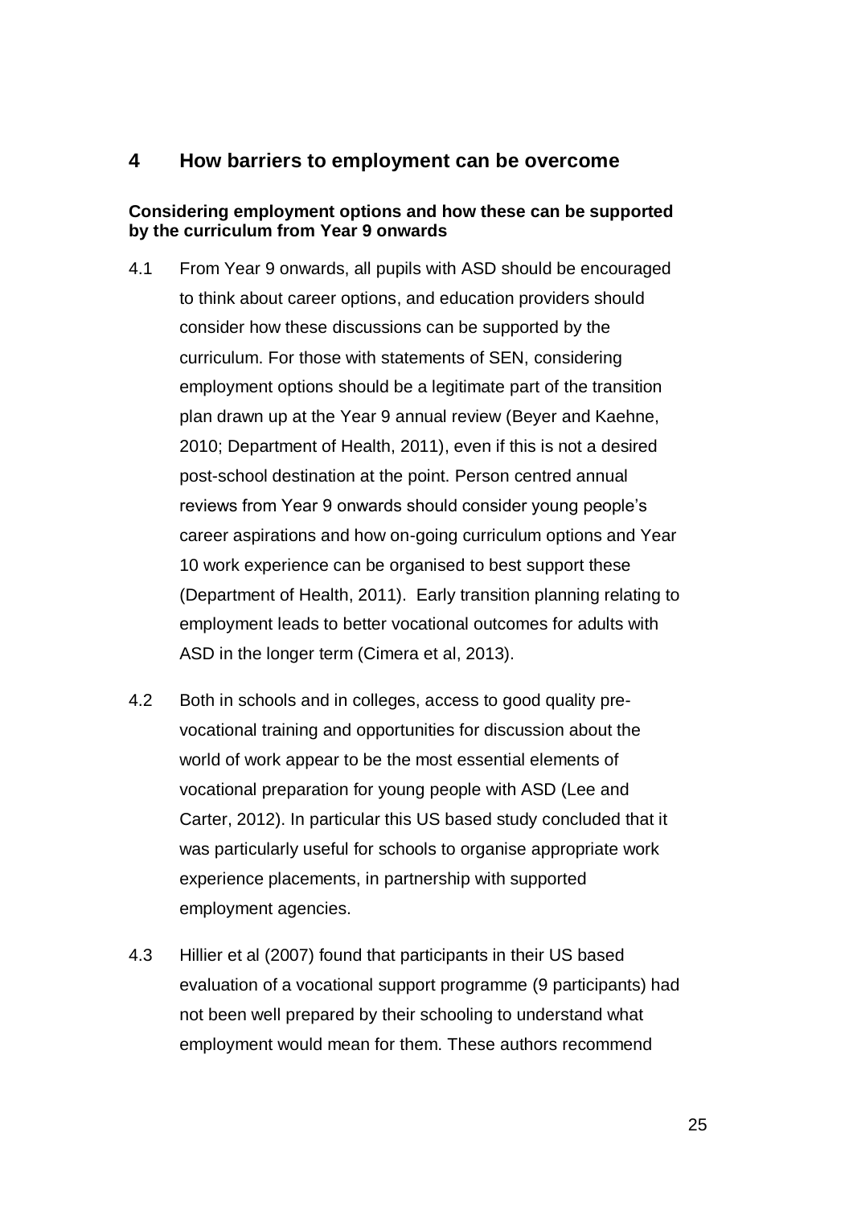## 4 How barriers to employment can be overcome

**Considering employment options and how these can be supported by the curriculum from Year 9 onwards**

4.1 From Year 9 onwards, all pupils with ASD should be encouraged to think about career options, and education providers should consider how these discussions can be supported by the curriculum. For those with statements of SEN, considering employment options should be a legitimate part of the transition plan drawn up at the Year 9 annual review (Beyer and Kaehne, 2010; Department of Health, 2011), even if this is not a desired post-school destination at the point. Person centred annual reviews from Year 9 onwards should consider young people's career aspirations and how on-going curriculum options and Year 10 work experience can be organised to best support these (Department of Health, 2011). Early transition planning relating to employment leads to better vocational outcomes for adults with ASD in the longer term (Cimera et al, 2013).

4.2 Both in schools and in colleges, access to good quality pre-vocational training and opportunities for discussion about the world of work appear to be the most essential elements of vocational preparation for young people with ASD (Lee and Carter, 2012). In particular this US based study concluded that it was particularly useful for schools to organise appropriate work experience placements, in partnership with supported employment agencies.

4.3 Hillier et al (2007) found that participants in their US based evaluation of a vocational support programme (9 participants) had not been well prepared by their schooling to understand what employment would mean for them. These authors recommend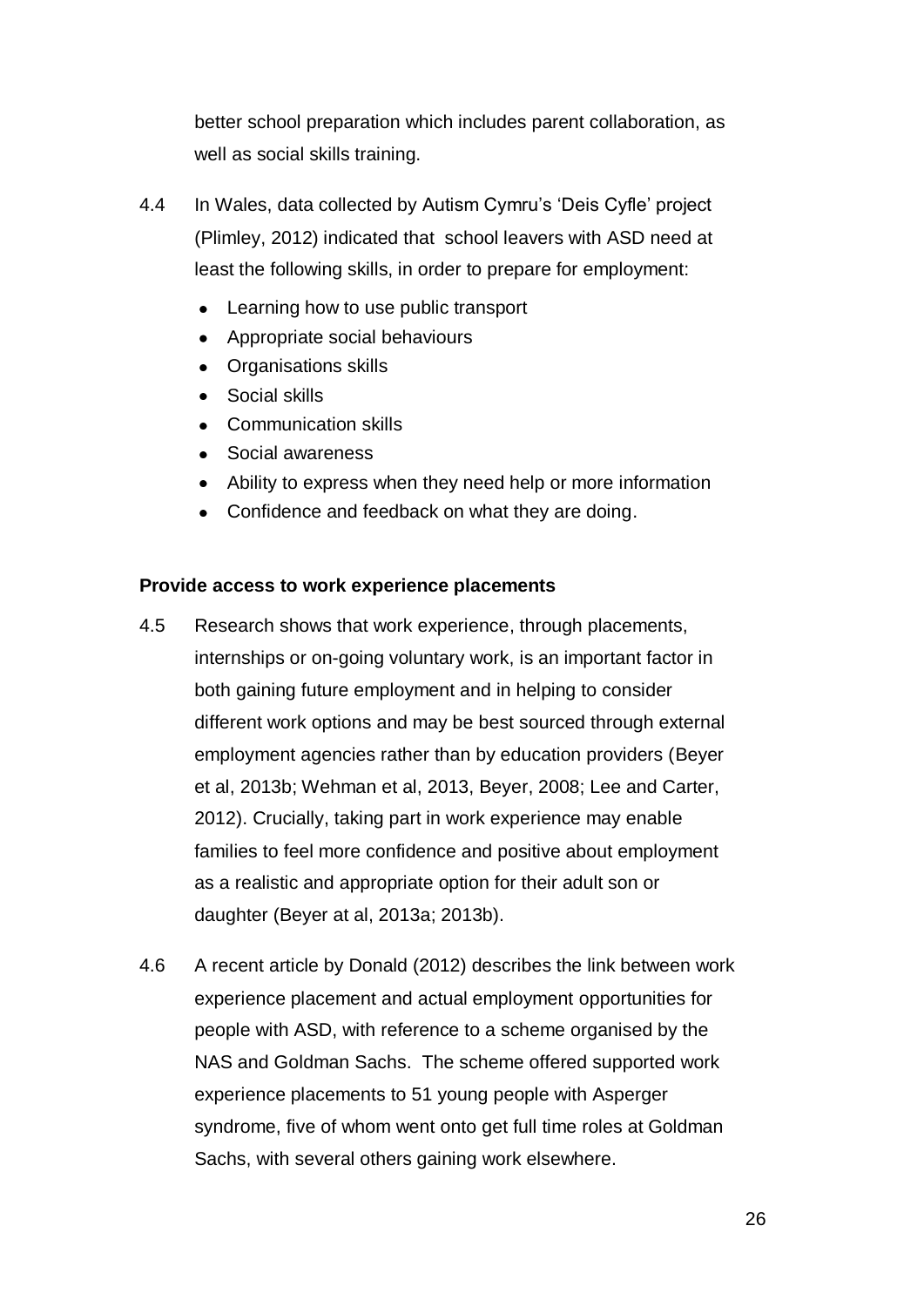better school preparation which includes parent collaboration, as well as social skills training.

4.4 In Wales, data collected by Autism Cymru's 'Deis Cyfle' project (Plimley, 2012) indicated that school leavers with ASD need at least the following skills, in order to prepare for employment:

- Learning how to use public transport
- Appropriate social behaviours
- Organisations skills
- Social skills
- Communication skills
- Social awareness
- Ability to express when they need help or more information
- Confidence and feedback on what they are doing.

**Provide access to work experience placements**

4.5 Research shows that work experience, through placements, internships or on-going voluntary work, is an important factor in both gaining future employment and in helping to consider different work options and may be best sourced through external employment agencies rather than by education providers (Beyer et al, 2013b; Wehman et al, 2013, Beyer, 2008; Lee and Carter, 2012). Crucially, taking part in work experience may enable families to feel more confidence and positive about employment as a realistic and appropriate option for their adult son or daughter (Beyer at al, 2013a; 2013b).

4.6 A recent article by Donald (2012) describes the link between work experience placement and actual employment opportunities for people with ASD, with reference to a scheme organised by the NAS and Goldman Sachs. The scheme offered supported work experience placements to 51 young people with Asperger syndrome, five of whom went onto get full time roles at Goldman Sachs, with several others gaining work elsewhere.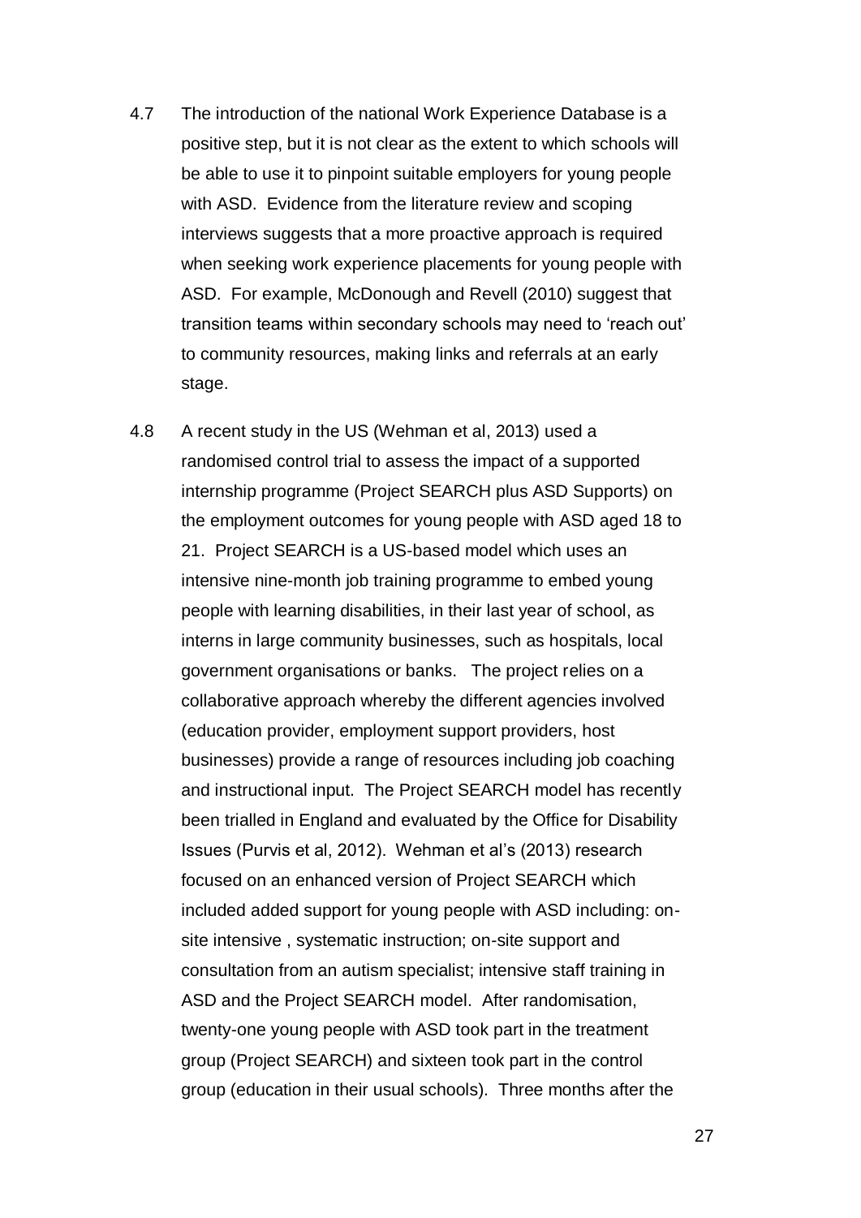4.7 The introduction of the national Work Experience Database is a positive step, but it is not clear as the extent to which schools will be able to use it to pinpoint suitable employers for young people with ASD. Evidence from the literature review and scoping interviews suggests that a more proactive approach is required when seeking work experience placements for young people with ASD. For example, McDonough and Revell (2010) suggest that transition teams within secondary schools may need to 'reach out' to community resources, making links and referrals at an early stage.

4.8 A recent study in the US (Wehman et al, 2013) used a randomised control trial to assess the impact of a supported internship programme (Project SEARCH plus ASD Supports) on the employment outcomes for young people with ASD aged 18 to 21. Project SEARCH is a US-based model which uses an intensive nine-month job training programme to embed young people with learning disabilities, in their last year of school, as interns in large community businesses, such as hospitals, local government organisations or banks. The project relies on a collaborative approach whereby the different agencies involved (education provider, employment support providers, host businesses) provide a range of resources including job coaching and instructional input. The Project SEARCH model has recently been trialled in England and evaluated by the Office for Disability Issues (Purvis et al, 2012). Wehman et al's (2013) research focused on an enhanced version of Project SEARCH which included added support for young people with ASD including: on-site intensive , systematic instruction; on-site support and consultation from an autism specialist; intensive staff training in ASD and the Project SEARCH model. After randomisation, twenty-one young people with ASD took part in the treatment group (Project SEARCH) and sixteen took part in the control group (education in their usual schools). Three months after the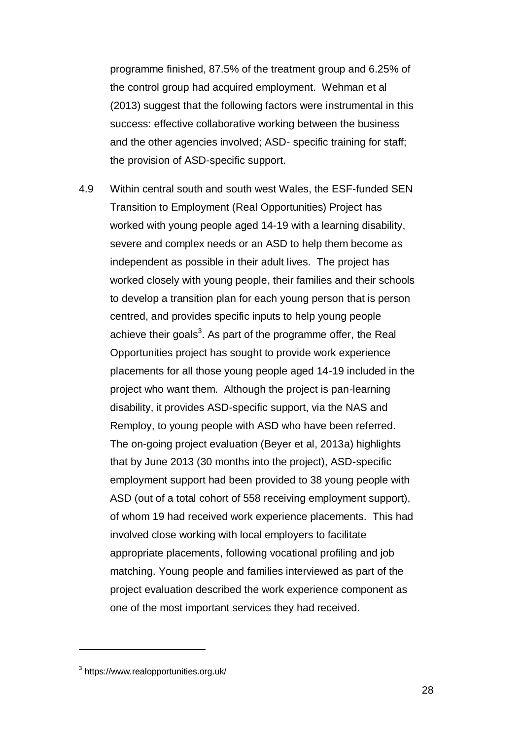programme finished, 87.5% of the treatment group and 6.25% of the control group had acquired employment. Wehman et al (2013) suggest that the following factors were instrumental in this success: effective collaborative working between the business and the other agencies involved; ASD- specific training for staff; the provision of ASD-specific support.

4.9 Within central south and south west Wales, the ESF-funded SEN Transition to Employment (Real Opportunities) Project has worked with young people aged 14-19 with a learning disability, severe and complex needs or an ASD to help them become as independent as possible in their adult lives. The project has worked closely with young people, their families and their schools to develop a transition plan for each young person that is person centred, and provides specific inputs to help young people achieve their goals[3]. As part of the programme offer, the Real Opportunities project has sought to provide work experience placements for all those young people aged 14-19 included in the project who want them. Although the project is pan-learning disability, it provides ASD-specific support, via the NAS and Remploy, to young people with ASD who have been referred. The on-going project evaluation (Beyer et al, 2013a) highlights that by June 2013 (30 months into the project), ASD-specific employment support had been provided to 38 young people with ASD (out of a total cohort of 558 receiving employment support), of whom 19 had received work experience placements. This had involved close working with local employers to facilitate appropriate placements, following vocational profiling and job matching. Young people and families interviewed as part of the project evaluation described the work experience component as one of the most important services they had received.

---

[3] https://www.realopportunities.org.uk/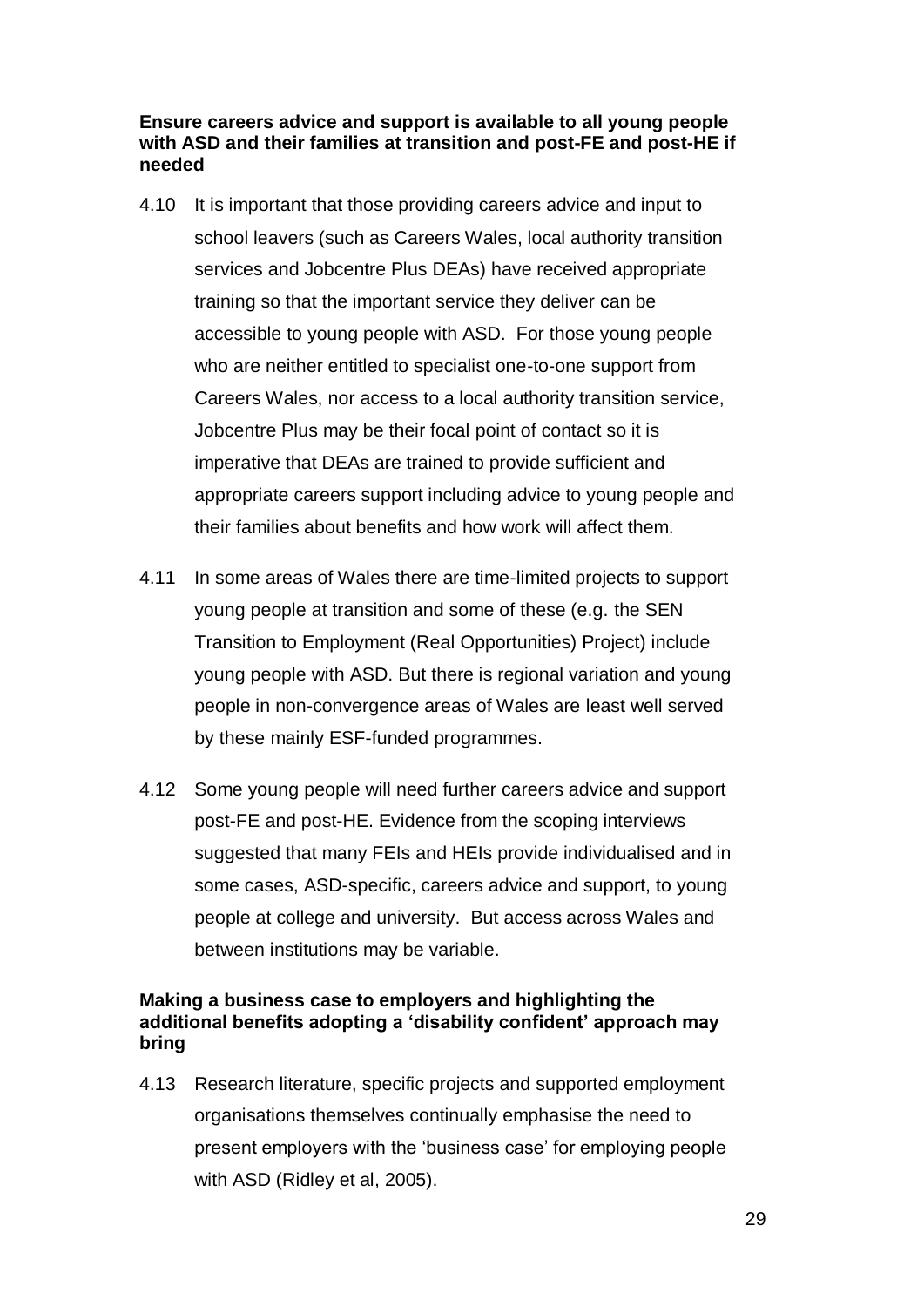**Ensure careers advice and support is available to all young people with ASD and their families at transition and post-FE and post-HE if needed**

4.10 It is important that those providing careers advice and input to school leavers (such as Careers Wales, local authority transition services and Jobcentre Plus DEAs) have received appropriate training so that the important service they deliver can be accessible to young people with ASD. For those young people who are neither entitled to specialist one-to-one support from Careers Wales, nor access to a local authority transition service, Jobcentre Plus may be their focal point of contact so it is imperative that DEAs are trained to provide sufficient and appropriate careers support including advice to young people and their families about benefits and how work will affect them.

4.11 In some areas of Wales there are time-limited projects to support young people at transition and some of these (e.g. the SEN Transition to Employment (Real Opportunities) Project) include young people with ASD. But there is regional variation and young people in non-convergence areas of Wales are least well served by these mainly ESF-funded programmes.

4.12 Some young people will need further careers advice and support post-FE and post-HE. Evidence from the scoping interviews suggested that many FEIs and HEIs provide individualised and in some cases, ASD-specific, careers advice and support, to young people at college and university. But access across Wales and between institutions may be variable.

**Making a business case to employers and highlighting the additional benefits adopting a 'disability confident' approach may bring**

4.13 Research literature, specific projects and supported employment organisations themselves continually emphasise the need to present employers with the 'business case' for employing people with ASD (Ridley et al, 2005).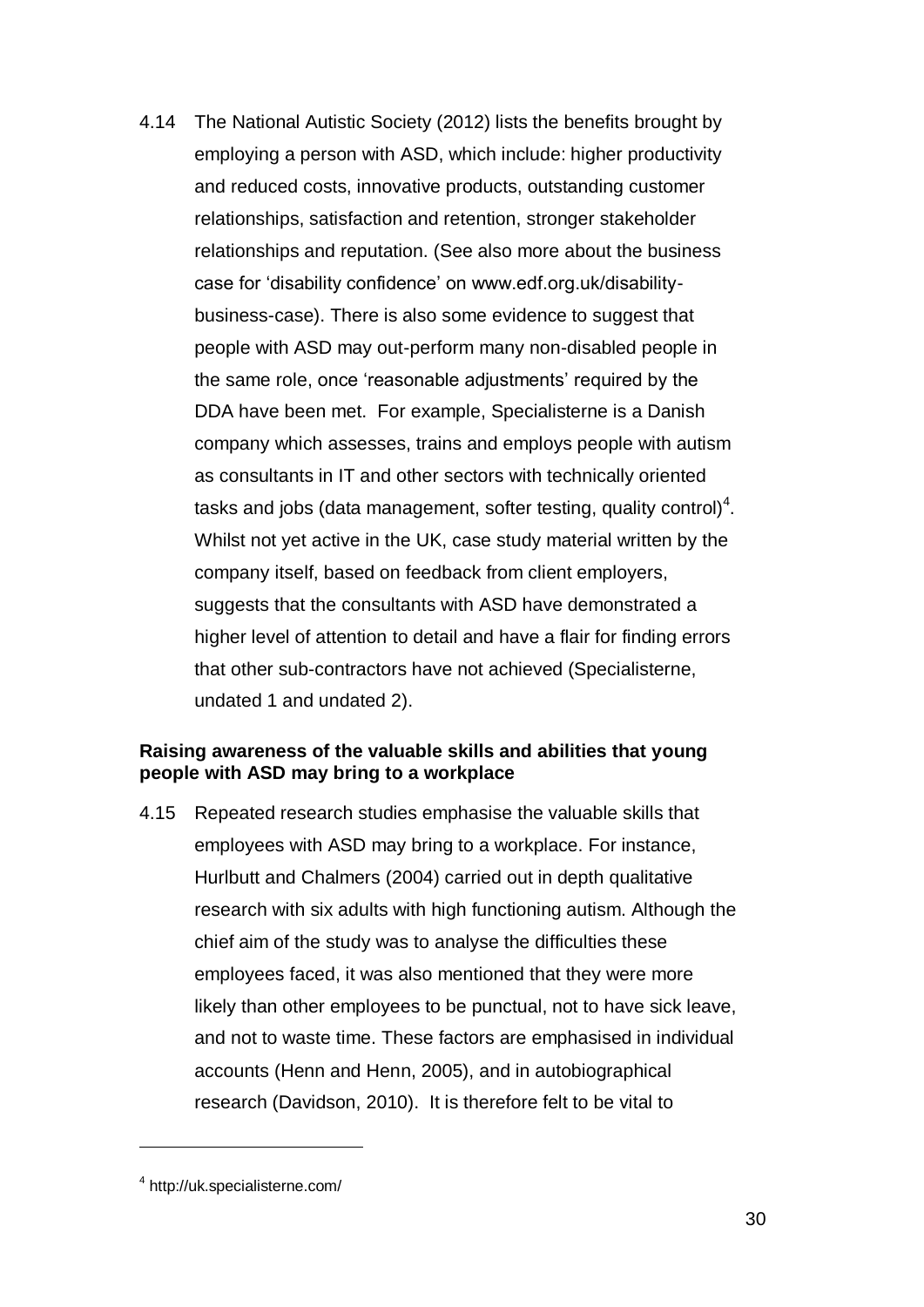4.14 The National Autistic Society (2012) lists the benefits brought by employing a person with ASD, which include: higher productivity and reduced costs, innovative products, outstanding customer relationships, satisfaction and retention, stronger stakeholder relationships and reputation. (See also more about the business case for 'disability confidence' on www.edf.org.uk/disability-business-case). There is also some evidence to suggest that people with ASD may out-perform many non-disabled people in the same role, once 'reasonable adjustments' required by the DDA have been met. For example, Specialisterne is a Danish company which assesses, trains and employs people with autism as consultants in IT and other sectors with technically oriented tasks and jobs (data management, softer testing, quality control)[4]. Whilst not yet active in the UK, case study material written by the company itself, based on feedback from client employers, suggests that the consultants with ASD have demonstrated a higher level of attention to detail and have a flair for finding errors that other sub-contractors have not achieved (Specialisterne, undated 1 and undated 2).

**Raising awareness of the valuable skills and abilities that young people with ASD may bring to a workplace**

4.15 Repeated research studies emphasise the valuable skills that employees with ASD may bring to a workplace. For instance, Hurlbutt and Chalmers (2004) carried out in depth qualitative research with six adults with high functioning autism. Although the chief aim of the study was to analyse the difficulties these employees faced, it was also mentioned that they were more likely than other employees to be punctual, not to have sick leave, and not to waste time. These factors are emphasised in individual accounts (Henn and Henn, 2005), and in autobiographical research (Davidson, 2010). It is therefore felt to be vital to

---

[4] http://uk.specialisterne.com/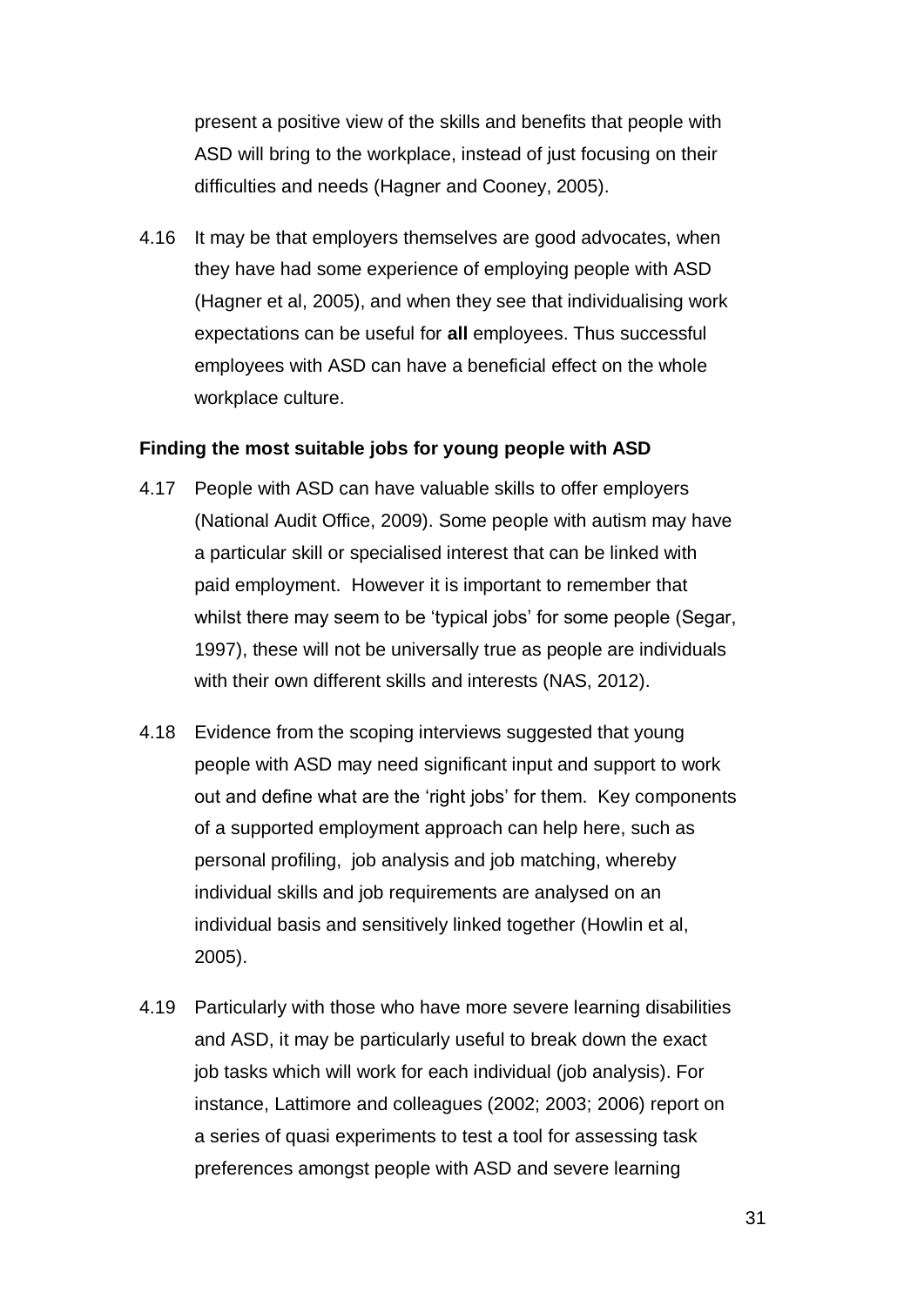present a positive view of the skills and benefits that people with ASD will bring to the workplace, instead of just focusing on their difficulties and needs (Hagner and Cooney, 2005).

4.16 It may be that employers themselves are good advocates, when they have had some experience of employing people with ASD (Hagner et al, 2005), and when they see that individualising work expectations can be useful for **all** employees. Thus successful employees with ASD can have a beneficial effect on the whole workplace culture.

**Finding the most suitable jobs for young people with ASD**

4.17 People with ASD can have valuable skills to offer employers (National Audit Office, 2009). Some people with autism may have a particular skill or specialised interest that can be linked with paid employment. However it is important to remember that whilst there may seem to be 'typical jobs' for some people (Segar, 1997), these will not be universally true as people are individuals with their own different skills and interests (NAS, 2012).

4.18 Evidence from the scoping interviews suggested that young people with ASD may need significant input and support to work out and define what are the 'right jobs' for them. Key components of a supported employment approach can help here, such as personal profiling, job analysis and job matching, whereby individual skills and job requirements are analysed on an individual basis and sensitively linked together (Howlin et al, 2005).

4.19 Particularly with those who have more severe learning disabilities and ASD, it may be particularly useful to break down the exact job tasks which will work for each individual (job analysis). For instance, Lattimore and colleagues (2002; 2003; 2006) report on a series of quasi experiments to test a tool for assessing task preferences amongst people with ASD and severe learning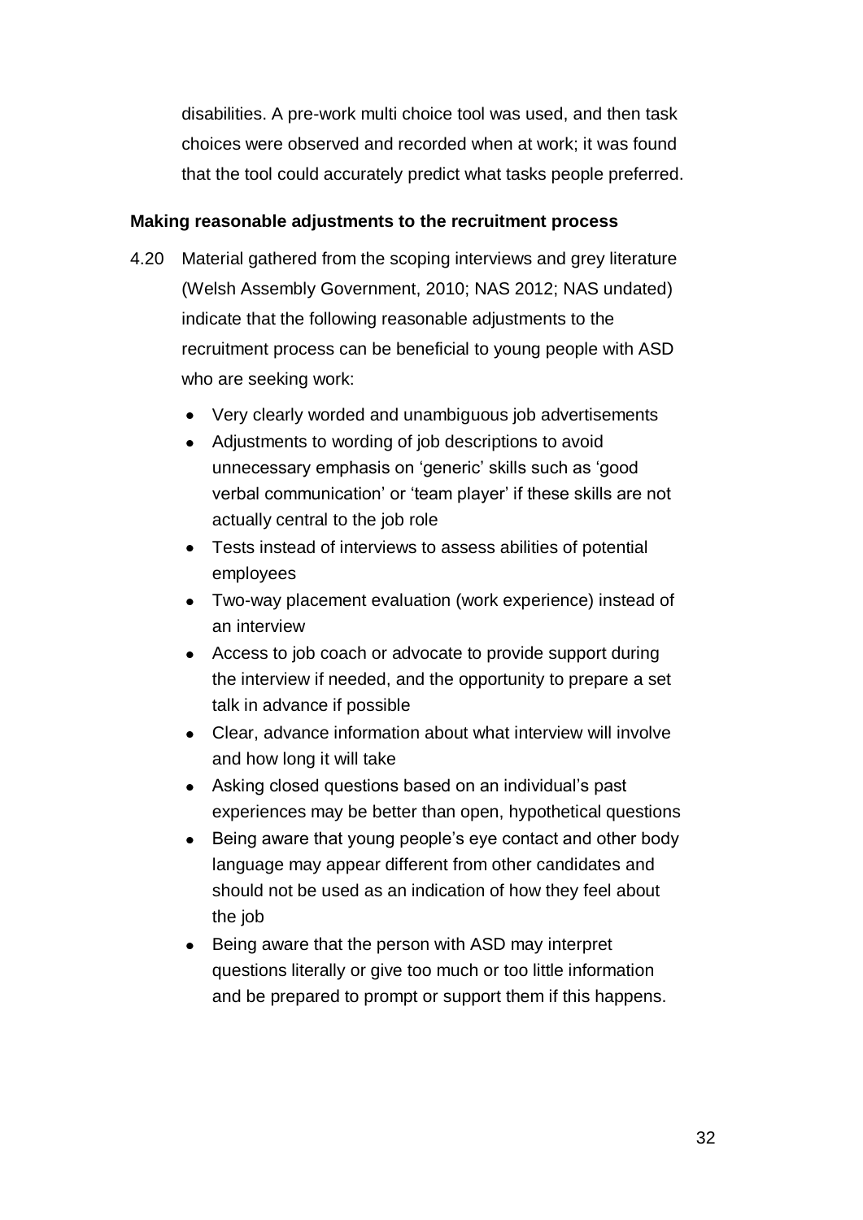disabilities. A pre-work multi choice tool was used, and then task choices were observed and recorded when at work; it was found that the tool could accurately predict what tasks people preferred.

**Making reasonable adjustments to the recruitment process**

4.20 Material gathered from the scoping interviews and grey literature (Welsh Assembly Government, 2010; NAS 2012; NAS undated) indicate that the following reasonable adjustments to the recruitment process can be beneficial to young people with ASD who are seeking work:

- Very clearly worded and unambiguous job advertisements
- Adjustments to wording of job descriptions to avoid unnecessary emphasis on 'generic' skills such as 'good verbal communication' or 'team player' if these skills are not actually central to the job role
- Tests instead of interviews to assess abilities of potential employees
- Two-way placement evaluation (work experience) instead of an interview
- Access to job coach or advocate to provide support during the interview if needed, and the opportunity to prepare a set talk in advance if possible
- Clear, advance information about what interview will involve and how long it will take
- Asking closed questions based on an individual's past experiences may be better than open, hypothetical questions
- Being aware that young people's eye contact and other body language may appear different from other candidates and should not be used as an indication of how they feel about the job
- Being aware that the person with ASD may interpret questions literally or give too much or too little information and be prepared to prompt or support them if this happens.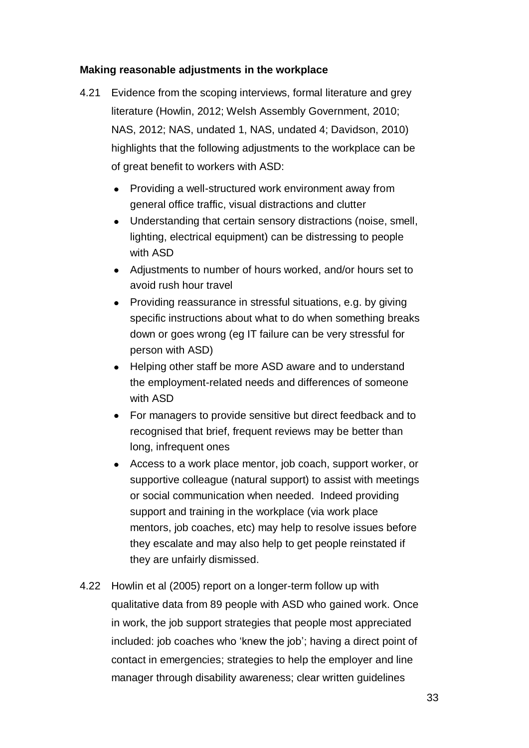**Making reasonable adjustments in the workplace**

4.21 Evidence from the scoping interviews, formal literature and grey literature (Howlin, 2012; Welsh Assembly Government, 2010; NAS, 2012; NAS, undated 1, NAS, undated 4; Davidson, 2010) highlights that the following adjustments to the workplace can be of great benefit to workers with ASD:

- Providing a well-structured work environment away from general office traffic, visual distractions and clutter
- Understanding that certain sensory distractions (noise, smell, lighting, electrical equipment) can be distressing to people with ASD
- Adjustments to number of hours worked, and/or hours set to avoid rush hour travel
- Providing reassurance in stressful situations, e.g. by giving specific instructions about what to do when something breaks down or goes wrong (eg IT failure can be very stressful for person with ASD)
- Helping other staff be more ASD aware and to understand the employment-related needs and differences of someone with ASD
- For managers to provide sensitive but direct feedback and to recognised that brief, frequent reviews may be better than long, infrequent ones
- Access to a work place mentor, job coach, support worker, or supportive colleague (natural support) to assist with meetings or social communication when needed. Indeed providing support and training in the workplace (via work place mentors, job coaches, etc) may help to resolve issues before they escalate and may also help to get people reinstated if they are unfairly dismissed.

4.22 Howlin et al (2005) report on a longer-term follow up with qualitative data from 89 people with ASD who gained work. Once in work, the job support strategies that people most appreciated included: job coaches who 'knew the job'; having a direct point of contact in emergencies; strategies to help the employer and line manager through disability awareness; clear written guidelines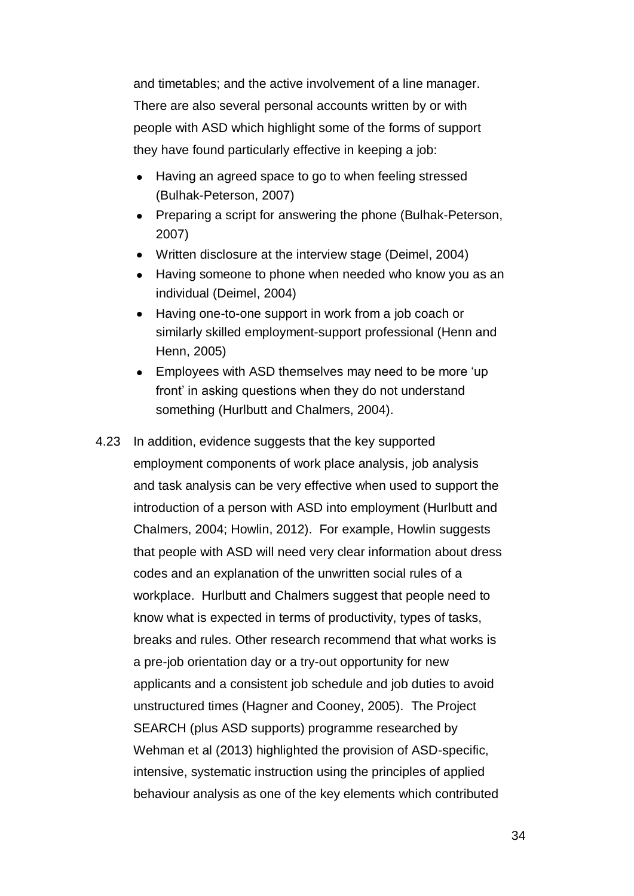and timetables; and the active involvement of a line manager. There are also several personal accounts written by or with people with ASD which highlight some of the forms of support they have found particularly effective in keeping a job:

- Having an agreed space to go to when feeling stressed (Bulhak-Peterson, 2007)
- Preparing a script for answering the phone (Bulhak-Peterson, 2007)
- Written disclosure at the interview stage (Deimel, 2004)
- Having someone to phone when needed who know you as an individual (Deimel, 2004)
- Having one-to-one support in work from a job coach or similarly skilled employment-support professional (Henn and Henn, 2005)
- Employees with ASD themselves may need to be more 'up front' in asking questions when they do not understand something (Hurlbutt and Chalmers, 2004).

4.23 In addition, evidence suggests that the key supported employment components of work place analysis, job analysis and task analysis can be very effective when used to support the introduction of a person with ASD into employment (Hurlbutt and Chalmers, 2004; Howlin, 2012). For example, Howlin suggests that people with ASD will need very clear information about dress codes and an explanation of the unwritten social rules of a workplace. Hurlbutt and Chalmers suggest that people need to know what is expected in terms of productivity, types of tasks, breaks and rules. Other research recommend that what works is a pre-job orientation day or a try-out opportunity for new applicants and a consistent job schedule and job duties to avoid unstructured times (Hagner and Cooney, 2005). The Project SEARCH (plus ASD supports) programme researched by Wehman et al (2013) highlighted the provision of ASD-specific, intensive, systematic instruction using the principles of applied behaviour analysis as one of the key elements which contributed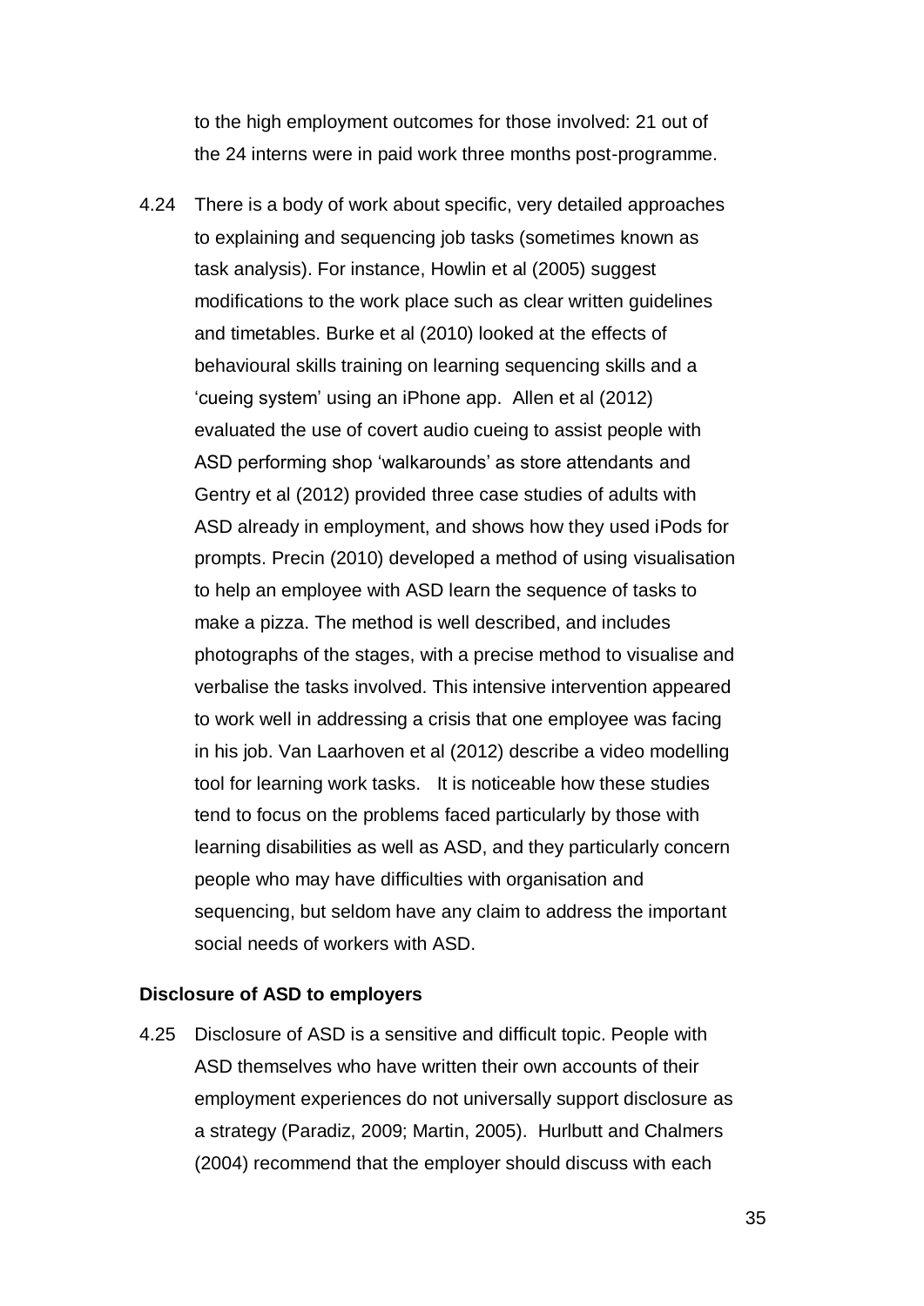to the high employment outcomes for those involved: 21 out of the 24 interns were in paid work three months post-programme.

4.24 There is a body of work about specific, very detailed approaches to explaining and sequencing job tasks (sometimes known as task analysis). For instance, Howlin et al (2005) suggest modifications to the work place such as clear written guidelines and timetables. Burke et al (2010) looked at the effects of behavioural skills training on learning sequencing skills and a 'cueing system' using an iPhone app. Allen et al (2012) evaluated the use of covert audio cueing to assist people with ASD performing shop 'walkarounds' as store attendants and Gentry et al (2012) provided three case studies of adults with ASD already in employment, and shows how they used iPods for prompts. Precin (2010) developed a method of using visualisation to help an employee with ASD learn the sequence of tasks to make a pizza. The method is well described, and includes photographs of the stages, with a precise method to visualise and verbalise the tasks involved. This intensive intervention appeared to work well in addressing a crisis that one employee was facing in his job. Van Laarhoven et al (2012) describe a video modelling tool for learning work tasks. It is noticeable how these studies tend to focus on the problems faced particularly by those with learning disabilities as well as ASD, and they particularly concern people who may have difficulties with organisation and sequencing, but seldom have any claim to address the important social needs of workers with ASD.

**Disclosure of ASD to employers**

4.25 Disclosure of ASD is a sensitive and difficult topic. People with ASD themselves who have written their own accounts of their employment experiences do not universally support disclosure as a strategy (Paradiz, 2009; Martin, 2005). Hurlbutt and Chalmers (2004) recommend that the employer should discuss with each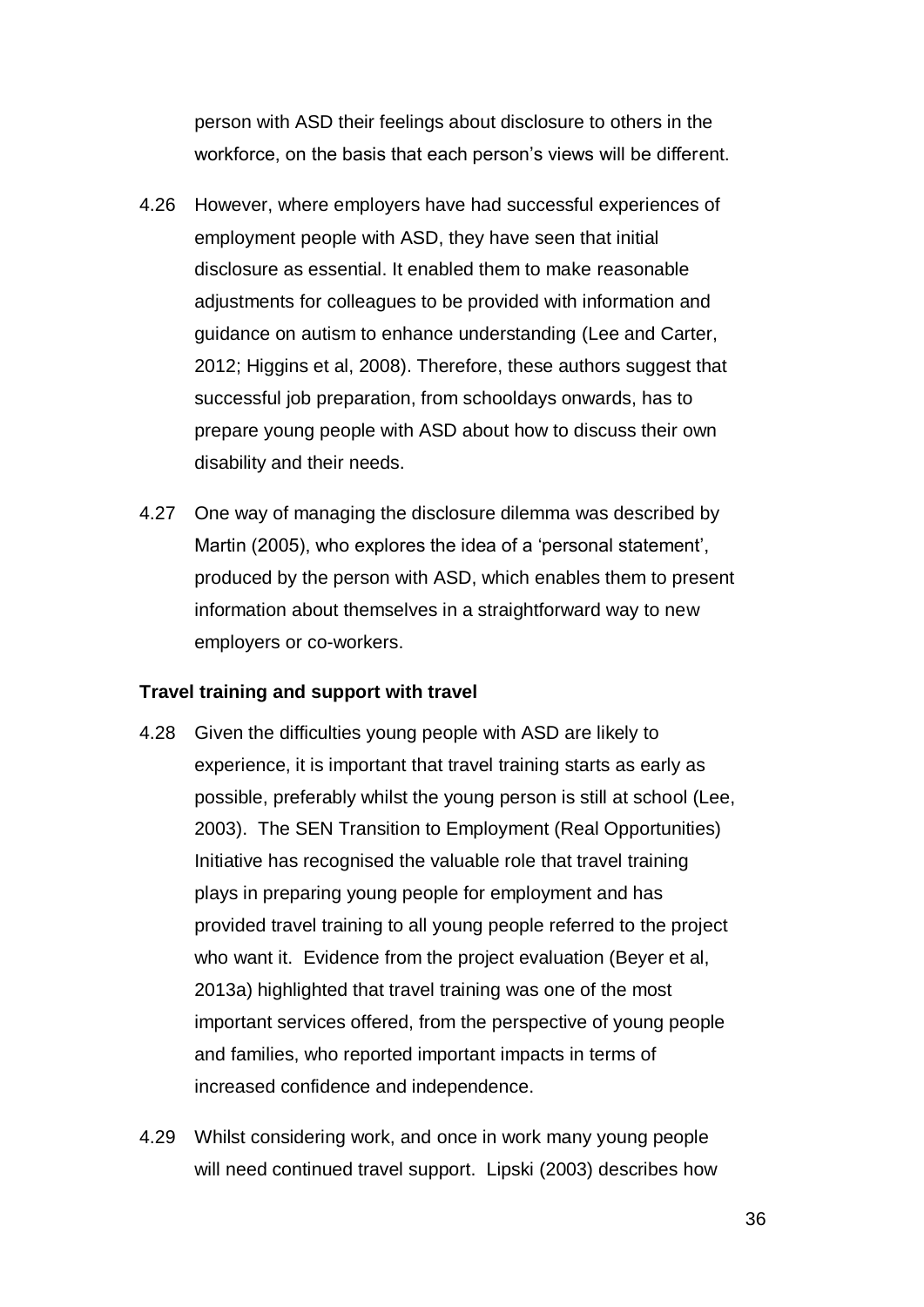person with ASD their feelings about disclosure to others in the workforce, on the basis that each person's views will be different.

4.26 However, where employers have had successful experiences of employment people with ASD, they have seen that initial disclosure as essential. It enabled them to make reasonable adjustments for colleagues to be provided with information and guidance on autism to enhance understanding (Lee and Carter, 2012; Higgins et al, 2008). Therefore, these authors suggest that successful job preparation, from schooldays onwards, has to prepare young people with ASD about how to discuss their own disability and their needs.

4.27 One way of managing the disclosure dilemma was described by Martin (2005), who explores the idea of a 'personal statement', produced by the person with ASD, which enables them to present information about themselves in a straightforward way to new employers or co-workers.

**Travel training and support with travel**

4.28 Given the difficulties young people with ASD are likely to experience, it is important that travel training starts as early as possible, preferably whilst the young person is still at school (Lee, 2003). The SEN Transition to Employment (Real Opportunities) Initiative has recognised the valuable role that travel training plays in preparing young people for employment and has provided travel training to all young people referred to the project who want it. Evidence from the project evaluation (Beyer et al, 2013a) highlighted that travel training was one of the most important services offered, from the perspective of young people and families, who reported important impacts in terms of increased confidence and independence.

4.29 Whilst considering work, and once in work many young people will need continued travel support. Lipski (2003) describes how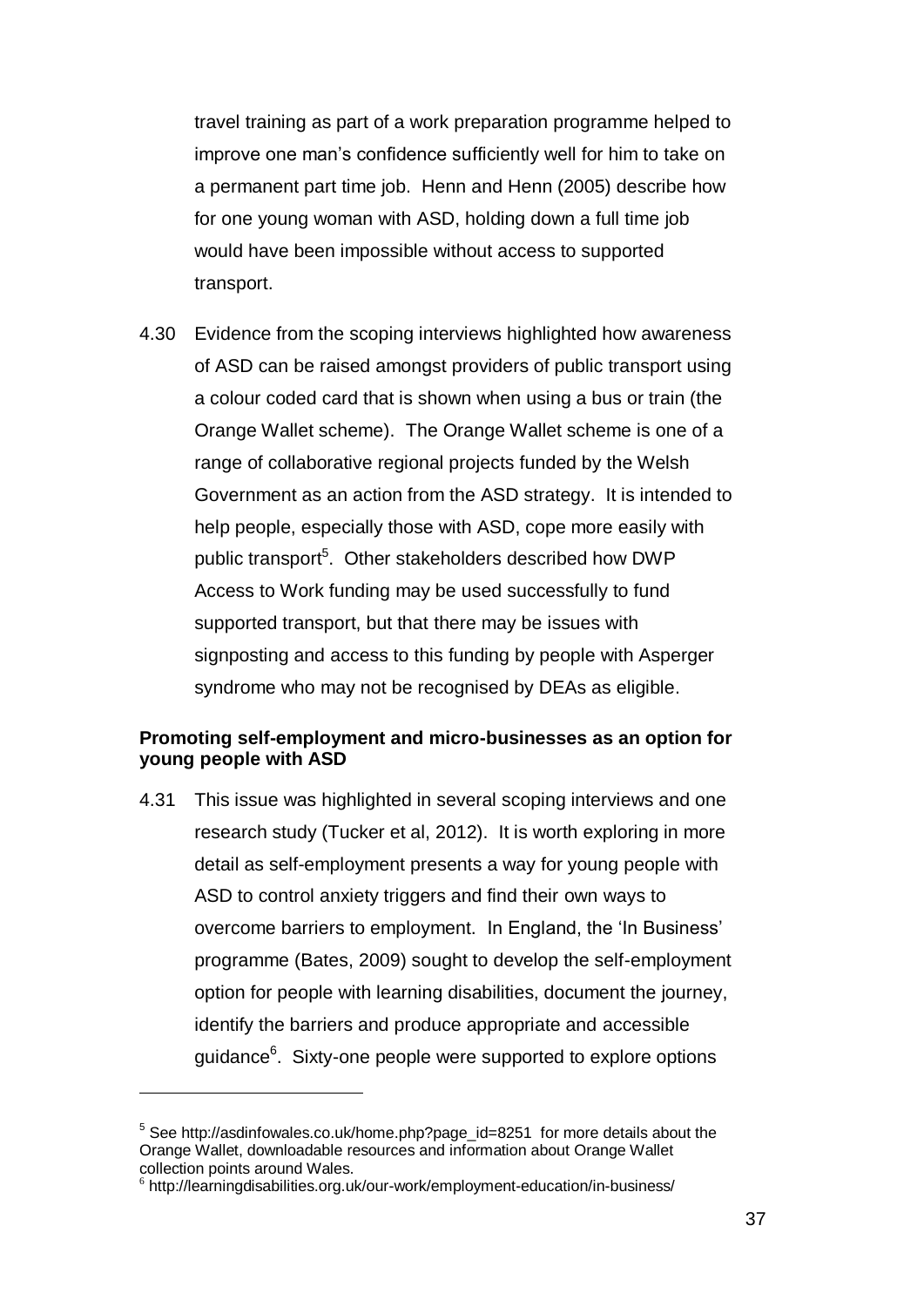travel training as part of a work preparation programme helped to improve one man's confidence sufficiently well for him to take on a permanent part time job. Henn and Henn (2005) describe how for one young woman with ASD, holding down a full time job would have been impossible without access to supported transport.

4.30 Evidence from the scoping interviews highlighted how awareness of ASD can be raised amongst providers of public transport using a colour coded card that is shown when using a bus or train (the Orange Wallet scheme). The Orange Wallet scheme is one of a range of collaborative regional projects funded by the Welsh Government as an action from the ASD strategy. It is intended to help people, especially those with ASD, cope more easily with public transport[5]. Other stakeholders described how DWP Access to Work funding may be used successfully to fund supported transport, but that there may be issues with signposting and access to this funding by people with Asperger syndrome who may not be recognised by DEAs as eligible.

**Promoting self-employment and micro-businesses as an option for young people with ASD**

4.31 This issue was highlighted in several scoping interviews and one research study (Tucker et al, 2012). It is worth exploring in more detail as self-employment presents a way for young people with ASD to control anxiety triggers and find their own ways to overcome barriers to employment. In England, the 'In Business' programme (Bates, 2009) sought to develop the self-employment option for people with learning disabilities, document the journey, identify the barriers and produce appropriate and accessible guidance[6]. Sixty-one people were supported to explore options

---

[5] See http://asdinfowales.co.uk/home.php?page_id=8251 for more details about the Orange Wallet, downloadable resources and information about Orange Wallet collection points around Wales.

[6] http://learningdisabilities.org.uk/our-work/employment-education/in-business/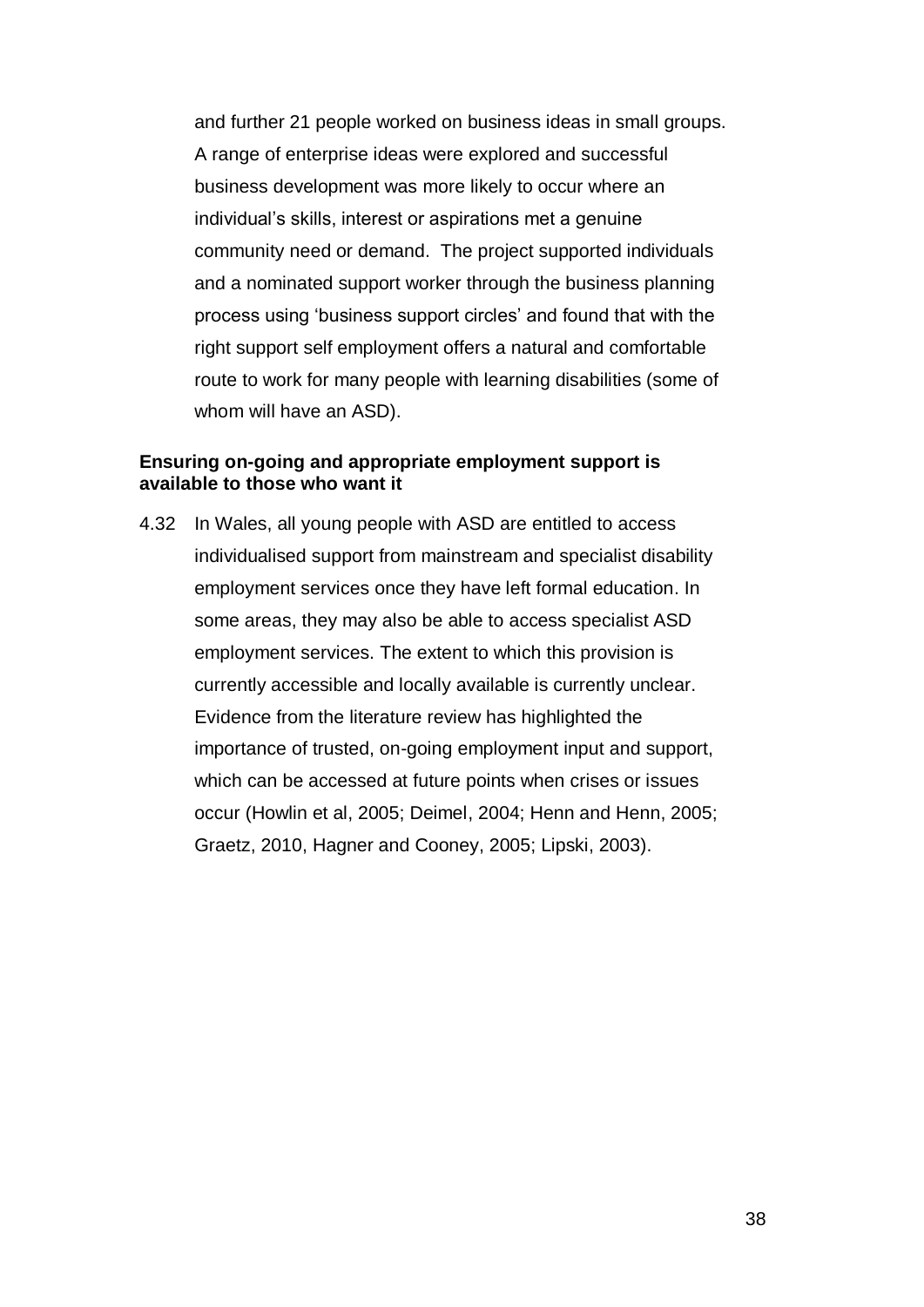and further 21 people worked on business ideas in small groups. A range of enterprise ideas were explored and successful business development was more likely to occur where an individual's skills, interest or aspirations met a genuine community need or demand. The project supported individuals and a nominated support worker through the business planning process using 'business support circles' and found that with the right support self employment offers a natural and comfortable route to work for many people with learning disabilities (some of whom will have an ASD).

**Ensuring on-going and appropriate employment support is available to those who want it**

4.32 In Wales, all young people with ASD are entitled to access individualised support from mainstream and specialist disability employment services once they have left formal education. In some areas, they may also be able to access specialist ASD employment services. The extent to which this provision is currently accessible and locally available is currently unclear. Evidence from the literature review has highlighted the importance of trusted, on-going employment input and support, which can be accessed at future points when crises or issues occur (Howlin et al, 2005; Deimel, 2004; Henn and Henn, 2005; Graetz, 2010, Hagner and Cooney, 2005; Lipski, 2003).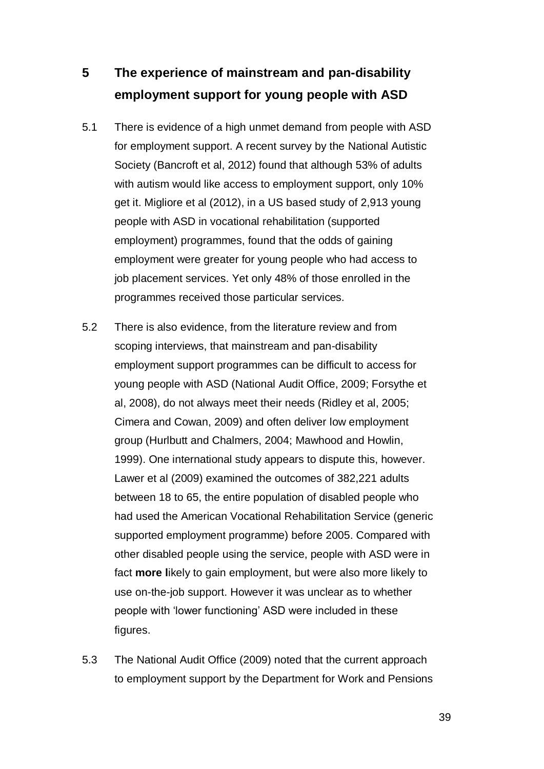# 5 The experience of mainstream and pan-disability employment support for young people with ASD

5.1 There is evidence of a high unmet demand from people with ASD for employment support. A recent survey by the National Autistic Society (Bancroft et al, 2012) found that although 53% of adults with autism would like access to employment support, only 10% get it. Migliore et al (2012), in a US based study of 2,913 young people with ASD in vocational rehabilitation (supported employment) programmes, found that the odds of gaining employment were greater for young people who had access to job placement services. Yet only 48% of those enrolled in the programmes received those particular services.

5.2 There is also evidence, from the literature review and from scoping interviews, that mainstream and pan-disability employment support programmes can be difficult to access for young people with ASD (National Audit Office, 2009; Forsythe et al, 2008), do not always meet their needs (Ridley et al, 2005; Cimera and Cowan, 2009) and often deliver low employment group (Hurlbutt and Chalmers, 2004; Mawhood and Howlin, 1999). One international study appears to dispute this, however. Lawer et al (2009) examined the outcomes of 382,221 adults between 18 to 65, the entire population of disabled people who had used the American Vocational Rehabilitation Service (generic supported employment programme) before 2005. Compared with other disabled people using the service, people with ASD were in fact **more l**ikely to gain employment, but were also more likely to use on-the-job support. However it was unclear as to whether people with 'lower functioning' ASD were included in these figures.

5.3 The National Audit Office (2009) noted that the current approach to employment support by the Department for Work and Pensions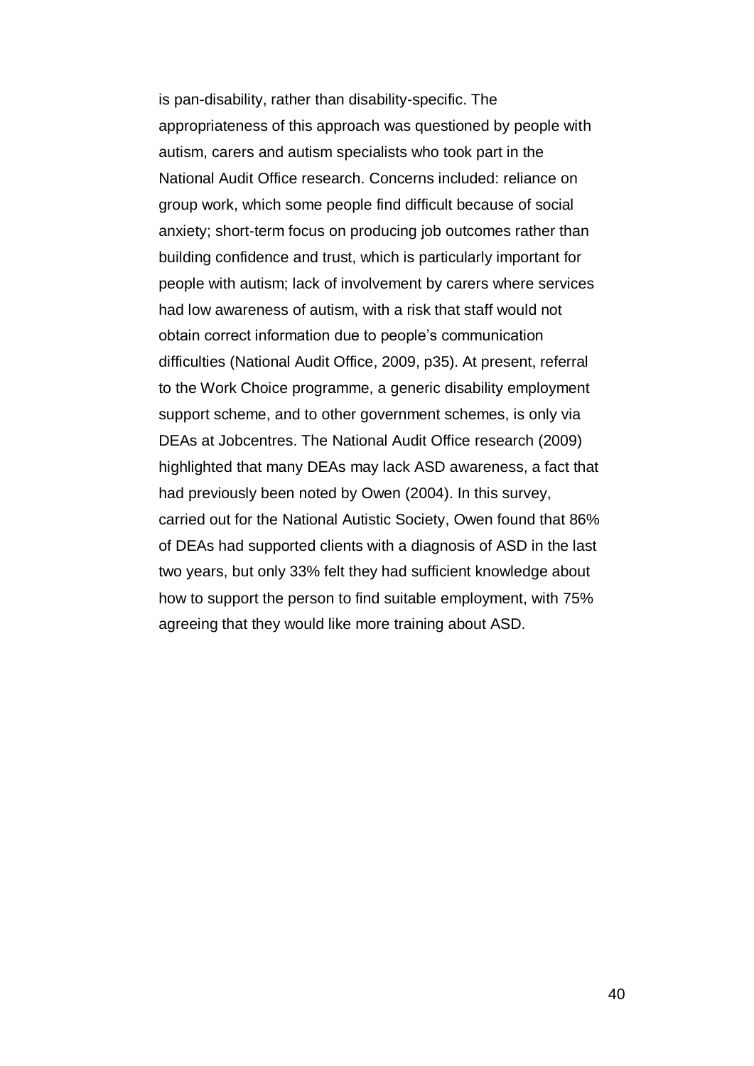is pan-disability, rather than disability-specific. The appropriateness of this approach was questioned by people with autism, carers and autism specialists who took part in the National Audit Office research. Concerns included: reliance on group work, which some people find difficult because of social anxiety; short-term focus on producing job outcomes rather than building confidence and trust, which is particularly important for people with autism; lack of involvement by carers where services had low awareness of autism, with a risk that staff would not obtain correct information due to people's communication difficulties (National Audit Office, 2009, p35). At present, referral to the Work Choice programme, a generic disability employment support scheme, and to other government schemes, is only via DEAs at Jobcentres. The National Audit Office research (2009) highlighted that many DEAs may lack ASD awareness, a fact that had previously been noted by Owen (2004). In this survey, carried out for the National Autistic Society, Owen found that 86% of DEAs had supported clients with a diagnosis of ASD in the last two years, but only 33% felt they had sufficient knowledge about how to support the person to find suitable employment, with 75% agreeing that they would like more training about ASD.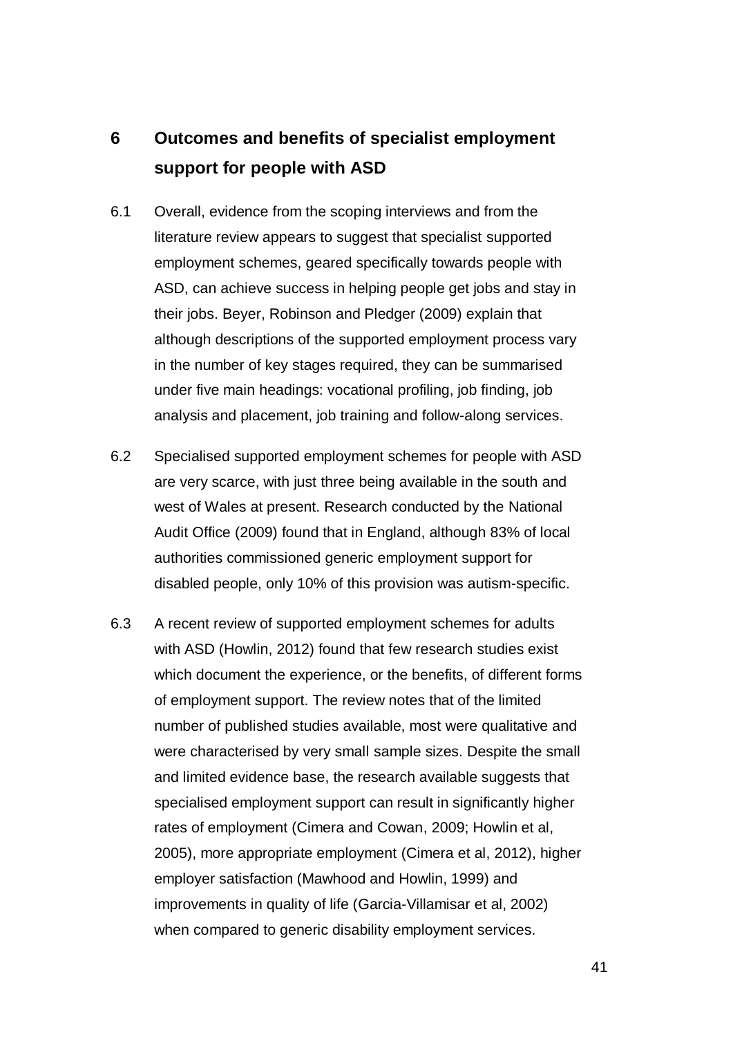## 6 Outcomes and benefits of specialist employment support for people with ASD

6.1 Overall, evidence from the scoping interviews and from the literature review appears to suggest that specialist supported employment schemes, geared specifically towards people with ASD, can achieve success in helping people get jobs and stay in their jobs. Beyer, Robinson and Pledger (2009) explain that although descriptions of the supported employment process vary in the number of key stages required, they can be summarised under five main headings: vocational profiling, job finding, job analysis and placement, job training and follow-along services.

6.2 Specialised supported employment schemes for people with ASD are very scarce, with just three being available in the south and west of Wales at present. Research conducted by the National Audit Office (2009) found that in England, although 83% of local authorities commissioned generic employment support for disabled people, only 10% of this provision was autism-specific.

6.3 A recent review of supported employment schemes for adults with ASD (Howlin, 2012) found that few research studies exist which document the experience, or the benefits, of different forms of employment support. The review notes that of the limited number of published studies available, most were qualitative and were characterised by very small sample sizes. Despite the small and limited evidence base, the research available suggests that specialised employment support can result in significantly higher rates of employment (Cimera and Cowan, 2009; Howlin et al, 2005), more appropriate employment (Cimera et al, 2012), higher employer satisfaction (Mawhood and Howlin, 1999) and improvements in quality of life (Garcia-Villamisar et al, 2002) when compared to generic disability employment services.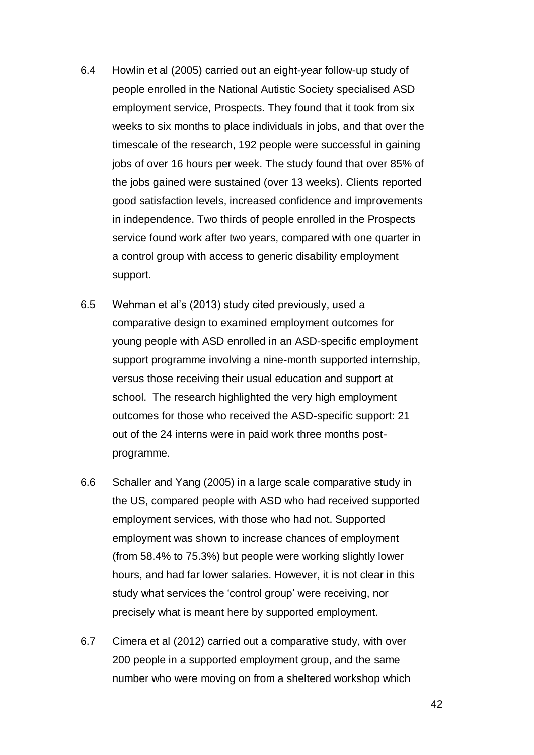6.4 Howlin et al (2005) carried out an eight-year follow-up study of people enrolled in the National Autistic Society specialised ASD employment service, Prospects. They found that it took from six weeks to six months to place individuals in jobs, and that over the timescale of the research, 192 people were successful in gaining jobs of over 16 hours per week. The study found that over 85% of the jobs gained were sustained (over 13 weeks). Clients reported good satisfaction levels, increased confidence and improvements in independence. Two thirds of people enrolled in the Prospects service found work after two years, compared with one quarter in a control group with access to generic disability employment support.

6.5 Wehman et al's (2013) study cited previously, used a comparative design to examined employment outcomes for young people with ASD enrolled in an ASD-specific employment support programme involving a nine-month supported internship, versus those receiving their usual education and support at school. The research highlighted the very high employment outcomes for those who received the ASD-specific support: 21 out of the 24 interns were in paid work three months post-programme.

6.6 Schaller and Yang (2005) in a large scale comparative study in the US, compared people with ASD who had received supported employment services, with those who had not. Supported employment was shown to increase chances of employment (from 58.4% to 75.3%) but people were working slightly lower hours, and had far lower salaries. However, it is not clear in this study what services the 'control group' were receiving, nor precisely what is meant here by supported employment.

6.7 Cimera et al (2012) carried out a comparative study, with over 200 people in a supported employment group, and the same number who were moving on from a sheltered workshop which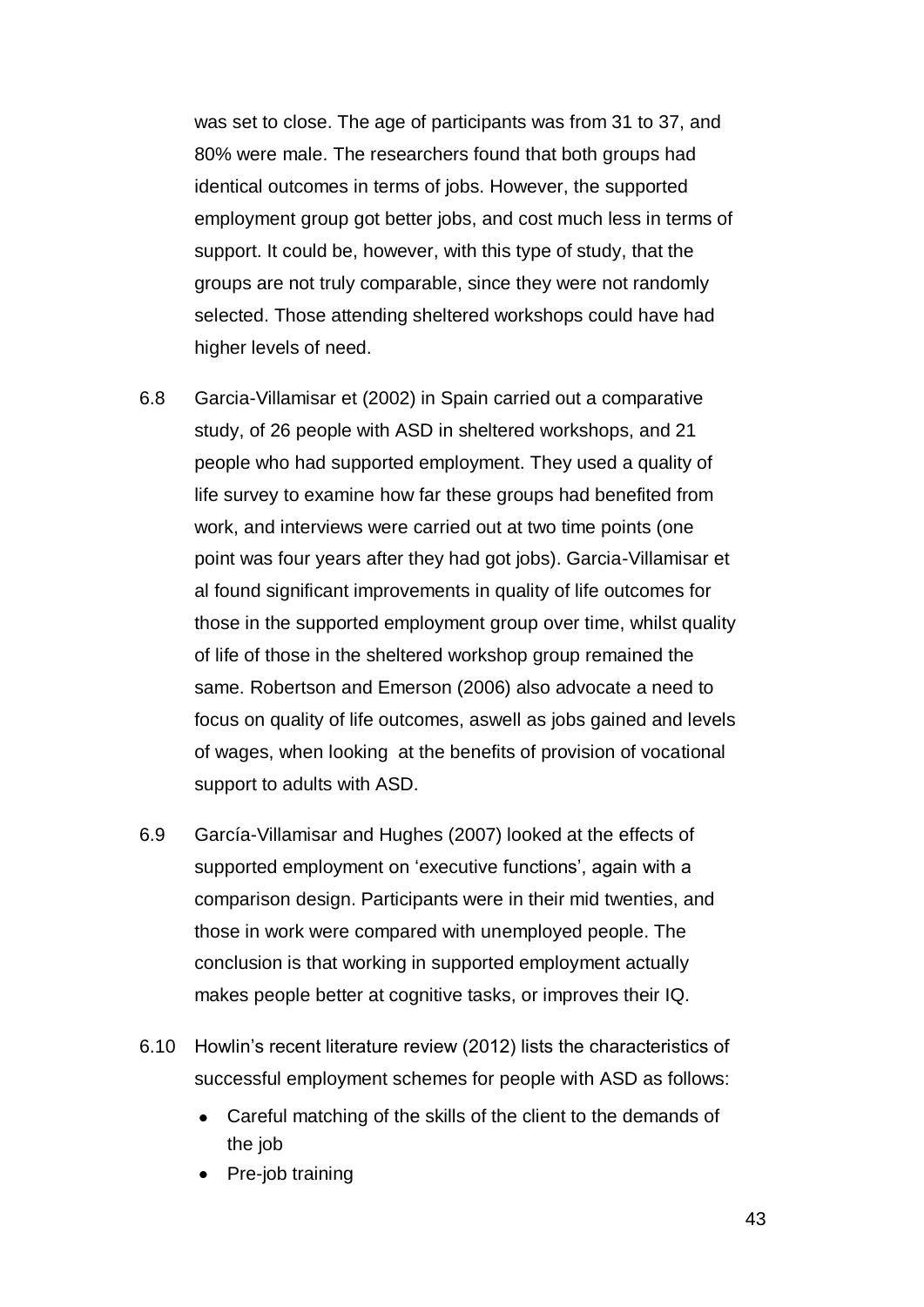was set to close. The age of participants was from 31 to 37, and 80% were male. The researchers found that both groups had identical outcomes in terms of jobs. However, the supported employment group got better jobs, and cost much less in terms of support. It could be, however, with this type of study, that the groups are not truly comparable, since they were not randomly selected. Those attending sheltered workshops could have had higher levels of need.

6.8 Garcia-Villamisar et (2002) in Spain carried out a comparative study, of 26 people with ASD in sheltered workshops, and 21 people who had supported employment. They used a quality of life survey to examine how far these groups had benefited from work, and interviews were carried out at two time points (one point was four years after they had got jobs). Garcia-Villamisar et al found significant improvements in quality of life outcomes for those in the supported employment group over time, whilst quality of life of those in the sheltered workshop group remained the same. Robertson and Emerson (2006) also advocate a need to focus on quality of life outcomes, aswell as jobs gained and levels of wages, when looking at the benefits of provision of vocational support to adults with ASD.

6.9 García-Villamisar and Hughes (2007) looked at the effects of supported employment on 'executive functions', again with a comparison design. Participants were in their mid twenties, and those in work were compared with unemployed people. The conclusion is that working in supported employment actually makes people better at cognitive tasks, or improves their IQ.

6.10 Howlin's recent literature review (2012) lists the characteristics of successful employment schemes for people with ASD as follows:

- Careful matching of the skills of the client to the demands of the job
- Pre-job training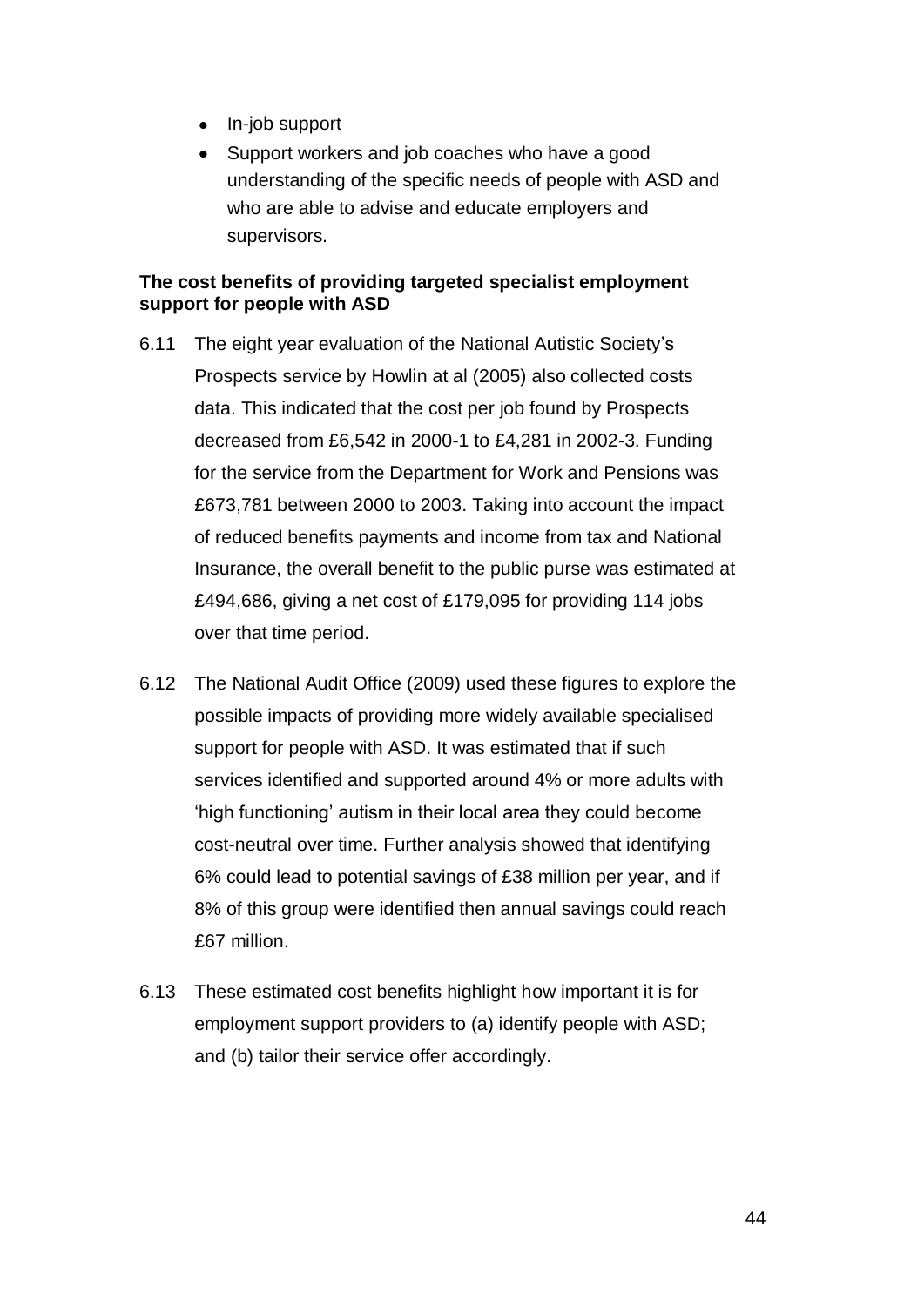- In-job support
- Support workers and job coaches who have a good understanding of the specific needs of people with ASD and who are able to advise and educate employers and supervisors.

**The cost benefits of providing targeted specialist employment support for people with ASD**

6.11 The eight year evaluation of the National Autistic Society's Prospects service by Howlin at al (2005) also collected costs data. This indicated that the cost per job found by Prospects decreased from £6,542 in 2000-1 to £4,281 in 2002-3. Funding for the service from the Department for Work and Pensions was £673,781 between 2000 to 2003. Taking into account the impact of reduced benefits payments and income from tax and National Insurance, the overall benefit to the public purse was estimated at £494,686, giving a net cost of £179,095 for providing 114 jobs over that time period.

6.12 The National Audit Office (2009) used these figures to explore the possible impacts of providing more widely available specialised support for people with ASD. It was estimated that if such services identified and supported around 4% or more adults with 'high functioning' autism in their local area they could become cost-neutral over time. Further analysis showed that identifying 6% could lead to potential savings of £38 million per year, and if 8% of this group were identified then annual savings could reach £67 million.

6.13 These estimated cost benefits highlight how important it is for employment support providers to (a) identify people with ASD; and (b) tailor their service offer accordingly.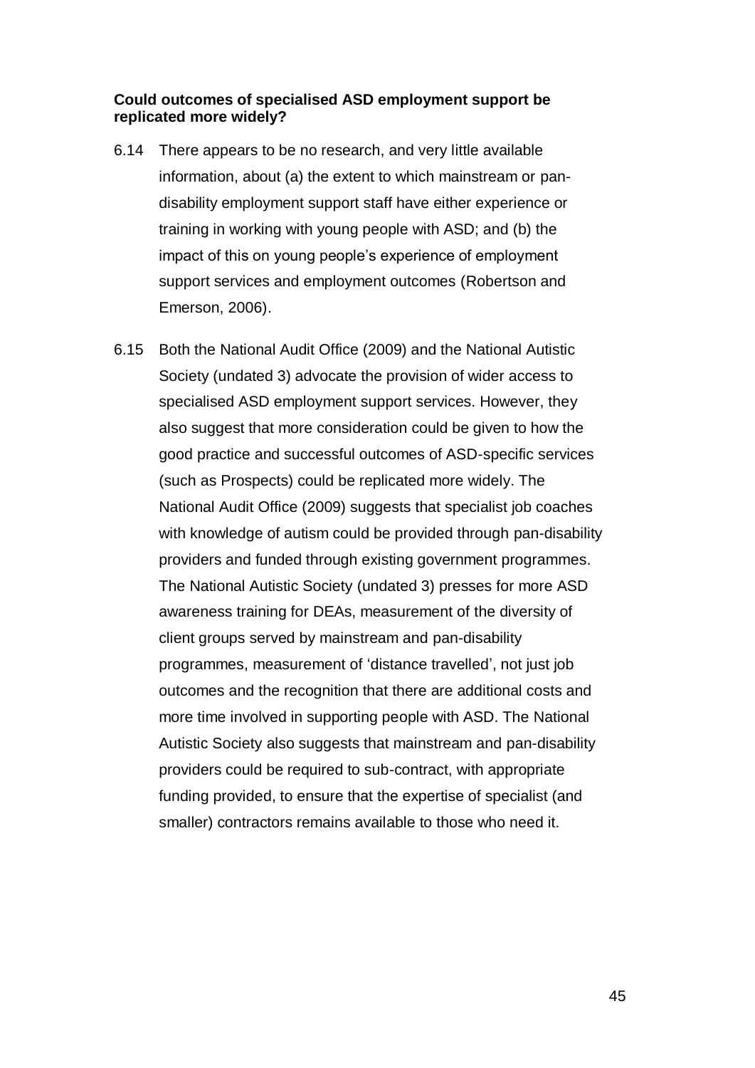**Could outcomes of specialised ASD employment support be replicated more widely?**

6.14 There appears to be no research, and very little available information, about (a) the extent to which mainstream or pan-disability employment support staff have either experience or training in working with young people with ASD; and (b) the impact of this on young people's experience of employment support services and employment outcomes (Robertson and Emerson, 2006).

6.15 Both the National Audit Office (2009) and the National Autistic Society (undated 3) advocate the provision of wider access to specialised ASD employment support services. However, they also suggest that more consideration could be given to how the good practice and successful outcomes of ASD-specific services (such as Prospects) could be replicated more widely. The National Audit Office (2009) suggests that specialist job coaches with knowledge of autism could be provided through pan-disability providers and funded through existing government programmes. The National Autistic Society (undated 3) presses for more ASD awareness training for DEAs, measurement of the diversity of client groups served by mainstream and pan-disability programmes, measurement of 'distance travelled', not just job outcomes and the recognition that there are additional costs and more time involved in supporting people with ASD. The National Autistic Society also suggests that mainstream and pan-disability providers could be required to sub-contract, with appropriate funding provided, to ensure that the expertise of specialist (and smaller) contractors remains available to those who need it.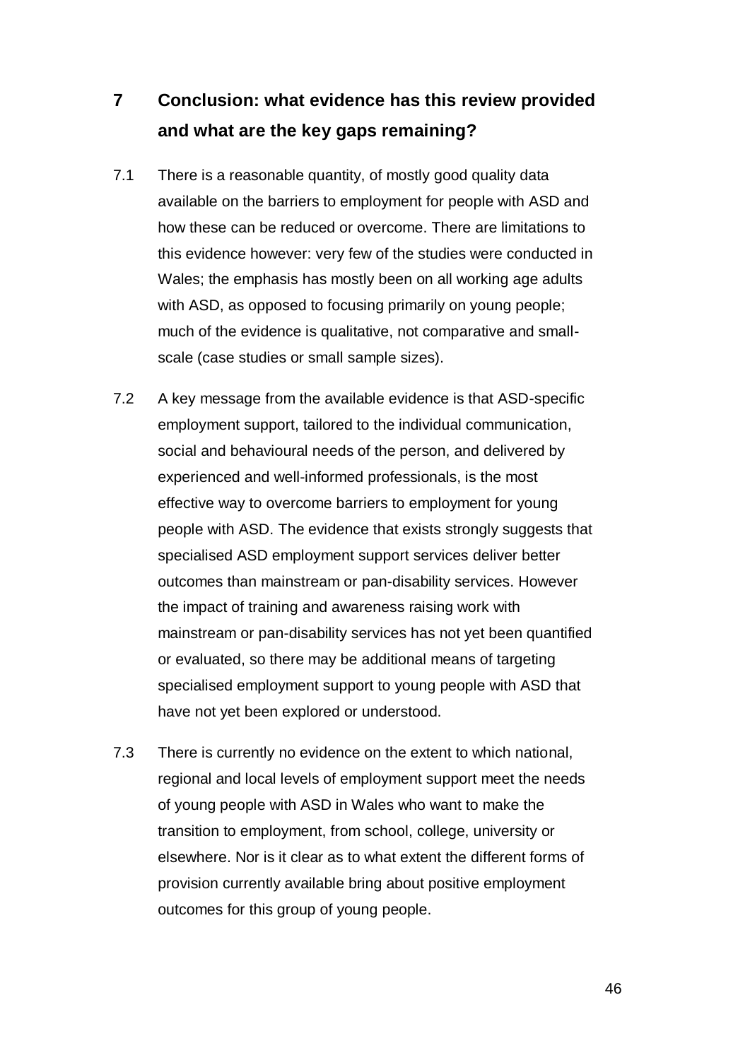# 7 Conclusion: what evidence has this review provided and what are the key gaps remaining?

7.1 There is a reasonable quantity, of mostly good quality data available on the barriers to employment for people with ASD and how these can be reduced or overcome. There are limitations to this evidence however: very few of the studies were conducted in Wales; the emphasis has mostly been on all working age adults with ASD, as opposed to focusing primarily on young people; much of the evidence is qualitative, not comparative and small-scale (case studies or small sample sizes).

7.2 A key message from the available evidence is that ASD-specific employment support, tailored to the individual communication, social and behavioural needs of the person, and delivered by experienced and well-informed professionals, is the most effective way to overcome barriers to employment for young people with ASD. The evidence that exists strongly suggests that specialised ASD employment support services deliver better outcomes than mainstream or pan-disability services. However the impact of training and awareness raising work with mainstream or pan-disability services has not yet been quantified or evaluated, so there may be additional means of targeting specialised employment support to young people with ASD that have not yet been explored or understood.

7.3 There is currently no evidence on the extent to which national, regional and local levels of employment support meet the needs of young people with ASD in Wales who want to make the transition to employment, from school, college, university or elsewhere. Nor is it clear as to what extent the different forms of provision currently available bring about positive employment outcomes for this group of young people.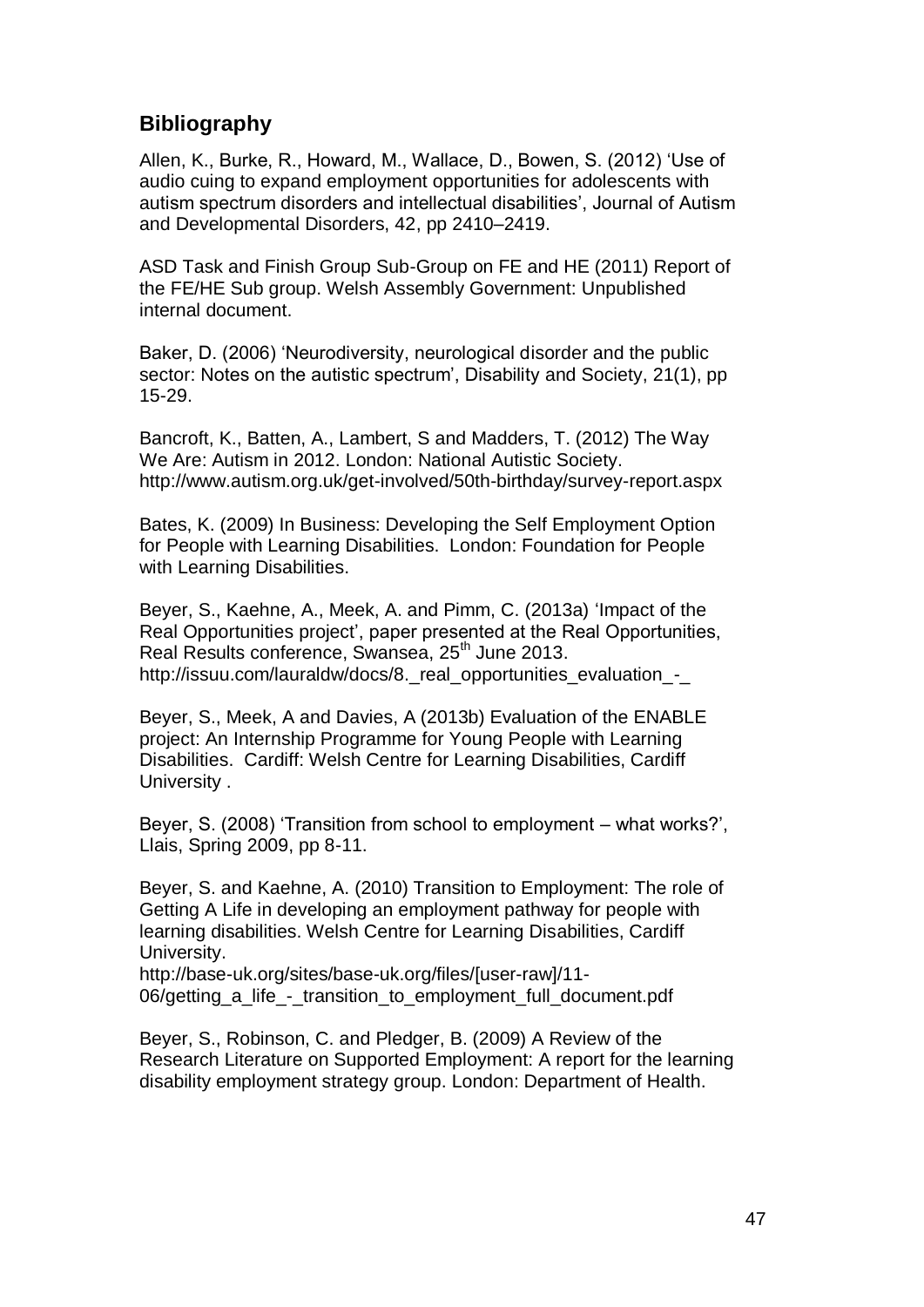## Bibliography

Allen, K., Burke, R., Howard, M., Wallace, D., Bowen, S. (2012) 'Use of audio cuing to expand employment opportunities for adolescents with autism spectrum disorders and intellectual disabilities', Journal of Autism and Developmental Disorders, 42, pp 2410–2419.

ASD Task and Finish Group Sub-Group on FE and HE (2011) Report of the FE/HE Sub group. Welsh Assembly Government: Unpublished internal document.

Baker, D. (2006) 'Neurodiversity, neurological disorder and the public sector: Notes on the autistic spectrum', Disability and Society, 21(1), pp 15-29.

Bancroft, K., Batten, A., Lambert, S and Madders, T. (2012) The Way We Are: Autism in 2012. London: National Autistic Society. http://www.autism.org.uk/get-involved/50th-birthday/survey-report.aspx

Bates, K. (2009) In Business: Developing the Self Employment Option for People with Learning Disabilities. London: Foundation for People with Learning Disabilities.

Beyer, S., Kaehne, A., Meek, A. and Pimm, C. (2013a) 'Impact of the Real Opportunities project', paper presented at the Real Opportunities, Real Results conference, Swansea, 25th June 2013. http://issuu.com/lauraldw/docs/8._real_opportunities_evaluation_-_

Beyer, S., Meek, A and Davies, A (2013b) Evaluation of the ENABLE project: An Internship Programme for Young People with Learning Disabilities. Cardiff: Welsh Centre for Learning Disabilities, Cardiff University .

Beyer, S. (2008) 'Transition from school to employment – what works?', Llais, Spring 2009, pp 8-11.

Beyer, S. and Kaehne, A. (2010) Transition to Employment: The role of Getting A Life in developing an employment pathway for people with learning disabilities. Welsh Centre for Learning Disabilities, Cardiff University.
http://base-uk.org/sites/base-uk.org/files/[user-raw]/11-06/getting_a_life_-_transition_to_employment_full_document.pdf

Beyer, S., Robinson, C. and Pledger, B. (2009) A Review of the Research Literature on Supported Employment: A report for the learning disability employment strategy group. London: Department of Health.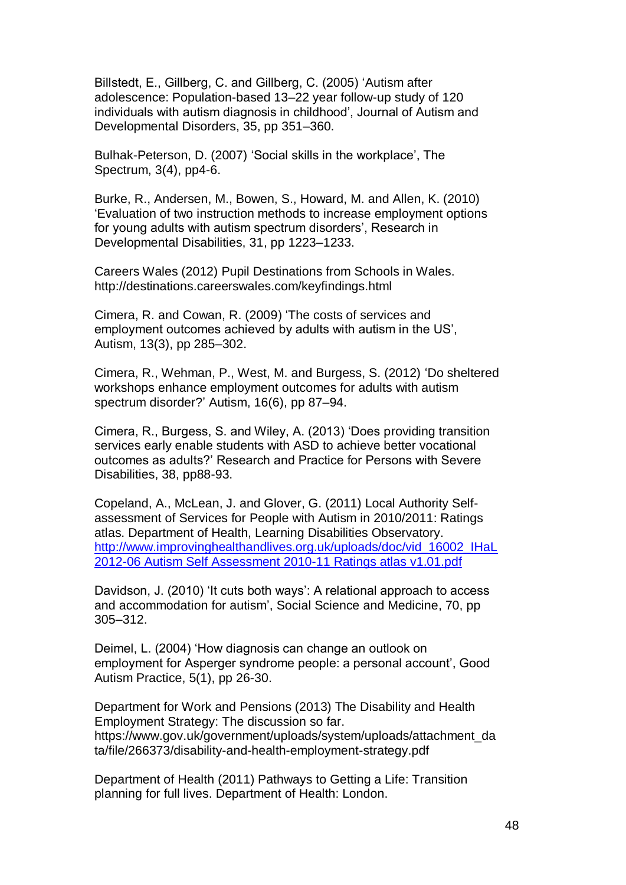Billstedt, E., Gillberg, C. and Gillberg, C. (2005) 'Autism after adolescence: Population-based 13–22 year follow-up study of 120 individuals with autism diagnosis in childhood', Journal of Autism and Developmental Disorders, 35, pp 351–360.

Bulhak-Peterson, D. (2007) 'Social skills in the workplace', The Spectrum, 3(4), pp4-6.

Burke, R., Andersen, M., Bowen, S., Howard, M. and Allen, K. (2010) 'Evaluation of two instruction methods to increase employment options for young adults with autism spectrum disorders', Research in Developmental Disabilities, 31, pp 1223–1233.

Careers Wales (2012) Pupil Destinations from Schools in Wales. http://destinations.careerswales.com/keyfindings.html

Cimera, R. and Cowan, R. (2009) 'The costs of services and employment outcomes achieved by adults with autism in the US', Autism, 13(3), pp 285–302.

Cimera, R., Wehman, P., West, M. and Burgess, S. (2012) 'Do sheltered workshops enhance employment outcomes for adults with autism spectrum disorder?' Autism, 16(6), pp 87–94.

Cimera, R., Burgess, S. and Wiley, A. (2013) 'Does providing transition services early enable students with ASD to achieve better vocational outcomes as adults?' Research and Practice for Persons with Severe Disabilities, 38, pp88-93.

Copeland, A., McLean, J. and Glover, G. (2011) Local Authority Self-assessment of Services for People with Autism in 2010/2011: Ratings atlas. Department of Health, Learning Disabilities Observatory. [http://www.improvinghealthandlives.org.uk/uploads/doc/vid_16002_IHaL 2012-06 Autism Self Assessment 2010-11 Ratings atlas v1.01.pdf](http://www.improvinghealthandlives.org.uk/uploads/doc/vid_16002_IHaL 2012-06 Autism Self Assessment 2010-11 Ratings atlas v1.01.pdf)

Davidson, J. (2010) 'It cuts both ways': A relational approach to access and accommodation for autism', Social Science and Medicine, 70, pp 305–312.

Deimel, L. (2004) 'How diagnosis can change an outlook on employment for Asperger syndrome people: a personal account', Good Autism Practice, 5(1), pp 26-30.

Department for Work and Pensions (2013) The Disability and Health Employment Strategy: The discussion so far. https://www.gov.uk/government/uploads/system/uploads/attachment_data/file/266373/disability-and-health-employment-strategy.pdf

Department of Health (2011) Pathways to Getting a Life: Transition planning for full lives. Department of Health: London.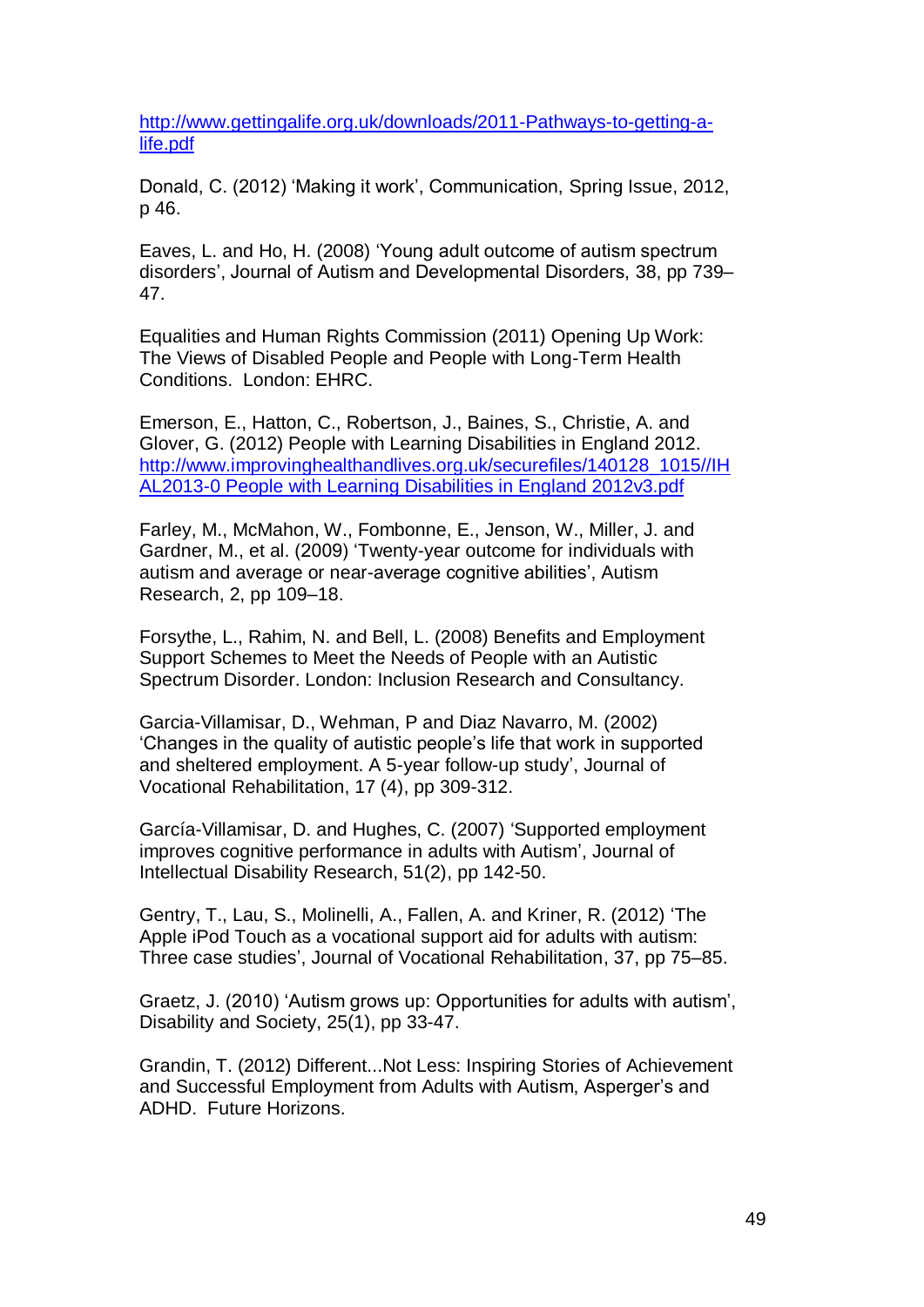http://www.gettingalife.org.uk/downloads/2011-Pathways-to-getting-a-life.pdf

Donald, C. (2012) 'Making it work', Communication, Spring Issue, 2012, p 46.

Eaves, L. and Ho, H. (2008) 'Young adult outcome of autism spectrum disorders', Journal of Autism and Developmental Disorders, 38, pp 739–47.

Equalities and Human Rights Commission (2011) Opening Up Work: The Views of Disabled People and People with Long-Term Health Conditions. London: EHRC.

Emerson, E., Hatton, C., Robertson, J., Baines, S., Christie, A. and Glover, G. (2012) People with Learning Disabilities in England 2012. http://www.improvinghealthandlives.org.uk/securefiles/140128_1015//IHAL2013-0 People with Learning Disabilities in England 2012v3.pdf

Farley, M., McMahon, W., Fombonne, E., Jenson, W., Miller, J. and Gardner, M., et al. (2009) 'Twenty-year outcome for individuals with autism and average or near-average cognitive abilities', Autism Research, 2, pp 109–18.

Forsythe, L., Rahim, N. and Bell, L. (2008) Benefits and Employment Support Schemes to Meet the Needs of People with an Autistic Spectrum Disorder. London: Inclusion Research and Consultancy.

Garcia-Villamisar, D., Wehman, P and Diaz Navarro, M. (2002) 'Changes in the quality of autistic people's life that work in supported and sheltered employment. A 5-year follow-up study', Journal of Vocational Rehabilitation, 17 (4), pp 309-312.

García-Villamisar, D. and Hughes, C. (2007) 'Supported employment improves cognitive performance in adults with Autism', Journal of Intellectual Disability Research, 51(2), pp 142-50.

Gentry, T., Lau, S., Molinelli, A., Fallen, A. and Kriner, R. (2012) 'The Apple iPod Touch as a vocational support aid for adults with autism: Three case studies', Journal of Vocational Rehabilitation, 37, pp 75–85.

Graetz, J. (2010) 'Autism grows up: Opportunities for adults with autism', Disability and Society, 25(1), pp 33-47.

Grandin, T. (2012) Different...Not Less: Inspiring Stories of Achievement and Successful Employment from Adults with Autism, Asperger's and ADHD. Future Horizons.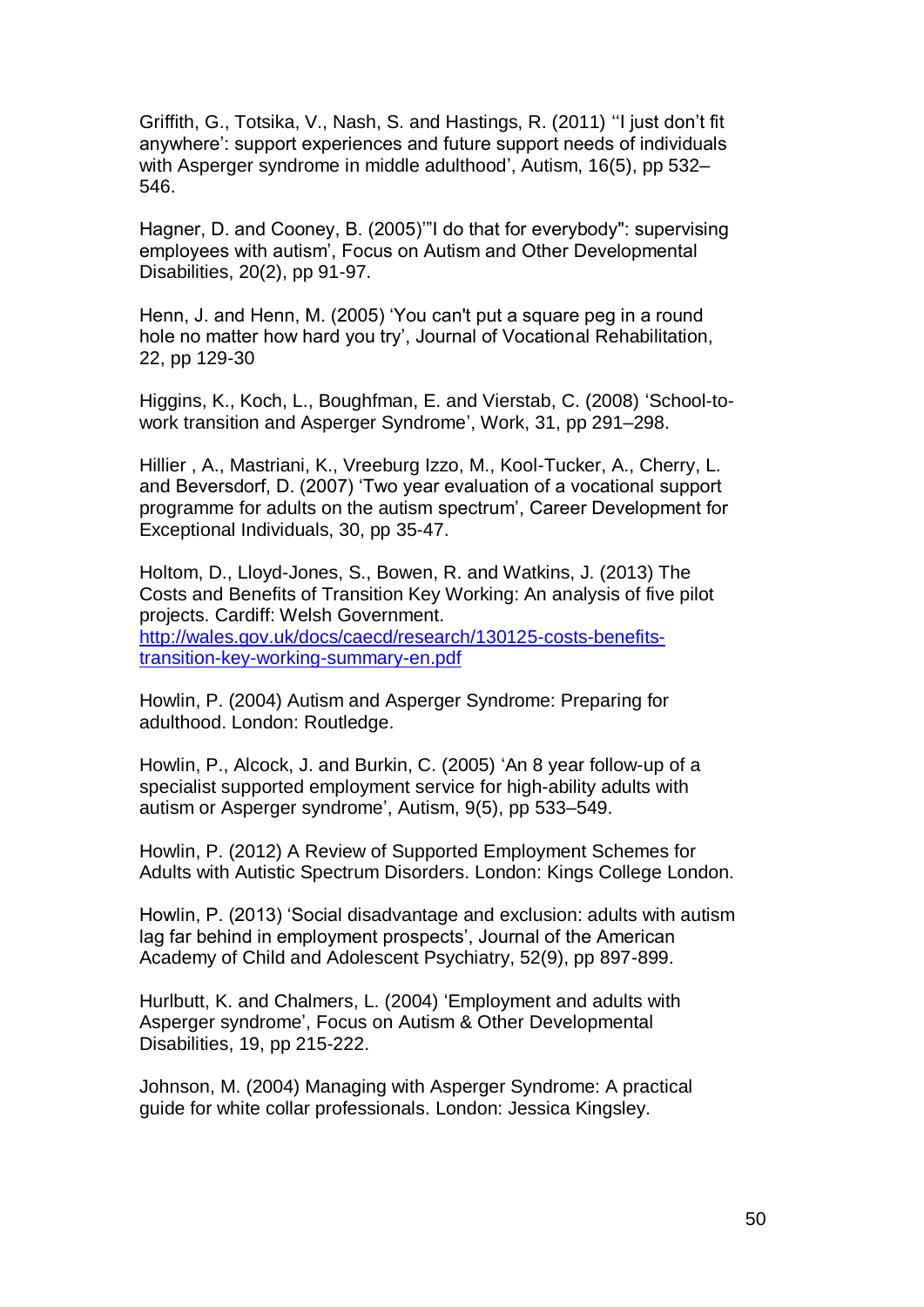Griffith, G., Totsika, V., Nash, S. and Hastings, R. (2011) ''I just don't fit anywhere': support experiences and future support needs of individuals with Asperger syndrome in middle adulthood', Autism, 16(5), pp 532–546.

Hagner, D. and Cooney, B. (2005)'"I do that for everybody": supervising employees with autism', Focus on Autism and Other Developmental Disabilities, 20(2), pp 91-97.

Henn, J. and Henn, M. (2005) 'You can't put a square peg in a round hole no matter how hard you try', Journal of Vocational Rehabilitation, 22, pp 129-30

Higgins, K., Koch, L., Boughfman, E. and Vierstab, C. (2008) 'School-to-work transition and Asperger Syndrome', Work, 31, pp 291–298.

Hillier , A., Mastriani, K., Vreeburg Izzo, M., Kool-Tucker, A., Cherry, L. and Beversdorf, D. (2007) 'Two year evaluation of a vocational support programme for adults on the autism spectrum', Career Development for Exceptional Individuals, 30, pp 35-47.

Holtom, D., Lloyd-Jones, S., Bowen, R. and Watkins, J. (2013) The Costs and Benefits of Transition Key Working: An analysis of five pilot projects. Cardiff: Welsh Government. [http://wales.gov.uk/docs/caecd/research/130125-costs-benefits-transition-key-working-summary-en.pdf](http://wales.gov.uk/docs/caecd/research/130125-costs-benefits-transition-key-working-summary-en.pdf)

Howlin, P. (2004) Autism and Asperger Syndrome: Preparing for adulthood. London: Routledge.

Howlin, P., Alcock, J. and Burkin, C. (2005) 'An 8 year follow-up of a specialist supported employment service for high-ability adults with autism or Asperger syndrome', Autism, 9(5), pp 533–549.

Howlin, P. (2012) A Review of Supported Employment Schemes for Adults with Autistic Spectrum Disorders. London: Kings College London.

Howlin, P. (2013) 'Social disadvantage and exclusion: adults with autism lag far behind in employment prospects', Journal of the American Academy of Child and Adolescent Psychiatry, 52(9), pp 897-899.

Hurlbutt, K. and Chalmers, L. (2004) 'Employment and adults with Asperger syndrome', Focus on Autism & Other Developmental Disabilities, 19, pp 215-222.

Johnson, M. (2004) Managing with Asperger Syndrome: A practical guide for white collar professionals. London: Jessica Kingsley.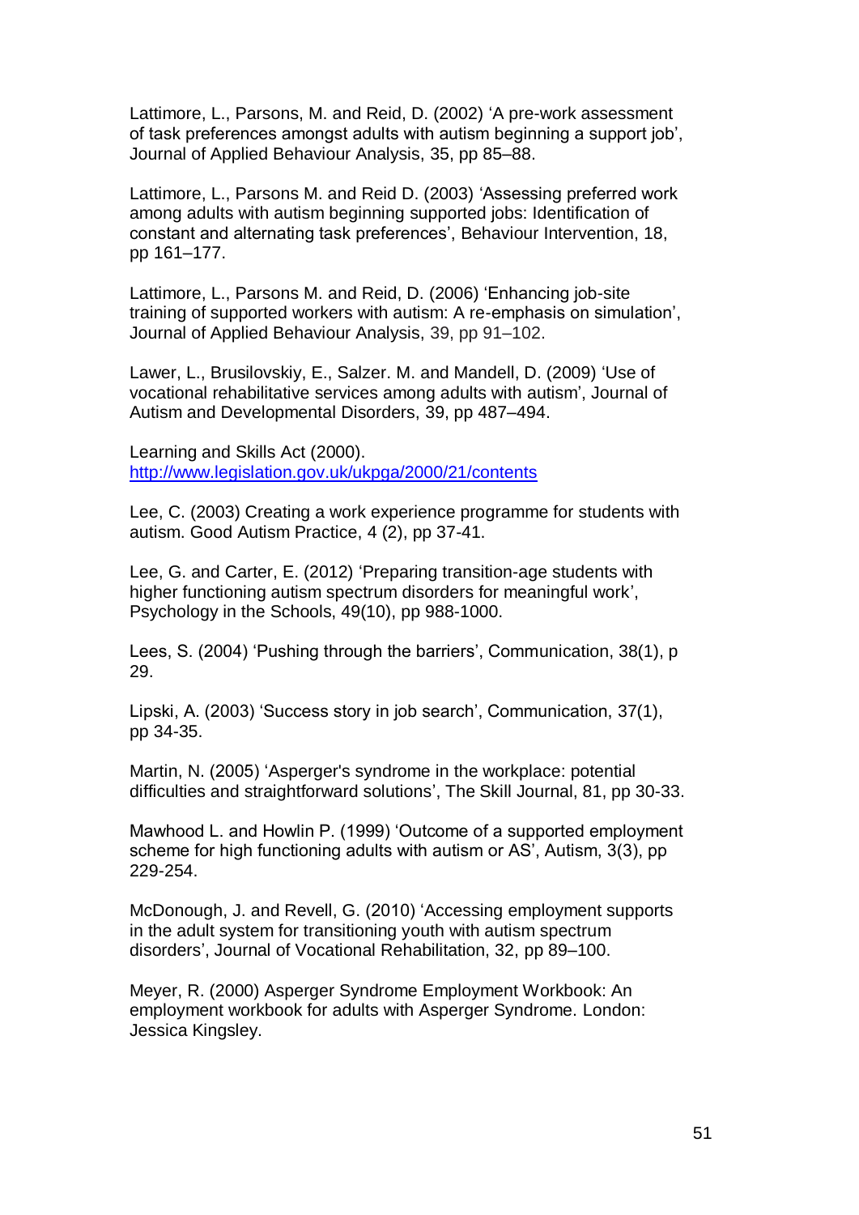Lattimore, L., Parsons, M. and Reid, D. (2002) ‘A pre-work assessment of task preferences amongst adults with autism beginning a support job’, Journal of Applied Behaviour Analysis, 35, pp 85–88.

Lattimore, L., Parsons M. and Reid D. (2003) ‘Assessing preferred work among adults with autism beginning supported jobs: Identification of constant and alternating task preferences’, Behaviour Intervention, 18, pp 161–177.

Lattimore, L., Parsons M. and Reid, D. (2006) ‘Enhancing job-site training of supported workers with autism: A re-emphasis on simulation’, Journal of Applied Behaviour Analysis, 39, pp 91–102.

Lawer, L., Brusilovskiy, E., Salzer. M. and Mandell, D. (2009) ‘Use of vocational rehabilitative services among adults with autism’, Journal of Autism and Developmental Disorders, 39, pp 487–494.

Learning and Skills Act (2000). http://www.legislation.gov.uk/ukpga/2000/21/contents

Lee, C. (2003) Creating a work experience programme for students with autism. Good Autism Practice, 4 (2), pp 37-41.

Lee, G. and Carter, E. (2012) ‘Preparing transition-age students with higher functioning autism spectrum disorders for meaningful work’, Psychology in the Schools, 49(10), pp 988-1000.

Lees, S. (2004) ‘Pushing through the barriers’, Communication, 38(1), p 29.

Lipski, A. (2003) ‘Success story in job search’, Communication, 37(1), pp 34-35.

Martin, N. (2005) ‘Asperger's syndrome in the workplace: potential difficulties and straightforward solutions’, The Skill Journal, 81, pp 30-33.

Mawhood L. and Howlin P. (1999) ‘Outcome of a supported employment scheme for high functioning adults with autism or AS’, Autism, 3(3), pp 229-254.

McDonough, J. and Revell, G. (2010) ‘Accessing employment supports in the adult system for transitioning youth with autism spectrum disorders’, Journal of Vocational Rehabilitation, 32, pp 89–100.

Meyer, R. (2000) Asperger Syndrome Employment Workbook: An employment workbook for adults with Asperger Syndrome. London: Jessica Kingsley.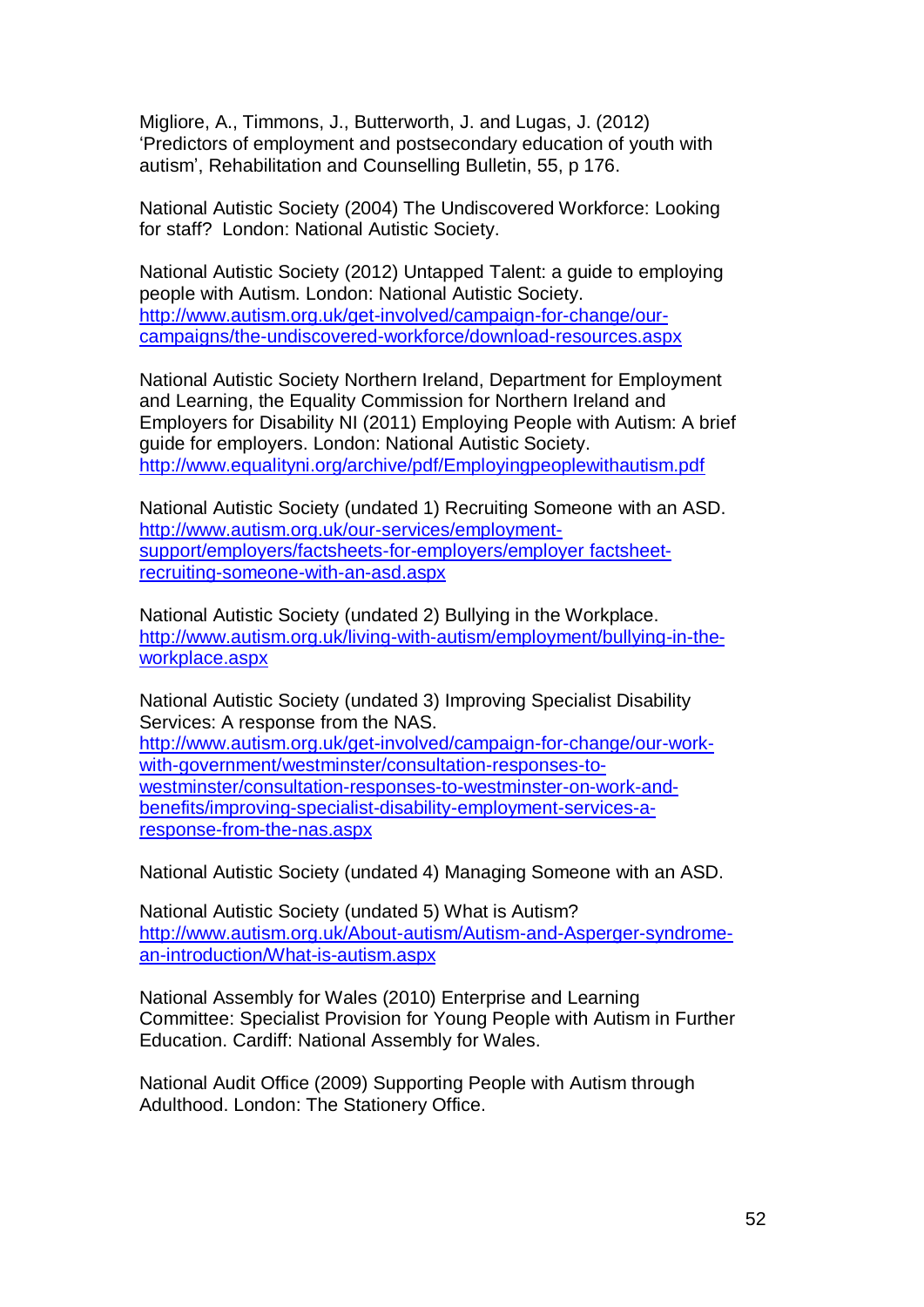Migliore, A., Timmons, J., Butterworth, J. and Lugas, J. (2012) 'Predictors of employment and postsecondary education of youth with autism', Rehabilitation and Counselling Bulletin, 55, p 176.

National Autistic Society (2004) The Undiscovered Workforce: Looking for staff? London: National Autistic Society.

National Autistic Society (2012) Untapped Talent: a guide to employing people with Autism. London: National Autistic Society. http://www.autism.org.uk/get-involved/campaign-for-change/our-campaigns/the-undiscovered-workforce/download-resources.aspx

National Autistic Society Northern Ireland, Department for Employment and Learning, the Equality Commission for Northern Ireland and Employers for Disability NI (2011) Employing People with Autism: A brief guide for employers. London: National Autistic Society. http://www.equalityni.org/archive/pdf/Employingpeoplewithautism.pdf

National Autistic Society (undated 1) Recruiting Someone with an ASD. http://www.autism.org.uk/our-services/employment-support/employers/factsheets-for-employers/employer factsheet-recruiting-someone-with-an-asd.aspx

National Autistic Society (undated 2) Bullying in the Workplace. http://www.autism.org.uk/living-with-autism/employment/bullying-in-the-workplace.aspx

National Autistic Society (undated 3) Improving Specialist Disability Services: A response from the NAS. http://www.autism.org.uk/get-involved/campaign-for-change/our-work-with-government/westminster/consultation-responses-to-westminster/consultation-responses-to-westminster-on-work-and-benefits/improving-specialist-disability-employment-services-a-response-from-the-nas.aspx

National Autistic Society (undated 4) Managing Someone with an ASD.

National Autistic Society (undated 5) What is Autism? http://www.autism.org.uk/About-autism/Autism-and-Asperger-syndrome-an-introduction/What-is-autism.aspx

National Assembly for Wales (2010) Enterprise and Learning Committee: Specialist Provision for Young People with Autism in Further Education. Cardiff: National Assembly for Wales.

National Audit Office (2009) Supporting People with Autism through Adulthood. London: The Stationery Office.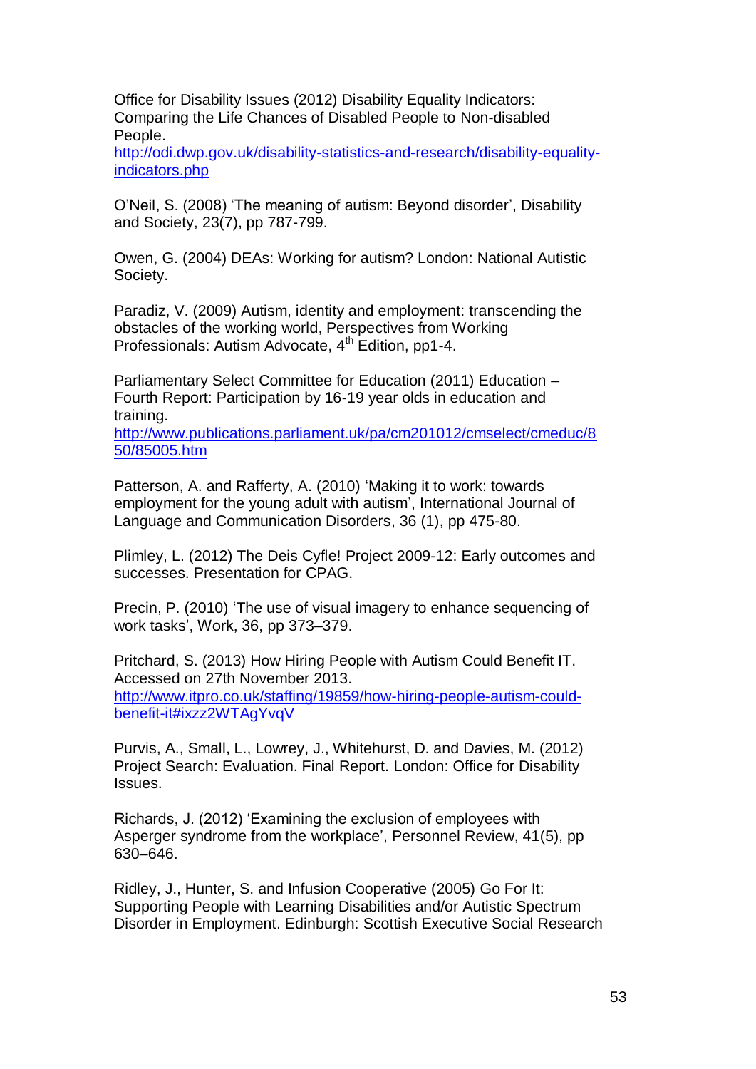Office for Disability Issues (2012) Disability Equality Indicators: Comparing the Life Chances of Disabled People to Non-disabled People. http://odi.dwp.gov.uk/disability-statistics-and-research/disability-equality-indicators.php

O'Neil, S. (2008) 'The meaning of autism: Beyond disorder', Disability and Society, 23(7), pp 787-799.

Owen, G. (2004) DEAs: Working for autism? London: National Autistic Society.

Paradiz, V. (2009) Autism, identity and employment: transcending the obstacles of the working world, Perspectives from Working Professionals: Autism Advocate, 4th Edition, pp1-4.

Parliamentary Select Committee for Education (2011) Education – Fourth Report: Participation by 16-19 year olds in education and training. http://www.publications.parliament.uk/pa/cm201012/cmselect/cmeduc/850/85005.htm

Patterson, A. and Rafferty, A. (2010) 'Making it to work: towards employment for the young adult with autism', International Journal of Language and Communication Disorders, 36 (1), pp 475-80.

Plimley, L. (2012) The Deis Cyfle! Project 2009-12: Early outcomes and successes. Presentation for CPAG.

Precin, P. (2010) 'The use of visual imagery to enhance sequencing of work tasks', Work, 36, pp 373–379.

Pritchard, S. (2013) How Hiring People with Autism Could Benefit IT. Accessed on 27th November 2013. http://www.itpro.co.uk/staffing/19859/how-hiring-people-autism-could-benefit-it#ixzz2WTAgYvqV

Purvis, A., Small, L., Lowrey, J., Whitehurst, D. and Davies, M. (2012) Project Search: Evaluation. Final Report. London: Office for Disability Issues.

Richards, J. (2012) 'Examining the exclusion of employees with Asperger syndrome from the workplace', Personnel Review, 41(5), pp 630–646.

Ridley, J., Hunter, S. and Infusion Cooperative (2005) Go For It: Supporting People with Learning Disabilities and/or Autistic Spectrum Disorder in Employment. Edinburgh: Scottish Executive Social Research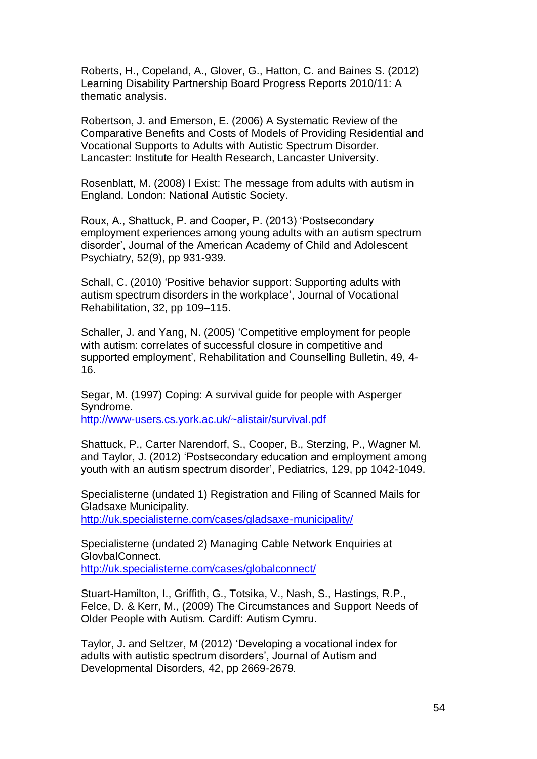Roberts, H., Copeland, A., Glover, G., Hatton, C. and Baines S. (2012) Learning Disability Partnership Board Progress Reports 2010/11: A thematic analysis.

Robertson, J. and Emerson, E. (2006) A Systematic Review of the Comparative Benefits and Costs of Models of Providing Residential and Vocational Supports to Adults with Autistic Spectrum Disorder. Lancaster: Institute for Health Research, Lancaster University.

Rosenblatt, M. (2008) I Exist: The message from adults with autism in England. London: National Autistic Society.

Roux, A., Shattuck, P. and Cooper, P. (2013) 'Postsecondary employment experiences among young adults with an autism spectrum disorder', Journal of the American Academy of Child and Adolescent Psychiatry, 52(9), pp 931-939.

Schall, C. (2010) 'Positive behavior support: Supporting adults with autism spectrum disorders in the workplace', Journal of Vocational Rehabilitation, 32, pp 109–115.

Schaller, J. and Yang, N. (2005) 'Competitive employment for people with autism: correlates of successful closure in competitive and supported employment', Rehabilitation and Counselling Bulletin, 49, 4-16.

Segar, M. (1997) Coping: A survival guide for people with Asperger Syndrome.
http://www-users.cs.york.ac.uk/~alistair/survival.pdf

Shattuck, P., Carter Narendorf, S., Cooper, B., Sterzing, P., Wagner M. and Taylor, J. (2012) 'Postsecondary education and employment among youth with an autism spectrum disorder', Pediatrics, 129, pp 1042-1049.

Specialisterne (undated 1) Registration and Filing of Scanned Mails for Gladsaxe Municipality.
http://uk.specialisterne.com/cases/gladsaxe-municipality/

Specialisterne (undated 2) Managing Cable Network Enquiries at GlovbalConnect.
http://uk.specialisterne.com/cases/globalconnect/

Stuart-Hamilton, I., Griffith, G., Totsika, V., Nash, S., Hastings, R.P., Felce, D. & Kerr, M., (2009) The Circumstances and Support Needs of Older People with Autism. Cardiff: Autism Cymru.

Taylor, J. and Seltzer, M (2012) 'Developing a vocational index for adults with autistic spectrum disorders', Journal of Autism and Developmental Disorders, 42, pp 2669-2679.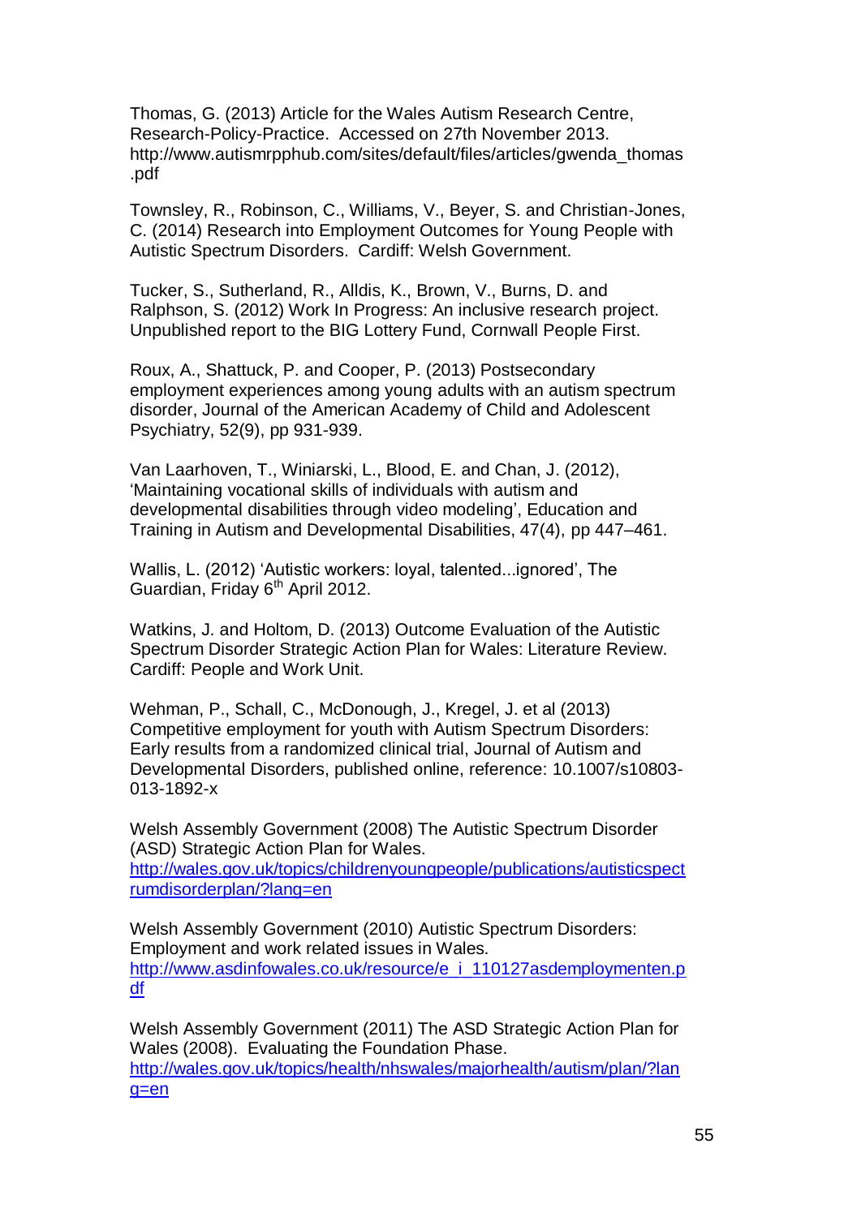Thomas, G. (2013) Article for the Wales Autism Research Centre, Research-Policy-Practice. Accessed on 27th November 2013. http://www.autismrpphub.com/sites/default/files/articles/gwenda_thomas.pdf

Townsley, R., Robinson, C., Williams, V., Beyer, S. and Christian-Jones, C. (2014) Research into Employment Outcomes for Young People with Autistic Spectrum Disorders. Cardiff: Welsh Government.

Tucker, S., Sutherland, R., Alldis, K., Brown, V., Burns, D. and Ralphson, S. (2012) Work In Progress: An inclusive research project. Unpublished report to the BIG Lottery Fund, Cornwall People First.

Roux, A., Shattuck, P. and Cooper, P. (2013) Postsecondary employment experiences among young adults with an autism spectrum disorder, Journal of the American Academy of Child and Adolescent Psychiatry, 52(9), pp 931-939.

Van Laarhoven, T., Winiarski, L., Blood, E. and Chan, J. (2012), 'Maintaining vocational skills of individuals with autism and developmental disabilities through video modeling', Education and Training in Autism and Developmental Disabilities, 47(4), pp 447–461.

Wallis, L. (2012) 'Autistic workers: loyal, talented...ignored', The Guardian, Friday 6th April 2012.

Watkins, J. and Holtom, D. (2013) Outcome Evaluation of the Autistic Spectrum Disorder Strategic Action Plan for Wales: Literature Review. Cardiff: People and Work Unit.

Wehman, P., Schall, C., McDonough, J., Kregel, J. et al (2013) Competitive employment for youth with Autism Spectrum Disorders: Early results from a randomized clinical trial, Journal of Autism and Developmental Disorders, published online, reference: 10.1007/s10803-013-1892-x

Welsh Assembly Government (2008) The Autistic Spectrum Disorder (ASD) Strategic Action Plan for Wales. http://wales.gov.uk/topics/childrenyoungpeople/publications/autisticspectrumdisorderplan/?lang=en

Welsh Assembly Government (2010) Autistic Spectrum Disorders: Employment and work related issues in Wales. http://www.asdinfowales.co.uk/resource/e_i_110127asdemploymenten.pdf

Welsh Assembly Government (2011) The ASD Strategic Action Plan for Wales (2008). Evaluating the Foundation Phase. http://wales.gov.uk/topics/health/nhswales/majorhealth/autism/plan/?lang=en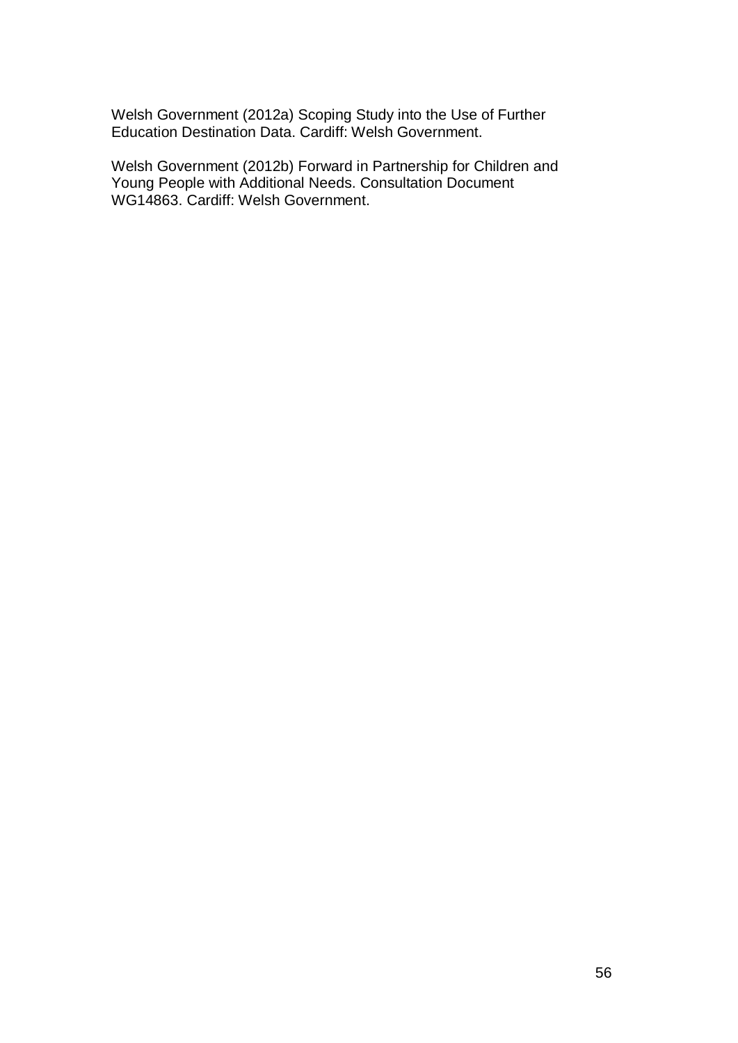Welsh Government (2012a) Scoping Study into the Use of Further Education Destination Data. Cardiff: Welsh Government.

Welsh Government (2012b) Forward in Partnership for Children and Young People with Additional Needs. Consultation Document WG14863. Cardiff: Welsh Government.